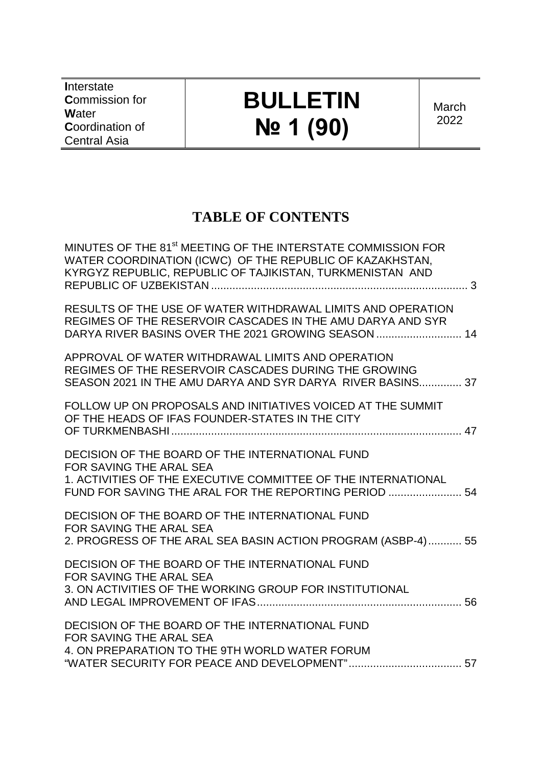| **I**nterstate **C**ommission for **W**ater **C**oordination of Central Asia | **BULLETIN № 1 (90)** | March 2022 |
|---|---|---|

# TABLE OF CONTENTS

MINUTES OF THE 81st MEETING OF THE INTERSTATE COMMISSION FOR WATER COORDINATION (ICWC) OF THE REPUBLIC OF KAZAKHSTAN, KYRGYZ REPUBLIC, REPUBLIC OF TAJIKISTAN, TURKMENISTAN AND REPUBLIC OF UZBEKISTAN .................................................................................... 3

RESULTS OF THE USE OF WATER WITHDRAWAL LIMITS AND OPERATION REGIMES OF THE RESERVOIR CASCADES IN THE AMU DARYA AND SYR DARYA RIVER BASINS OVER THE 2021 GROWING SEASON ............................ 14

APPROVAL OF WATER WITHDRAWAL LIMITS AND OPERATION REGIMES OF THE RESERVOIR CASCADES DURING THE GROWING SEASON 2021 IN THE AMU DARYA AND SYR DARYA RIVER BASINS.............. 37

FOLLOW UP ON PROPOSALS AND INITIATIVES VOICED AT THE SUMMIT OF THE HEADS OF IFAS FOUNDER-STATES IN THE CITY OF TURKMENBASHI ................................................................................................ 47

DECISION OF THE BOARD OF THE INTERNATIONAL FUND FOR SAVING THE ARAL SEA
1. ACTIVITIES OF THE EXECUTIVE COMMITTEE OF THE INTERNATIONAL FUND FOR SAVING THE ARAL FOR THE REPORTING PERIOD ........................ 54

DECISION OF THE BOARD OF THE INTERNATIONAL FUND FOR SAVING THE ARAL SEA
2. PROGRESS OF THE ARAL SEA BASIN ACTION PROGRAM (ASBP-4)........... 55

DECISION OF THE BOARD OF THE INTERNATIONAL FUND FOR SAVING THE ARAL SEA
3. ON ACTIVITIES OF THE WORKING GROUP FOR INSTITUTIONAL AND LEGAL IMPROVEMENT OF IFAS................................................................... 56

DECISION OF THE BOARD OF THE INTERNATIONAL FUND FOR SAVING THE ARAL SEA
4. ON PREPARATION TO THE 9TH WORLD WATER FORUM "WATER SECURITY FOR PEACE AND DEVELOPMENT"..................................... 57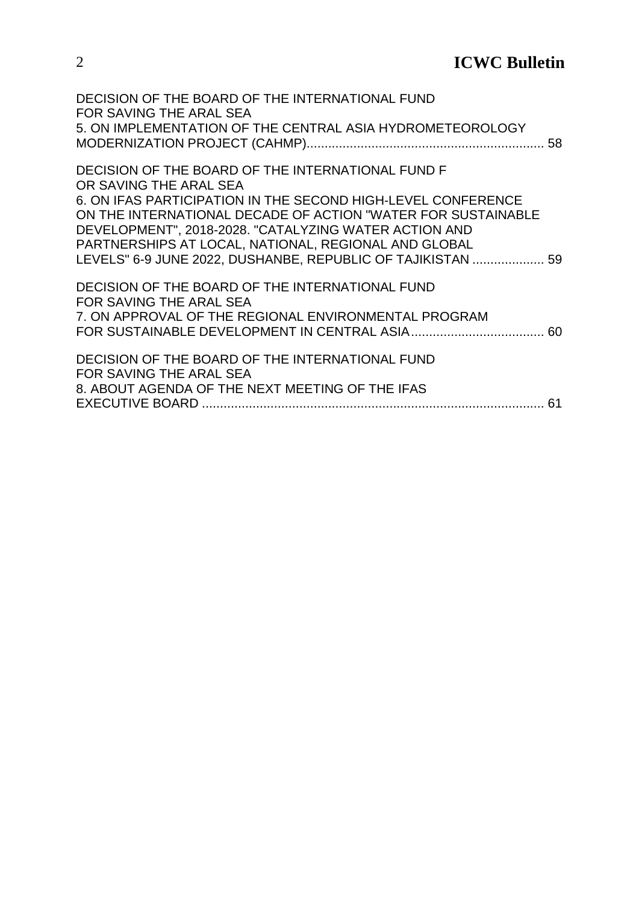DECISION OF THE BOARD OF THE INTERNATIONAL FUND FOR SAVING THE ARAL SEA
5. ON IMPLEMENTATION OF THE CENTRAL ASIA HYDROMETEOROLOGY MODERNIZATION PROJECT (CAHMP).................................................................. 58

DECISION OF THE BOARD OF THE INTERNATIONAL FUND F OR SAVING THE ARAL SEA
6. ON IFAS PARTICIPATION IN THE SECOND HIGH-LEVEL CONFERENCE ON THE INTERNATIONAL DECADE OF ACTION "WATER FOR SUSTAINABLE DEVELOPMENT", 2018-2028. "CATALYZING WATER ACTION AND PARTNERSHIPS AT LOCAL, NATIONAL, REGIONAL AND GLOBAL LEVELS" 6-9 JUNE 2022, DUSHANBE, REPUBLIC OF TAJIKISTAN .................... 59

DECISION OF THE BOARD OF THE INTERNATIONAL FUND FOR SAVING THE ARAL SEA
7. ON APPROVAL OF THE REGIONAL ENVIRONMENTAL PROGRAM FOR SUSTAINABLE DEVELOPMENT IN CENTRAL ASIA..................................... 60

DECISION OF THE BOARD OF THE INTERNATIONAL FUND FOR SAVING THE ARAL SEA
8. ABOUT AGENDA OF THE NEXT MEETING OF THE IFAS EXECUTIVE BOARD ............................................................................................... 61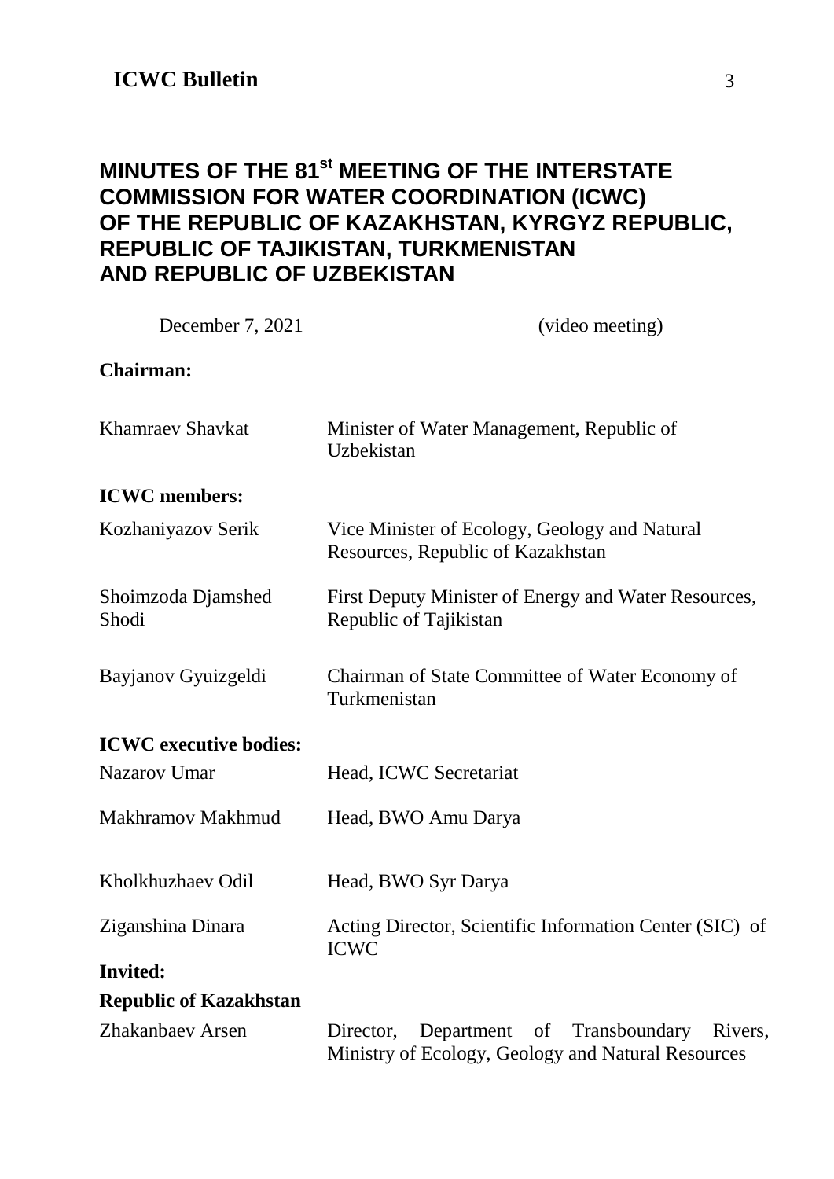# MINUTES OF THE 81st MEETING OF THE INTERSTATE COMMISSION FOR WATER COORDINATION (ICWC) OF THE REPUBLIC OF KAZAKHSTAN, KYRGYZ REPUBLIC, REPUBLIC OF TAJIKISTAN, TURKMENISTAN AND REPUBLIC OF UZBEKISTAN

December 7, 2021 (video meeting)

**Chairman:**

| | |
|---|---|
| Khamraev Shavkat | Minister of Water Management, Republic of Uzbekistan |

**ICWC members:**

| | |
|---|---|
| Kozhaniyazov Serik | Vice Minister of Ecology, Geology and Natural Resources, Republic of Kazakhstan |
| Shoimzoda Djamshed Shodi | First Deputy Minister of Energy and Water Resources, Republic of Tajikistan |
| Bayjanov Gyuizgeldi | Chairman of State Committee of Water Economy of Turkmenistan |

**ICWC executive bodies:**

| | |
|---|---|
| Nazarov Umar | Head, ICWC Secretariat |
| Makhramov Makhmud | Head, BWO Amu Darya |
| Kholkhuzhaev Odil | Head, BWO Syr Darya |
| Ziganshina Dinara | Acting Director, Scientific Information Center (SIC) of ICWC |

**Invited:**

**Republic of Kazakhstan**

| | |
|---|---|
| Zhakanbaev Arsen | Director, Department of Transboundary Rivers, Ministry of Ecology, Geology and Natural Resources |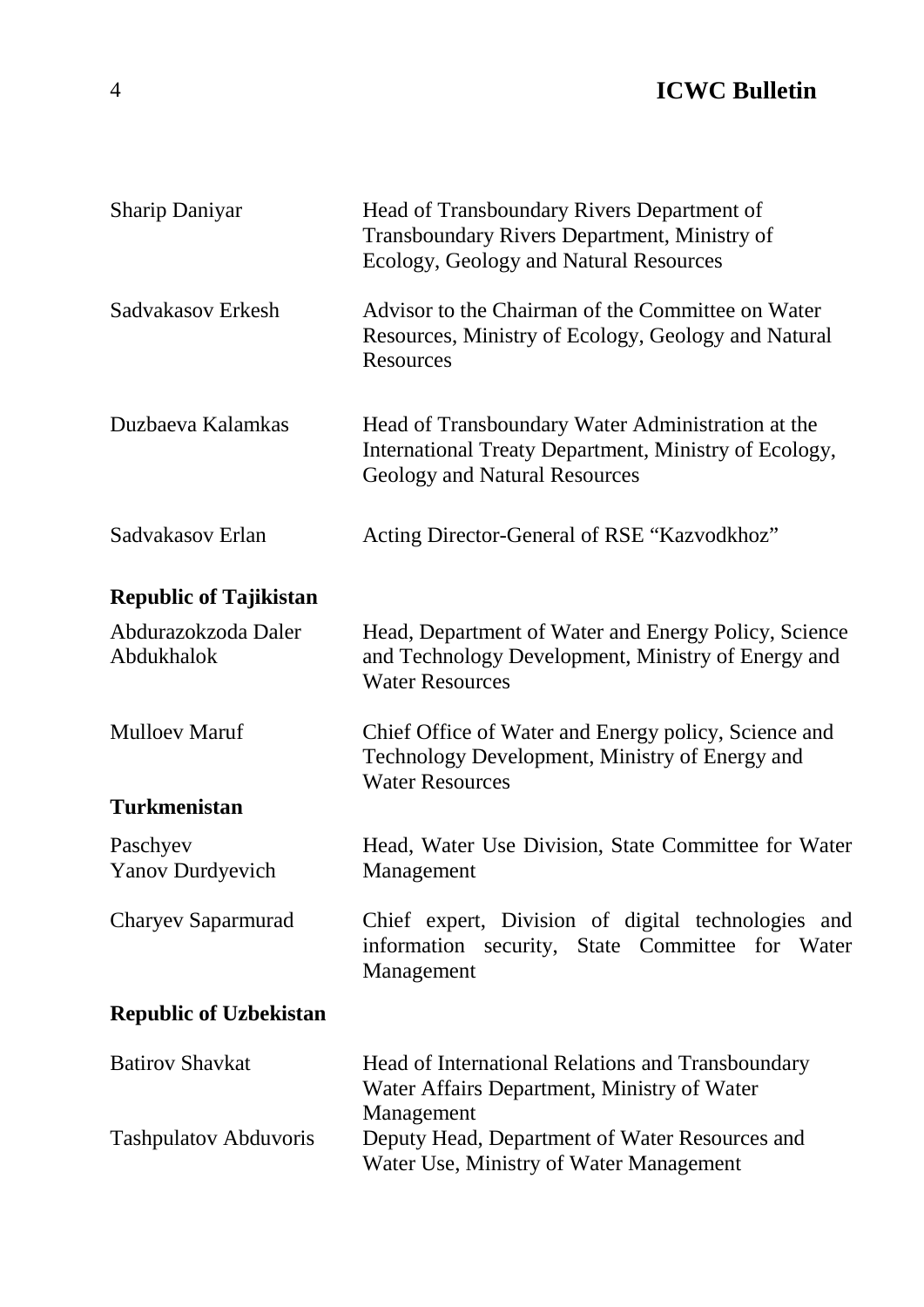| | |
|---|---|
| Sharip Daniyar | Head of Transboundary Rivers Department of Transboundary Rivers Department, Ministry of Ecology, Geology and Natural Resources |
| Sadvakasov Erkesh | Advisor to the Chairman of the Committee on Water Resources, Ministry of Ecology, Geology and Natural Resources |
| Duzbaeva Kalamkas | Head of Transboundary Water Administration at the International Treaty Department, Ministry of Ecology, Geology and Natural Resources |
| Sadvakasov Erlan | Acting Director-General of RSE "Kazvodkhoz" |

**Republic of Tajikistan**

| | |
|---|---|
| Abdurazokzoda Daler Abdukhalok | Head, Department of Water and Energy Policy, Science and Technology Development, Ministry of Energy and Water Resources |
| Mulloev Maruf | Chief Office of Water and Energy policy, Science and Technology Development, Ministry of Energy and Water Resources |

**Turkmenistan**

| | |
|---|---|
| Paschyev Yanov Durdyevich | Head, Water Use Division, State Committee for Water Management |
| Charyev Saparmurad | Chief expert, Division of digital technologies and information security, State Committee for Water Management |

**Republic of Uzbekistan**

| | |
|---|---|
| Batirov Shavkat | Head of International Relations and Transboundary Water Affairs Department, Ministry of Water Management |
| Tashpulatov Abduvoris | Deputy Head, Department of Water Resources and Water Use, Ministry of Water Management |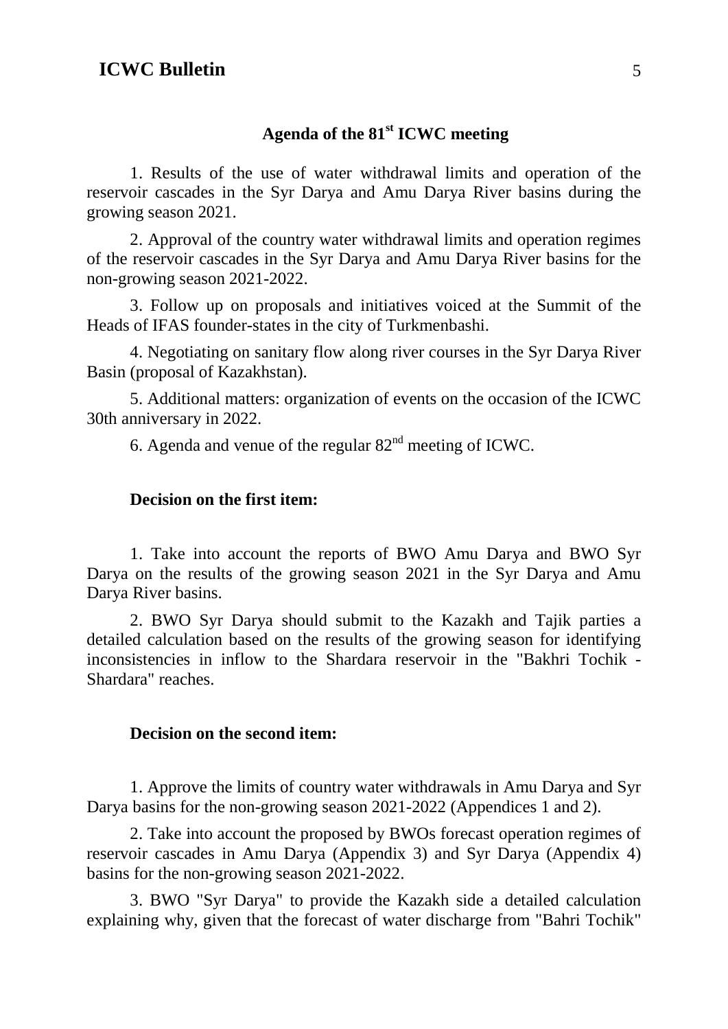## Agenda of the 81st ICWC meeting

1. Results of the use of water withdrawal limits and operation of the reservoir cascades in the Syr Darya and Amu Darya River basins during the growing season 2021.

2. Approval of the country water withdrawal limits and operation regimes of the reservoir cascades in the Syr Darya and Amu Darya River basins for the non-growing season 2021-2022.

3. Follow up on proposals and initiatives voiced at the Summit of the Heads of IFAS founder-states in the city of Turkmenbashi.

4. Negotiating on sanitary flow along river courses in the Syr Darya River Basin (proposal of Kazakhstan).

5. Additional matters: organization of events on the occasion of the ICWC 30th anniversary in 2022.

6. Agenda and venue of the regular 82nd meeting of ICWC.

**Decision on the first item:**

1. Take into account the reports of BWO Amu Darya and BWO Syr Darya on the results of the growing season 2021 in the Syr Darya and Amu Darya River basins.

2. BWO Syr Darya should submit to the Kazakh and Tajik parties a detailed calculation based on the results of the growing season for identifying inconsistencies in inflow to the Shardara reservoir in the "Bakhri Tochik - Shardara" reaches.

**Decision on the second item:**

1. Approve the limits of country water withdrawals in Amu Darya and Syr Darya basins for the non-growing season 2021-2022 (Appendices 1 and 2).

2. Take into account the proposed by BWOs forecast operation regimes of reservoir cascades in Amu Darya (Appendix 3) and Syr Darya (Appendix 4) basins for the non-growing season 2021-2022.

3. BWO "Syr Darya" to provide the Kazakh side a detailed calculation explaining why, given that the forecast of water discharge from "Bahri Tochik"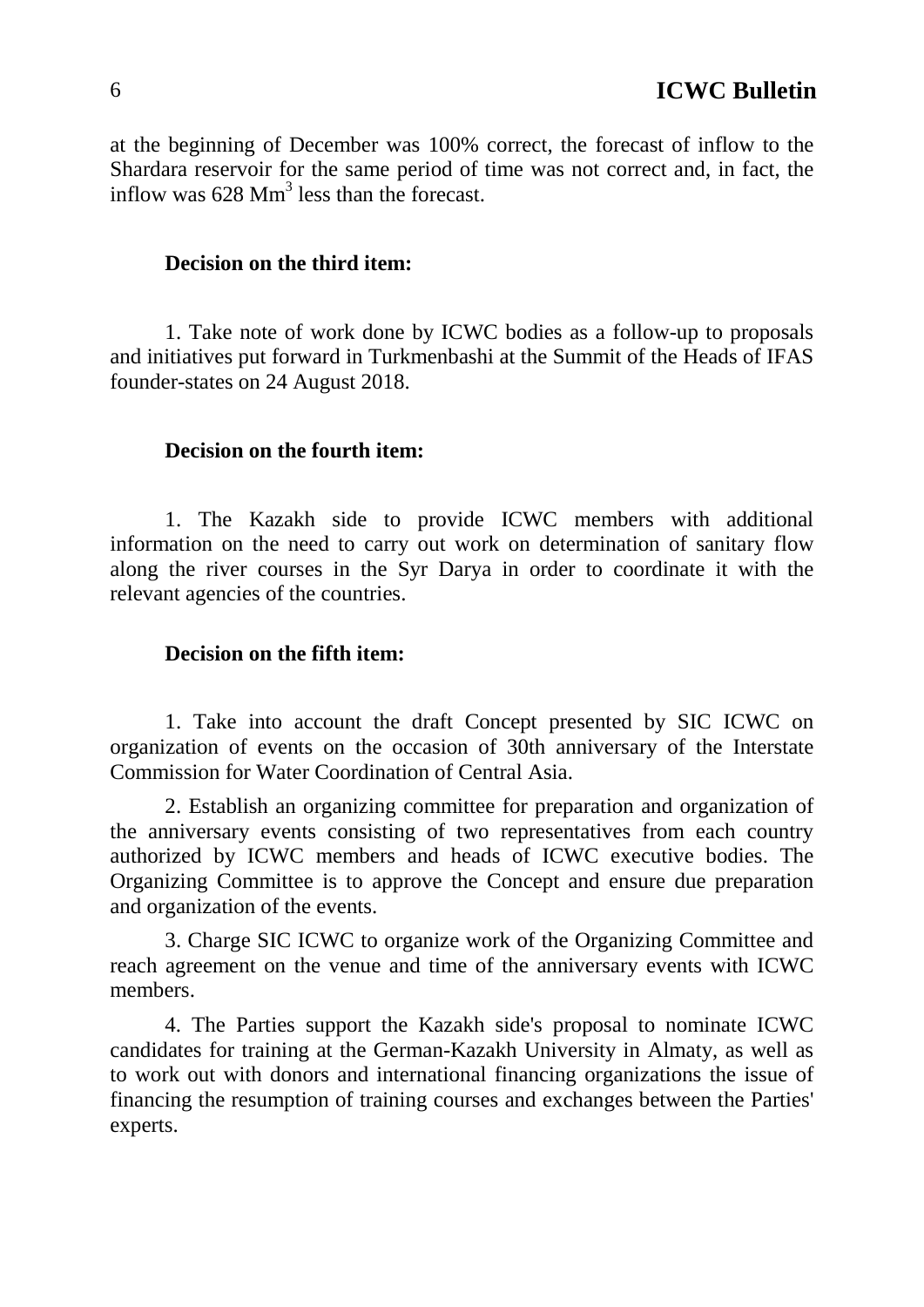at the beginning of December was 100% correct, the forecast of inflow to the Shardara reservoir for the same period of time was not correct and, in fact, the inflow was 628 $Mm^3$ less than the forecast.

**Decision on the third item:**

1. Take note of work done by ICWC bodies as a follow-up to proposals and initiatives put forward in Turkmenbashi at the Summit of the Heads of IFAS founder-states on 24 August 2018.

**Decision on the fourth item:**

1. The Kazakh side to provide ICWC members with additional information on the need to carry out work on determination of sanitary flow along the river courses in the Syr Darya in order to coordinate it with the relevant agencies of the countries.

**Decision on the fifth item:**

1. Take into account the draft Concept presented by SIC ICWC on organization of events on the occasion of 30th anniversary of the Interstate Commission for Water Coordination of Central Asia.

2. Establish an organizing committee for preparation and organization of the anniversary events consisting of two representatives from each country authorized by ICWC members and heads of ICWC executive bodies. The Organizing Committee is to approve the Concept and ensure due preparation and organization of the events.

3. Charge SIC ICWC to organize work of the Organizing Committee and reach agreement on the venue and time of the anniversary events with ICWC members.

4. The Parties support the Kazakh side's proposal to nominate ICWC candidates for training at the German-Kazakh University in Almaty, as well as to work out with donors and international financing organizations the issue of financing the resumption of training courses and exchanges between the Parties' experts.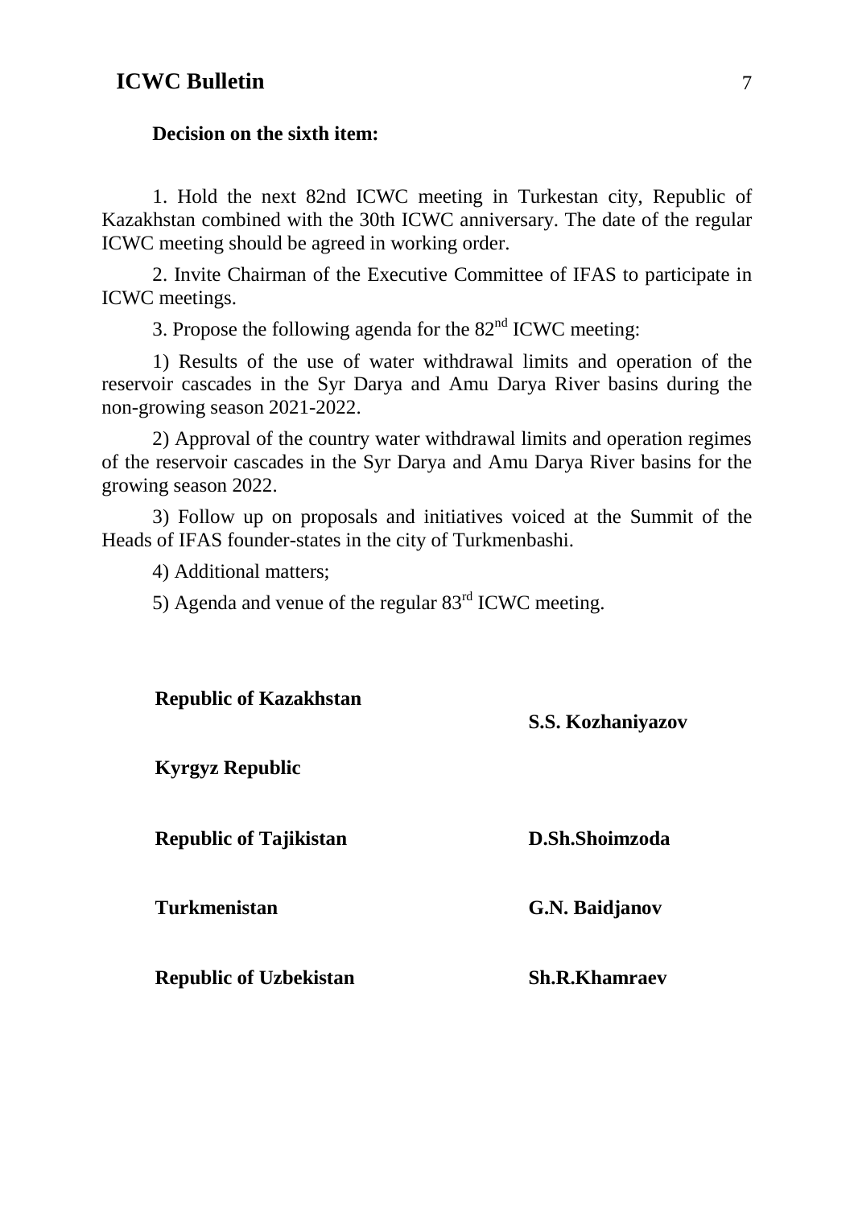**Decision on the sixth item:**

1. Hold the next 82nd ICWC meeting in Turkestan city, Republic of Kazakhstan combined with the 30th ICWC anniversary. The date of the regular ICWC meeting should be agreed in working order.

2. Invite Chairman of the Executive Committee of IFAS to participate in ICWC meetings.

3. Propose the following agenda for the 82nd ICWC meeting:

1) Results of the use of water withdrawal limits and operation of the reservoir cascades in the Syr Darya and Amu Darya River basins during the non-growing season 2021-2022.

2) Approval of the country water withdrawal limits and operation regimes of the reservoir cascades in the Syr Darya and Amu Darya River basins for the growing season 2022.

3) Follow up on proposals and initiatives voiced at the Summit of the Heads of IFAS founder-states in the city of Turkmenbashi.

4) Additional matters;

5) Agenda and venue of the regular 83rd ICWC meeting.

| | |
|---|---|
| **Republic of Kazakhstan** | **S.S. Kozhaniyazov** |
| **Kyrgyz Republic** | |
| **Republic of Tajikistan** | **D.Sh.Shoimzoda** |
| **Turkmenistan** | **G.N. Baidjanov** |
| **Republic of Uzbekistan** | **Sh.R.Khamraev** |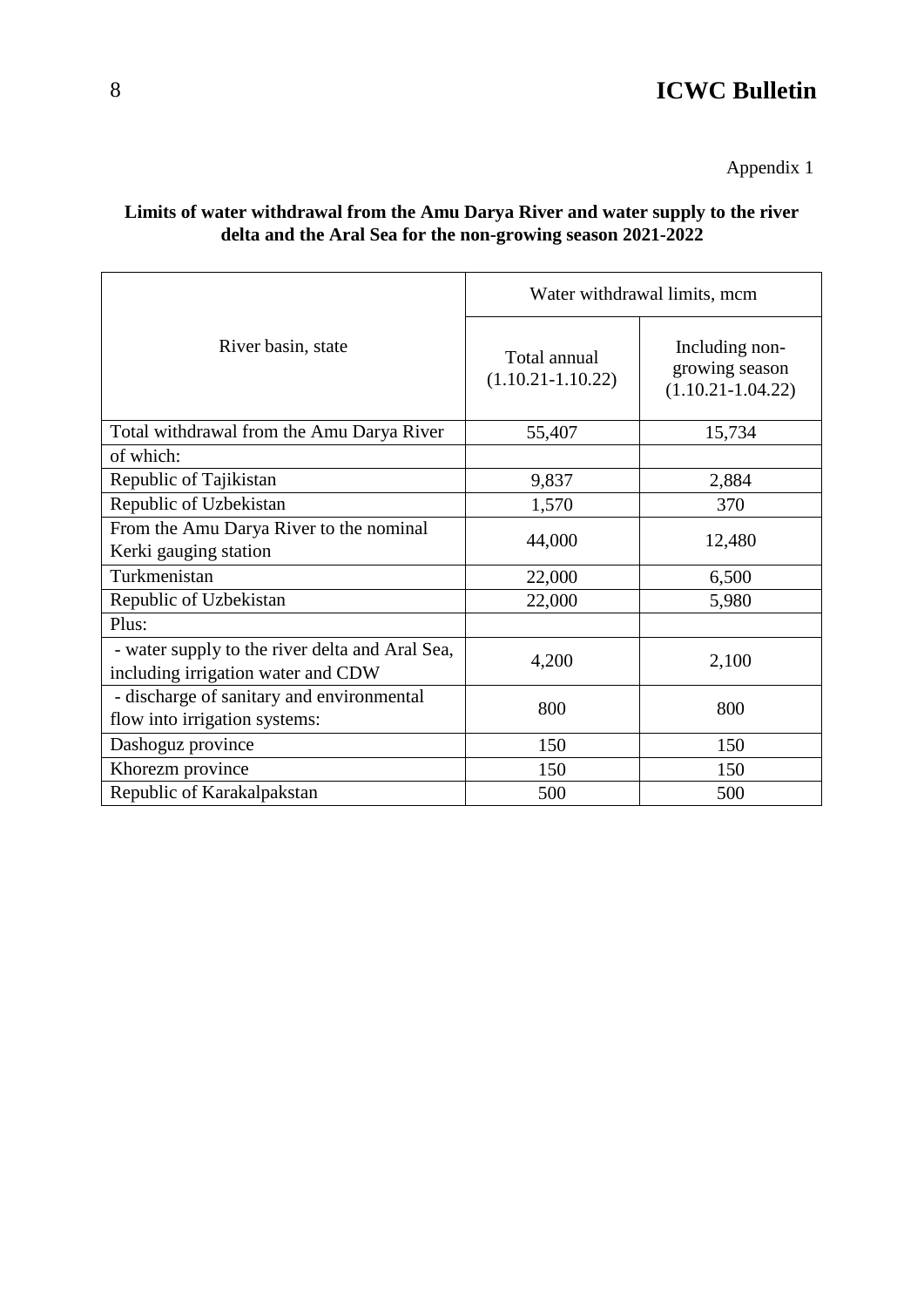Appendix 1

**Limits of water withdrawal from the Amu Darya River and water supply to the river delta and the Aral Sea for the non-growing season 2021-2022**

| River basin, state | Water withdrawal limits, mcm | |
|---|---|---|
| | Total annual (1.10.21-1.10.22) | Including non-growing season (1.10.21-1.04.22) |
| Total withdrawal from the Amu Darya River | 55,407 | 15,734 |
| of which: | | |
| Republic of Tajikistan | 9,837 | 2,884 |
| Republic of Uzbekistan | 1,570 | 370 |
| From the Amu Darya River to the nominal Kerki gauging station | 44,000 | 12,480 |
| Turkmenistan | 22,000 | 6,500 |
| Republic of Uzbekistan | 22,000 | 5,980 |
| Plus: | | |
| - water supply to the river delta and Aral Sea, including irrigation water and CDW | 4,200 | 2,100 |
| - discharge of sanitary and environmental flow into irrigation systems: | 800 | 800 |
| Dashoguz province | 150 | 150 |
| Khorezm province | 150 | 150 |
| Republic of Karakalpakstan | 500 | 500 |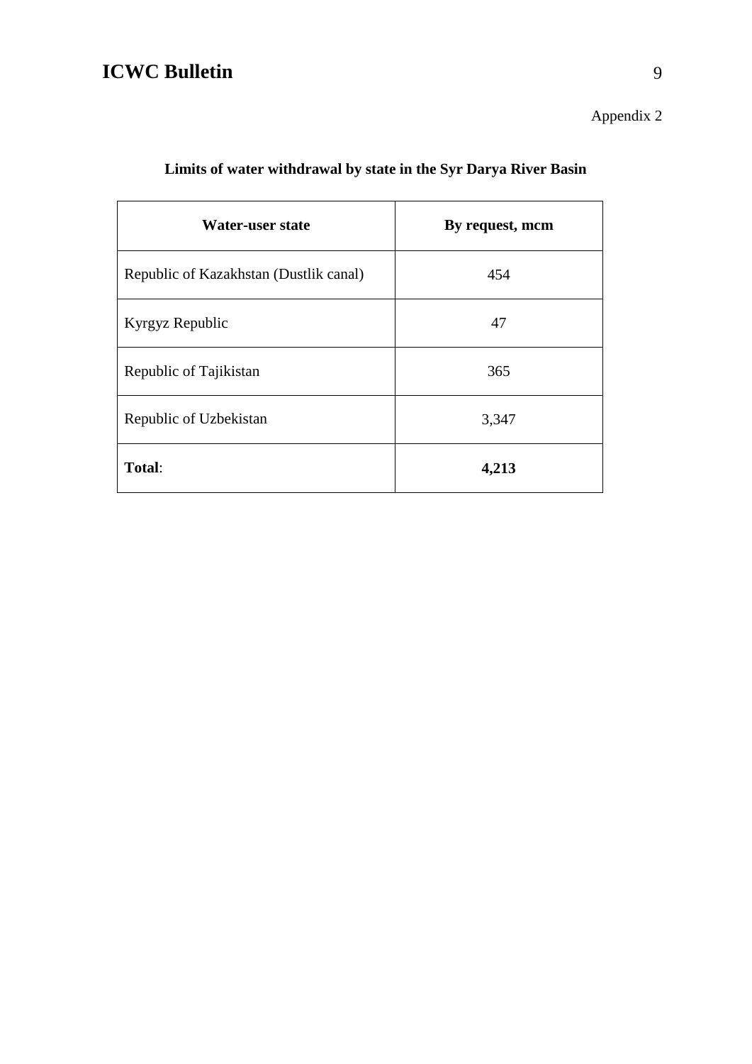Appendix 2

### Limits of water withdrawal by state in the Syr Darya River Basin

| Water-user state | By request, mcm |
|---|---|
| Republic of Kazakhstan (Dustlik canal) | 454 |
| Kyrgyz Republic | 47 |
| Republic of Tajikistan | 365 |
| Republic of Uzbekistan | 3,347 |
| **Total**: | **4,213** |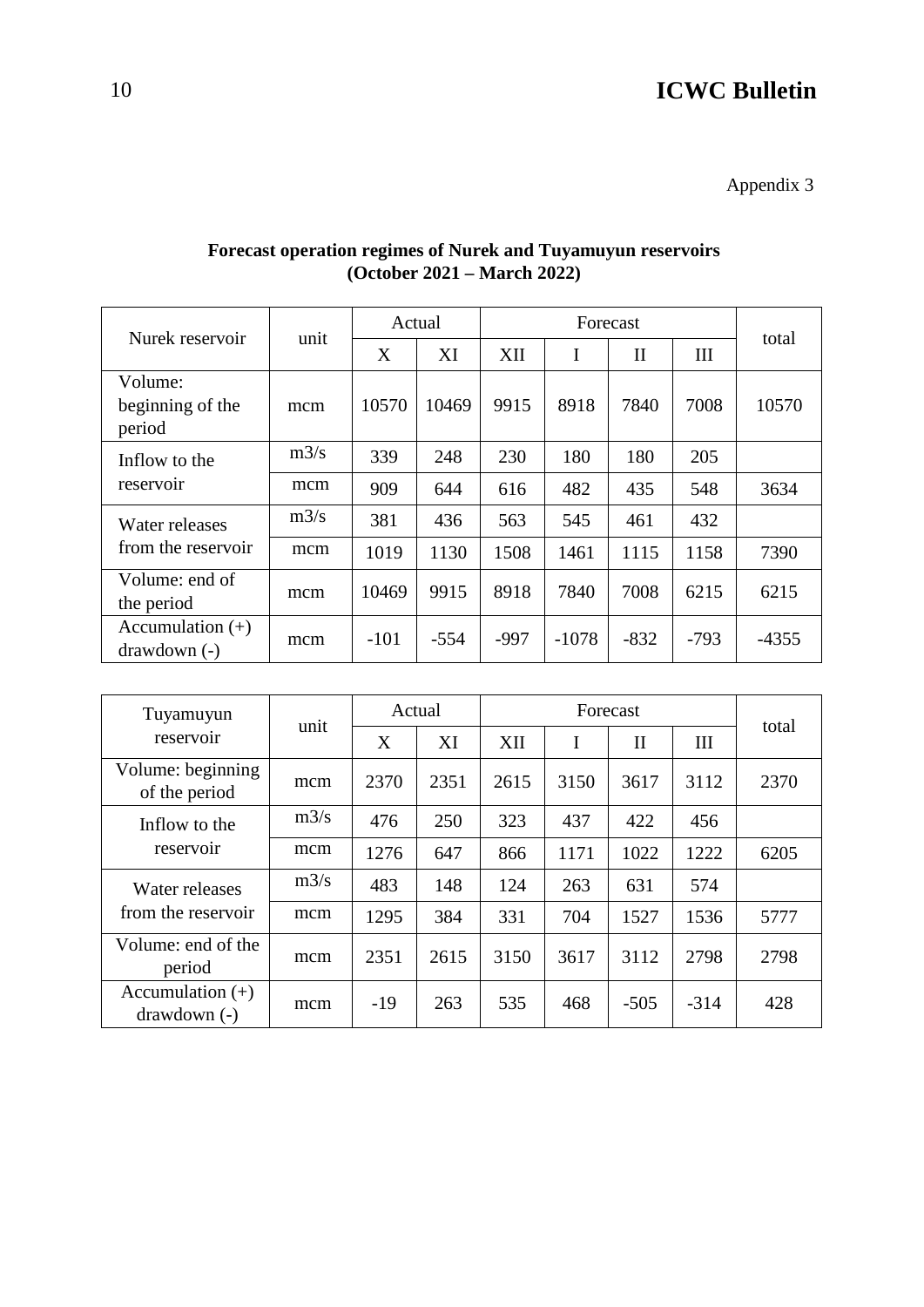Appendix 3

**Forecast operation regimes of Nurek and Tuyamuyun reservoirs (October 2021 – March 2022)**

| Nurek reservoir | unit | Actual | | Forecast | | | | total |
|---|---|---|---|---|---|---|---|---|
| | | X | XI | XII | I | II | III | |
| Volume: beginning of the period | mcm | 10570 | 10469 | 9915 | 8918 | 7840 | 7008 | 10570 |
| Inflow to the reservoir | m3/s | 339 | 248 | 230 | 180 | 180 | 205 | |
| | mcm | 909 | 644 | 616 | 482 | 435 | 548 | 3634 |
| Water releases from the reservoir | m3/s | 381 | 436 | 563 | 545 | 461 | 432 | |
| | mcm | 1019 | 1130 | 1508 | 1461 | 1115 | 1158 | 7390 |
| Volume: end of the period | mcm | 10469 | 9915 | 8918 | 7840 | 7008 | 6215 | 6215 |
| Accumulation (+) drawdown (-) | mcm | -101 | -554 | -997 | -1078 | -832 | -793 | -4355 |

| Tuyamuyun reservoir | unit | Actual | | Forecast | | | | total |
|---|---|---|---|---|---|---|---|---|
| | | X | XI | XII | I | II | III | |
| Volume: beginning of the period | mcm | 2370 | 2351 | 2615 | 3150 | 3617 | 3112 | 2370 |
| Inflow to the reservoir | m3/s | 476 | 250 | 323 | 437 | 422 | 456 | |
| | mcm | 1276 | 647 | 866 | 1171 | 1022 | 1222 | 6205 |
| Water releases from the reservoir | m3/s | 483 | 148 | 124 | 263 | 631 | 574 | |
| | mcm | 1295 | 384 | 331 | 704 | 1527 | 1536 | 5777 |
| Volume: end of the period | mcm | 2351 | 2615 | 3150 | 3617 | 3112 | 2798 | 2798 |
| Accumulation (+) drawdown (-) | mcm | -19 | 263 | 535 | 468 | -505 | -314 | 428 |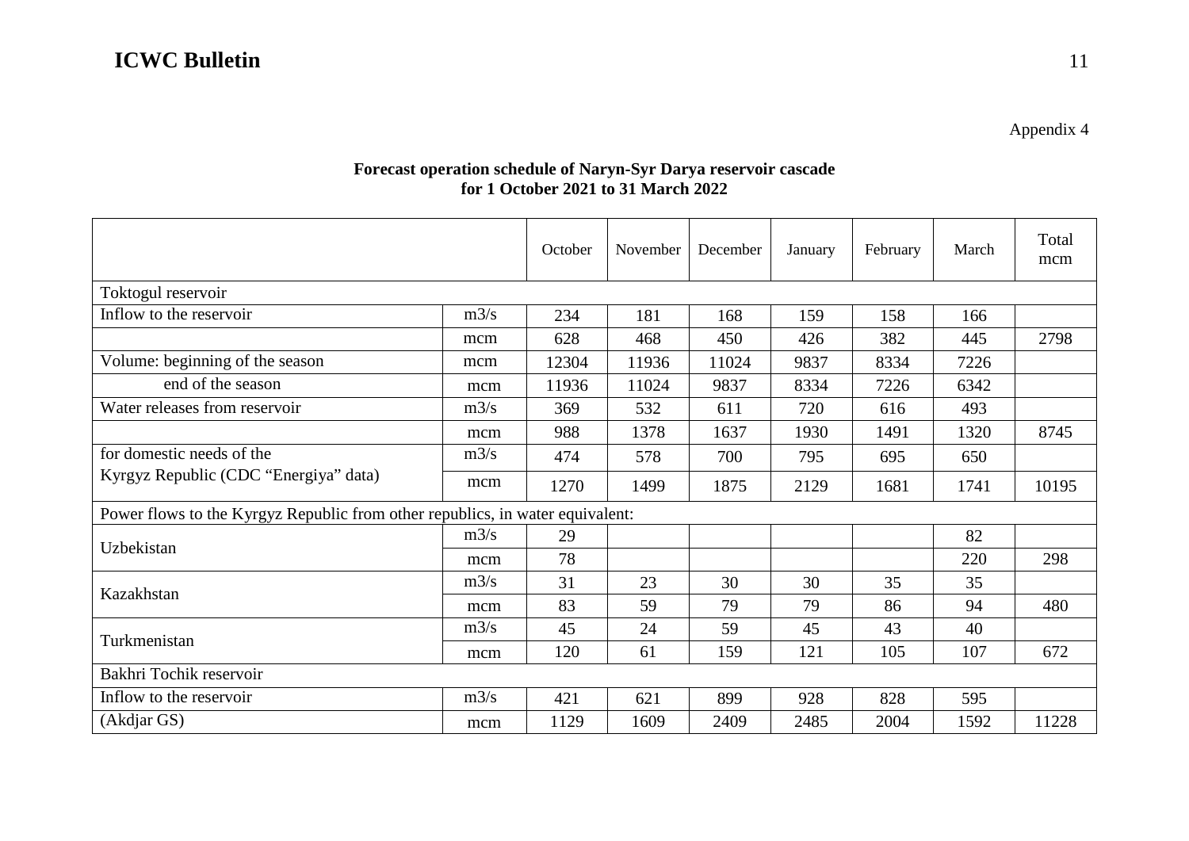Appendix 4

**Forecast operation schedule of Naryn-Syr Darya reservoir cascade**
**for 1 October 2021 to 31 March 2022**

| | | October | November | December | January | February | March | Total mcm |
|---|---|---|---|---|---|---|---|---|
| Toktogul reservoir | | | | | | | | |
| Inflow to the reservoir | m3/s | 234 | 181 | 168 | 159 | 158 | 166 | |
| | mcm | 628 | 468 | 450 | 426 | 382 | 445 | 2798 |
| Volume: beginning of the season | mcm | 12304 | 11936 | 11024 | 9837 | 8334 | 7226 | |
| end of the season | mcm | 11936 | 11024 | 9837 | 8334 | 7226 | 6342 | |
| Water releases from reservoir | m3/s | 369 | 532 | 611 | 720 | 616 | 493 | |
| | mcm | 988 | 1378 | 1637 | 1930 | 1491 | 1320 | 8745 |
| for domestic needs of the Kyrgyz Republic (CDC "Energiya" data) | m3/s | 474 | 578 | 700 | 795 | 695 | 650 | |
| | mcm | 1270 | 1499 | 1875 | 2129 | 1681 | 1741 | 10195 |
| Power flows to the Kyrgyz Republic from other republics, in water equivalent: | | | | | | | | |
| Uzbekistan | m3/s | 29 | | | | | 82 | |
| | mcm | 78 | | | | | 220 | 298 |
| Kazakhstan | m3/s | 31 | 23 | 30 | 30 | 35 | 35 | |
| | mcm | 83 | 59 | 79 | 79 | 86 | 94 | 480 |
| Turkmenistan | m3/s | 45 | 24 | 59 | 45 | 43 | 40 | |
| | mcm | 120 | 61 | 159 | 121 | 105 | 107 | 672 |
| Bakhri Tochik reservoir | | | | | | | | |
| Inflow to the reservoir | m3/s | 421 | 621 | 899 | 928 | 828 | 595 | |
| (Akdjar GS) | mcm | 1129 | 1609 | 2409 | 2485 | 2004 | 1592 | 11228 |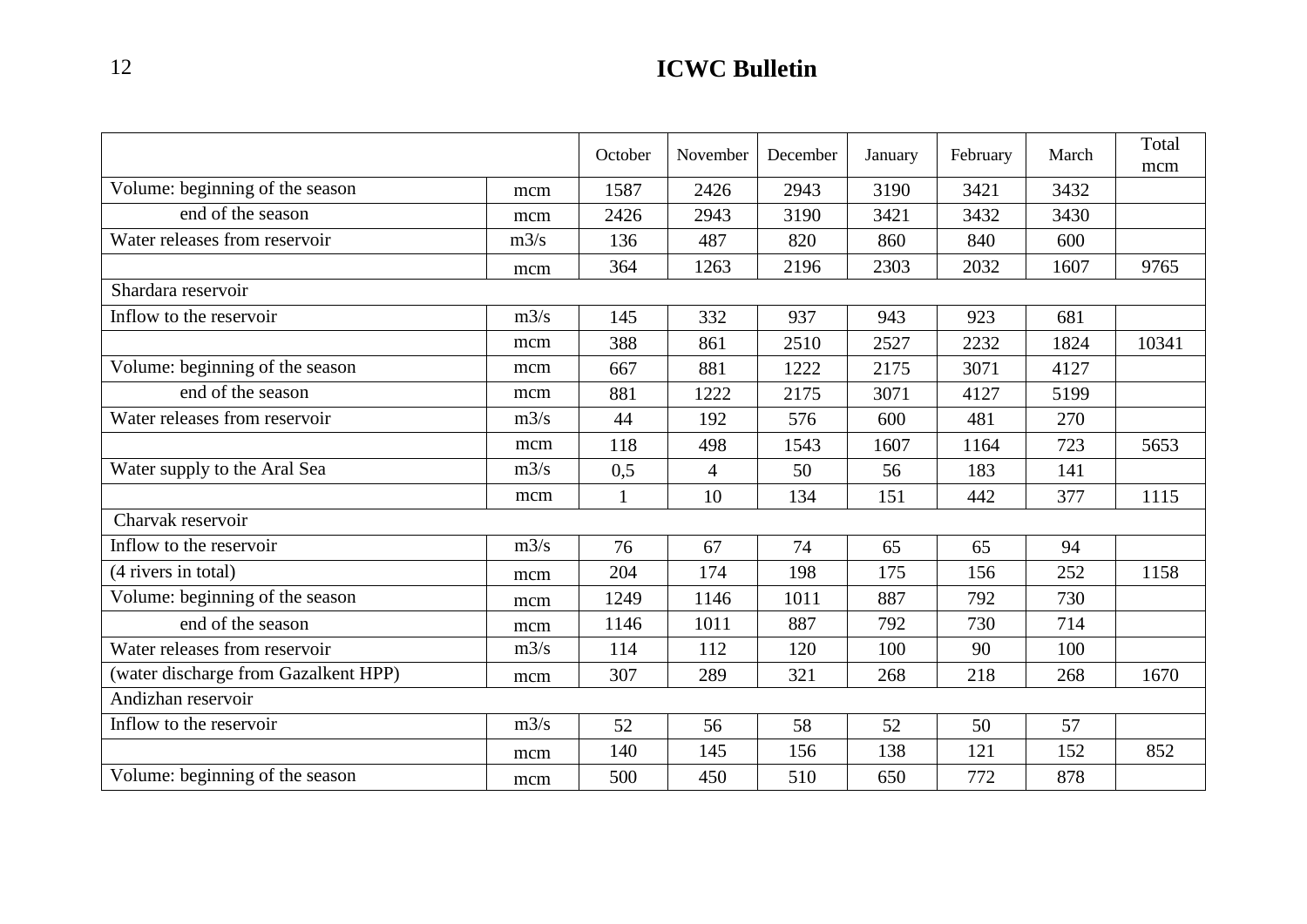| | | October | November | December | January | February | March | Total mcm |
|---|---|---|---|---|---|---|---|---|
| Volume: beginning of the season | mcm | 1587 | 2426 | 2943 | 3190 | 3421 | 3432 | |
| end of the season | mcm | 2426 | 2943 | 3190 | 3421 | 3432 | 3430 | |
| Water releases from reservoir | m3/s | 136 | 487 | 820 | 860 | 840 | 600 | |
| | mcm | 364 | 1263 | 2196 | 2303 | 2032 | 1607 | 9765 |
| Shardara reservoir | | | | | | | | |
| Inflow to the reservoir | m3/s | 145 | 332 | 937 | 943 | 923 | 681 | |
| | mcm | 388 | 861 | 2510 | 2527 | 2232 | 1824 | 10341 |
| Volume: beginning of the season | mcm | 667 | 881 | 1222 | 2175 | 3071 | 4127 | |
| end of the season | mcm | 881 | 1222 | 2175 | 3071 | 4127 | 5199 | |
| Water releases from reservoir | m3/s | 44 | 192 | 576 | 600 | 481 | 270 | |
| | mcm | 118 | 498 | 1543 | 1607 | 1164 | 723 | 5653 |
| Water supply to the Aral Sea | m3/s | 0,5 | 4 | 50 | 56 | 183 | 141 | |
| | mcm | 1 | 10 | 134 | 151 | 442 | 377 | 1115 |
| Charvak reservoir | | | | | | | | |
| Inflow to the reservoir | m3/s | 76 | 67 | 74 | 65 | 65 | 94 | |
| (4 rivers in total) | mcm | 204 | 174 | 198 | 175 | 156 | 252 | 1158 |
| Volume: beginning of the season | mcm | 1249 | 1146 | 1011 | 887 | 792 | 730 | |
| end of the season | mcm | 1146 | 1011 | 887 | 792 | 730 | 714 | |
| Water releases from reservoir | m3/s | 114 | 112 | 120 | 100 | 90 | 100 | |
| (water discharge from Gazalkent HPP) | mcm | 307 | 289 | 321 | 268 | 218 | 268 | 1670 |
| Andizhan reservoir | | | | | | | | |
| Inflow to the reservoir | m3/s | 52 | 56 | 58 | 52 | 50 | 57 | |
| | mcm | 140 | 145 | 156 | 138 | 121 | 152 | 852 |
| Volume: beginning of the season | mcm | 500 | 450 | 510 | 650 | 772 | 878 | |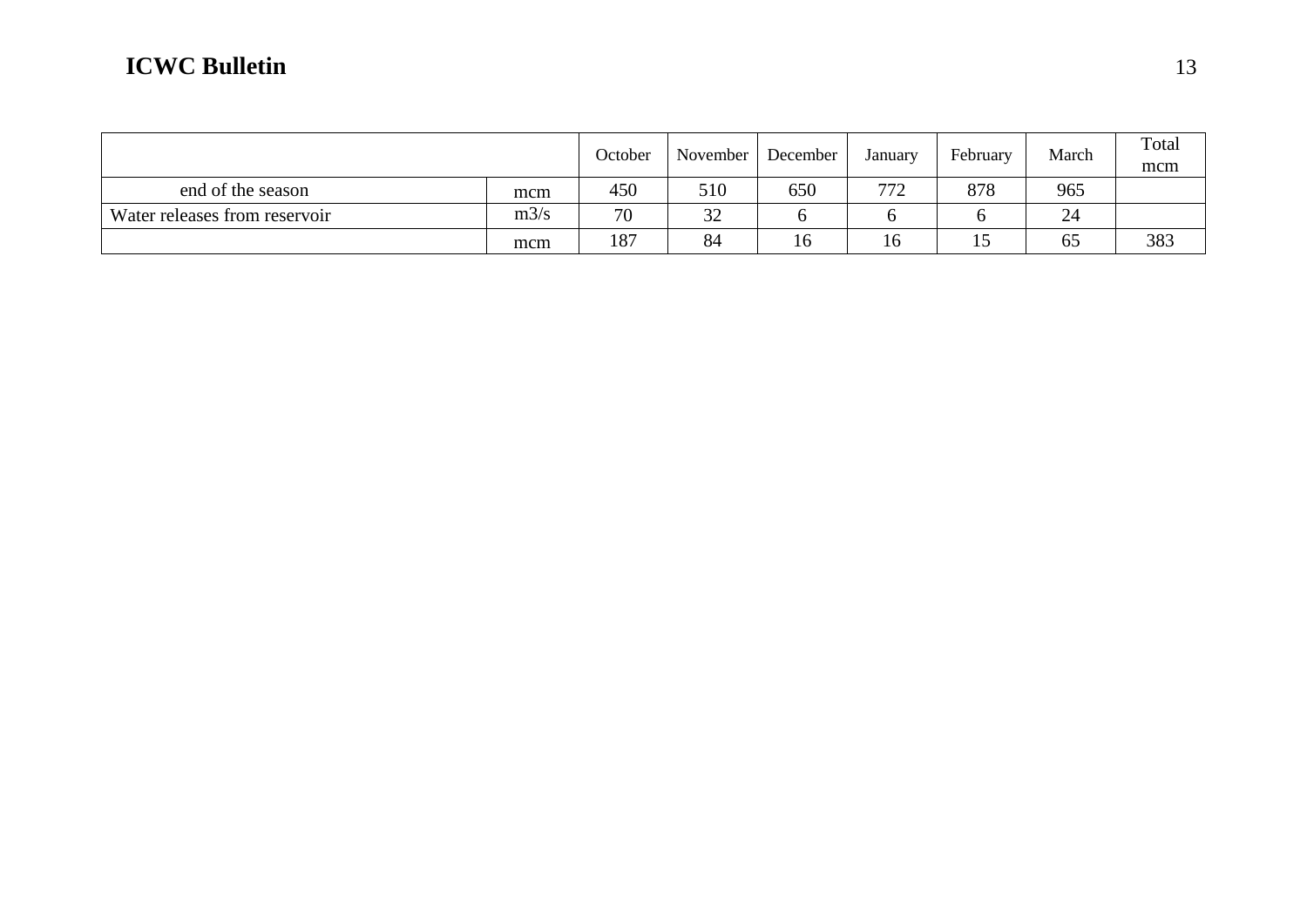| | | October | November | December | January | February | March | Total mcm |
|---|---|---|---|---|---|---|---|---|
| end of the season | mcm | 450 | 510 | 650 | 772 | 878 | 965 | |
| Water releases from reservoir | m3/s | 70 | 32 | 6 | 6 | 6 | 24 | |
| | mcm | 187 | 84 | 16 | 16 | 15 | 65 | 383 |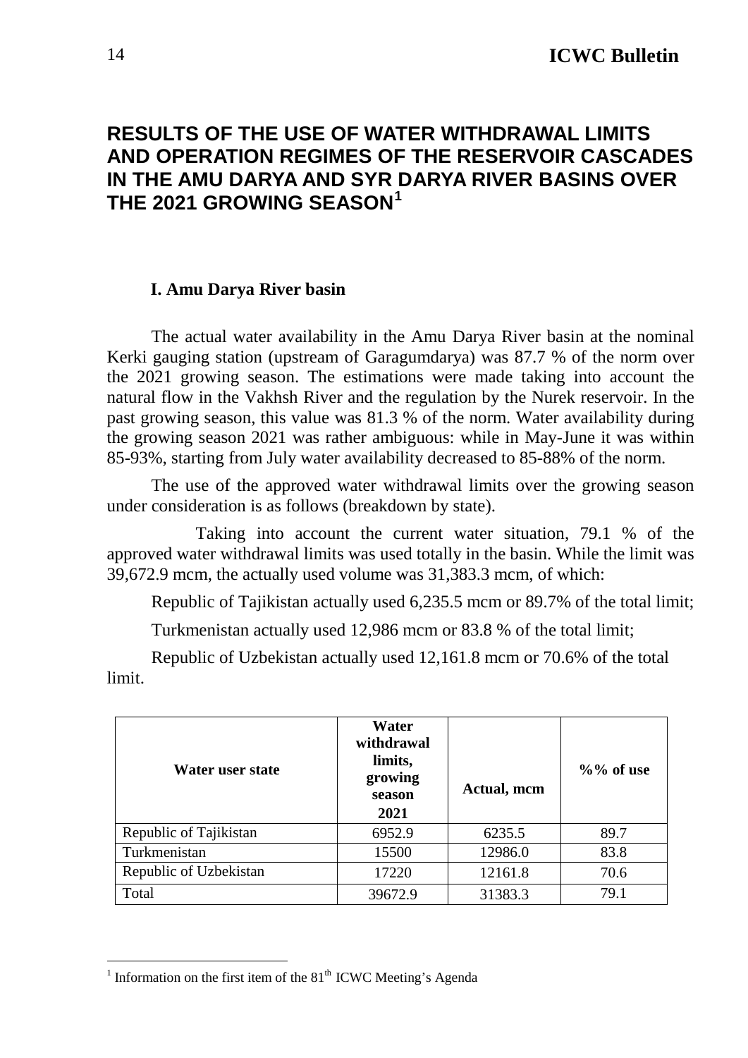# RESULTS OF THE USE OF WATER WITHDRAWAL LIMITS AND OPERATION REGIMES OF THE RESERVOIR CASCADES IN THE AMU DARYA AND SYR DARYA RIVER BASINS OVER THE 2021 GROWING SEASON[1]

## I. Amu Darya River basin

The actual water availability in the Amu Darya River basin at the nominal Kerki gauging station (upstream of Garagumdarya) was 87.7 % of the norm over the 2021 growing season. The estimations were made taking into account the natural flow in the Vakhsh River and the regulation by the Nurek reservoir. In the past growing season, this value was 81.3 % of the norm. Water availability during the growing season 2021 was rather ambiguous: while in May-June it was within 85-93%, starting from July water availability decreased to 85-88% of the norm.

The use of the approved water withdrawal limits over the growing season under consideration is as follows (breakdown by state).

Taking into account the current water situation, 79.1 % of the approved water withdrawal limits was used totally in the basin. While the limit was 39,672.9 mcm, the actually used volume was 31,383.3 mcm, of which:

Republic of Tajikistan actually used 6,235.5 mcm or 89.7% of the total limit;

Turkmenistan actually used 12,986 mcm or 83.8 % of the total limit;

Republic of Uzbekistan actually used 12,161.8 mcm or 70.6% of the total limit.

| Water user state | Water withdrawal limits, growing season 2021 | Actual, mcm | %% of use |
|---|---|---|---|
| Republic of Tajikistan | 6952.9 | 6235.5 | 89.7 |
| Turkmenistan | 15500 | 12986.0 | 83.8 |
| Republic of Uzbekistan | 17220 | 12161.8 | 70.6 |
| Total | 39672.9 | 31383.3 | 79.1 |

[1] Information on the first item of the 81th ICWC Meeting's Agenda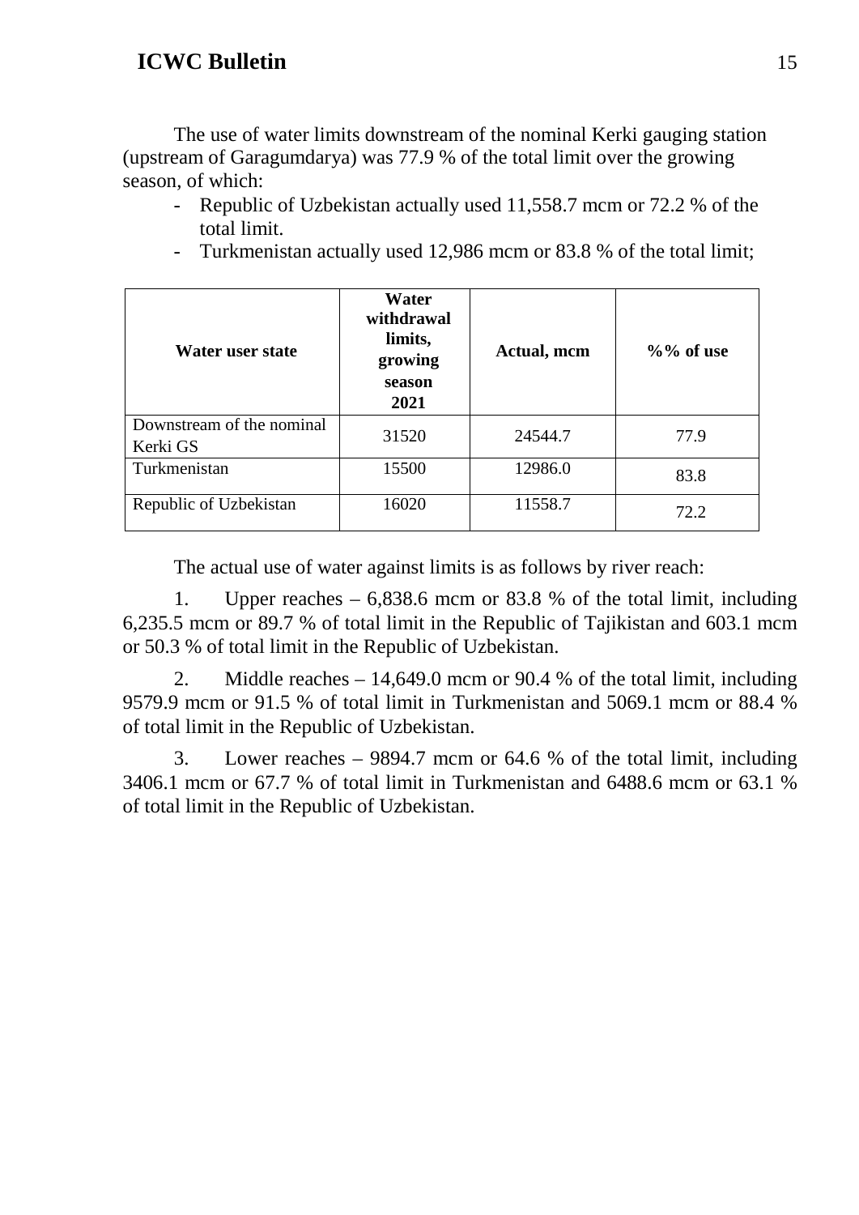The use of water limits downstream of the nominal Kerki gauging station (upstream of Garagumdarya) was 77.9 % of the total limit over the growing season, of which:

- Republic of Uzbekistan actually used 11,558.7 mcm or 72.2 % of the total limit.
- Turkmenistan actually used 12,986 mcm or 83.8 % of the total limit;

| Water user state | Water withdrawal limits, growing season 2021 | Actual, mcm | %% of use |
|---|---|---|---|
| Downstream of the nominal Kerki GS | 31520 | 24544.7 | 77.9 |
| Turkmenistan | 15500 | 12986.0 | 83.8 |
| Republic of Uzbekistan | 16020 | 11558.7 | 72.2 |

The actual use of water against limits is as follows by river reach:

1. Upper reaches – 6,838.6 mcm or 83.8 % of the total limit, including 6,235.5 mcm or 89.7 % of total limit in the Republic of Tajikistan and 603.1 mcm or 50.3 % of total limit in the Republic of Uzbekistan.

2. Middle reaches – 14,649.0 mcm or 90.4 % of the total limit, including 9579.9 mcm or 91.5 % of total limit in Turkmenistan and 5069.1 mcm or 88.4 % of total limit in the Republic of Uzbekistan.

3. Lower reaches – 9894.7 mcm or 64.6 % of the total limit, including 3406.1 mcm or 67.7 % of total limit in Turkmenistan and 6488.6 mcm or 63.1 % of total limit in the Republic of Uzbekistan.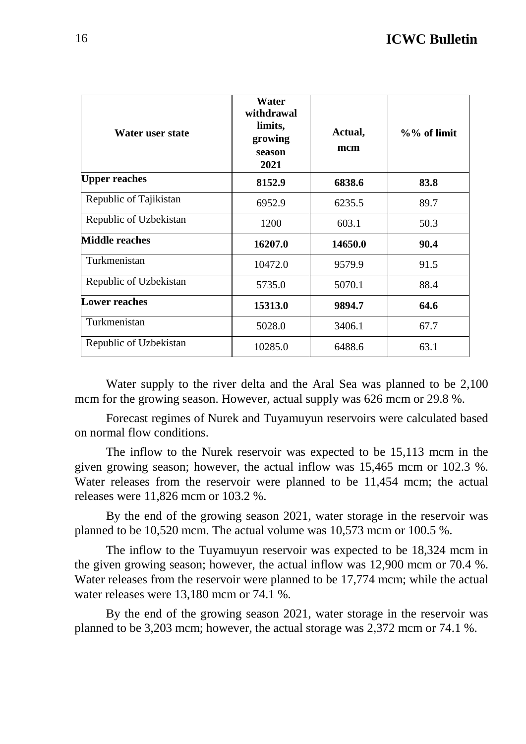| Water user state | Water withdrawal limits, growing season 2021 | Actual, mcm | %% of limit |
|---|---|---|---|
| **Upper reaches** | **8152.9** | **6838.6** | **83.8** |
| Republic of Tajikistan | 6952.9 | 6235.5 | 89.7 |
| Republic of Uzbekistan | 1200 | 603.1 | 50.3 |
| **Middle reaches** | **16207.0** | **14650.0** | **90.4** |
| Turkmenistan | 10472.0 | 9579.9 | 91.5 |
| Republic of Uzbekistan | 5735.0 | 5070.1 | 88.4 |
| **Lower reaches** | **15313.0** | **9894.7** | **64.6** |
| Turkmenistan | 5028.0 | 3406.1 | 67.7 |
| Republic of Uzbekistan | 10285.0 | 6488.6 | 63.1 |

Water supply to the river delta and the Aral Sea was planned to be 2,100 mcm for the growing season. However, actual supply was 626 mcm or 29.8 %.

Forecast regimes of Nurek and Tuyamuyun reservoirs were calculated based on normal flow conditions.

The inflow to the Nurek reservoir was expected to be 15,113 mcm in the given growing season; however, the actual inflow was 15,465 mcm or 102.3 %. Water releases from the reservoir were planned to be 11,454 mcm; the actual releases were 11,826 mcm or 103.2 %.

By the end of the growing season 2021, water storage in the reservoir was planned to be 10,520 mcm. The actual volume was 10,573 mcm or 100.5 %.

The inflow to the Tuyamuyun reservoir was expected to be 18,324 mcm in the given growing season; however, the actual inflow was 12,900 mcm or 70.4 %. Water releases from the reservoir were planned to be 17,774 mcm; while the actual water releases were 13,180 mcm or 74.1 %.

By the end of the growing season 2021, water storage in the reservoir was planned to be 3,203 mcm; however, the actual storage was 2,372 mcm or 74.1 %.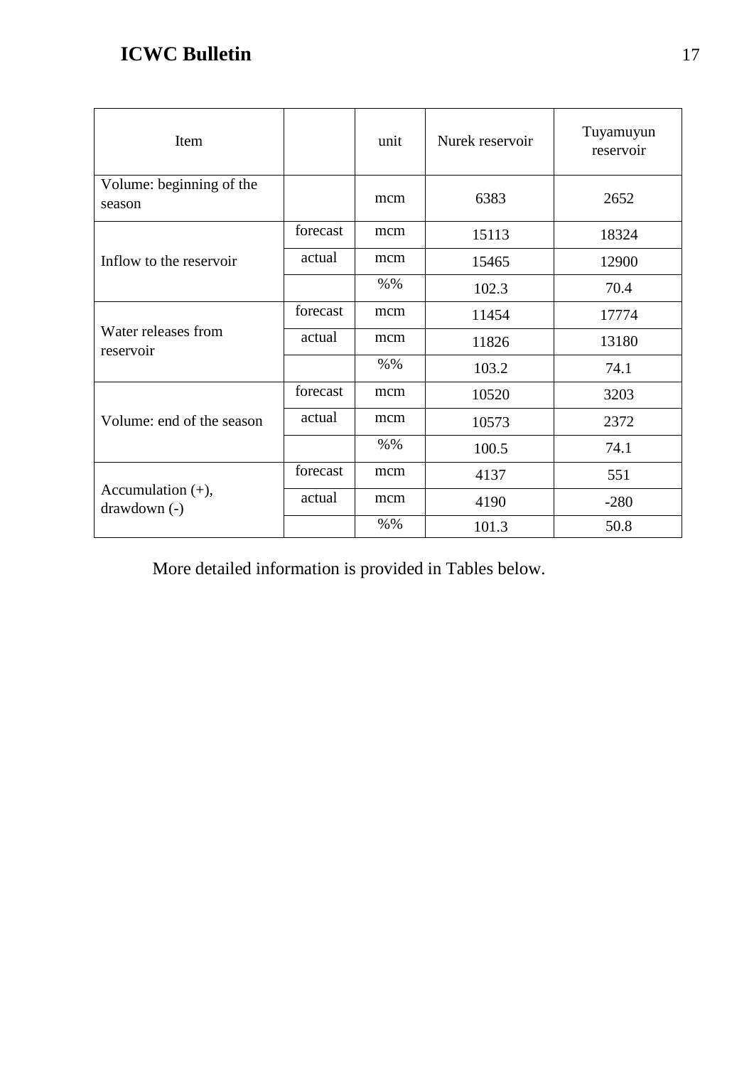| Item | | unit | Nurek reservoir | Tuyamuyun reservoir |
|---|---|---|---|---|
| Volume: beginning of the season | | mcm | 6383 | 2652 |
| Inflow to the reservoir | forecast | mcm | 15113 | 18324 |
| | actual | mcm | 15465 | 12900 |
| | | %% | 102.3 | 70.4 |
| Water releases from reservoir | forecast | mcm | 11454 | 17774 |
| | actual | mcm | 11826 | 13180 |
| | | %% | 103.2 | 74.1 |
| Volume: end of the season | forecast | mcm | 10520 | 3203 |
| | actual | mcm | 10573 | 2372 |
| | | %% | 100.5 | 74.1 |
| Accumulation (+), drawdown (-) | forecast | mcm | 4137 | 551 |
| | actual | mcm | 4190 | -280 |
| | | %% | 101.3 | 50.8 |

More detailed information is provided in Tables below.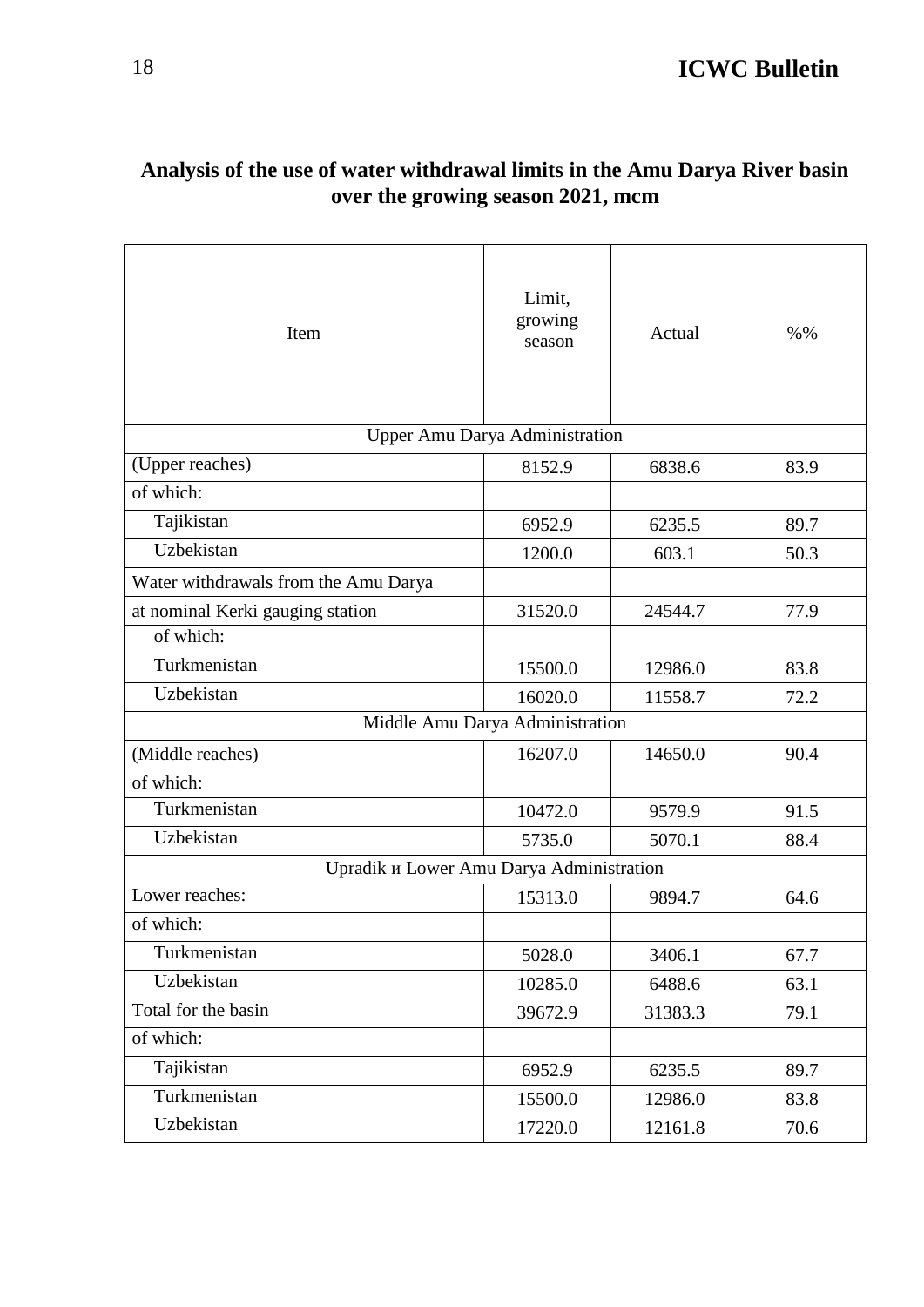## Analysis of the use of water withdrawal limits in the Amu Darya River basin over the growing season 2021, mcm

| Item | Limit, growing season | Actual | %% |
|---|---|---|---|
| Upper Amu Darya Administration | | | |
| (Upper reaches) | 8152.9 | 6838.6 | 83.9 |
| of which: | | | |
| Tajikistan | 6952.9 | 6235.5 | 89.7 |
| Uzbekistan | 1200.0 | 603.1 | 50.3 |
| Water withdrawals from the Amu Darya | | | |
| at nominal Kerki gauging station | 31520.0 | 24544.7 | 77.9 |
| of which: | | | |
| Turkmenistan | 15500.0 | 12986.0 | 83.8 |
| Uzbekistan | 16020.0 | 11558.7 | 72.2 |
| Middle Amu Darya Administration | | | |
| (Middle reaches) | 16207.0 | 14650.0 | 90.4 |
| of which: | | | |
| Turkmenistan | 10472.0 | 9579.9 | 91.5 |
| Uzbekistan | 5735.0 | 5070.1 | 88.4 |
| Upradik и Lower Amu Darya Administration | | | |
| Lower reaches: | 15313.0 | 9894.7 | 64.6 |
| of which: | | | |
| Turkmenistan | 5028.0 | 3406.1 | 67.7 |
| Uzbekistan | 10285.0 | 6488.6 | 63.1 |
| Total for the basin | 39672.9 | 31383.3 | 79.1 |
| of which: | | | |
| Tajikistan | 6952.9 | 6235.5 | 89.7 |
| Turkmenistan | 15500.0 | 12986.0 | 83.8 |
| Uzbekistan | 17220.0 | 12161.8 | 70.6 |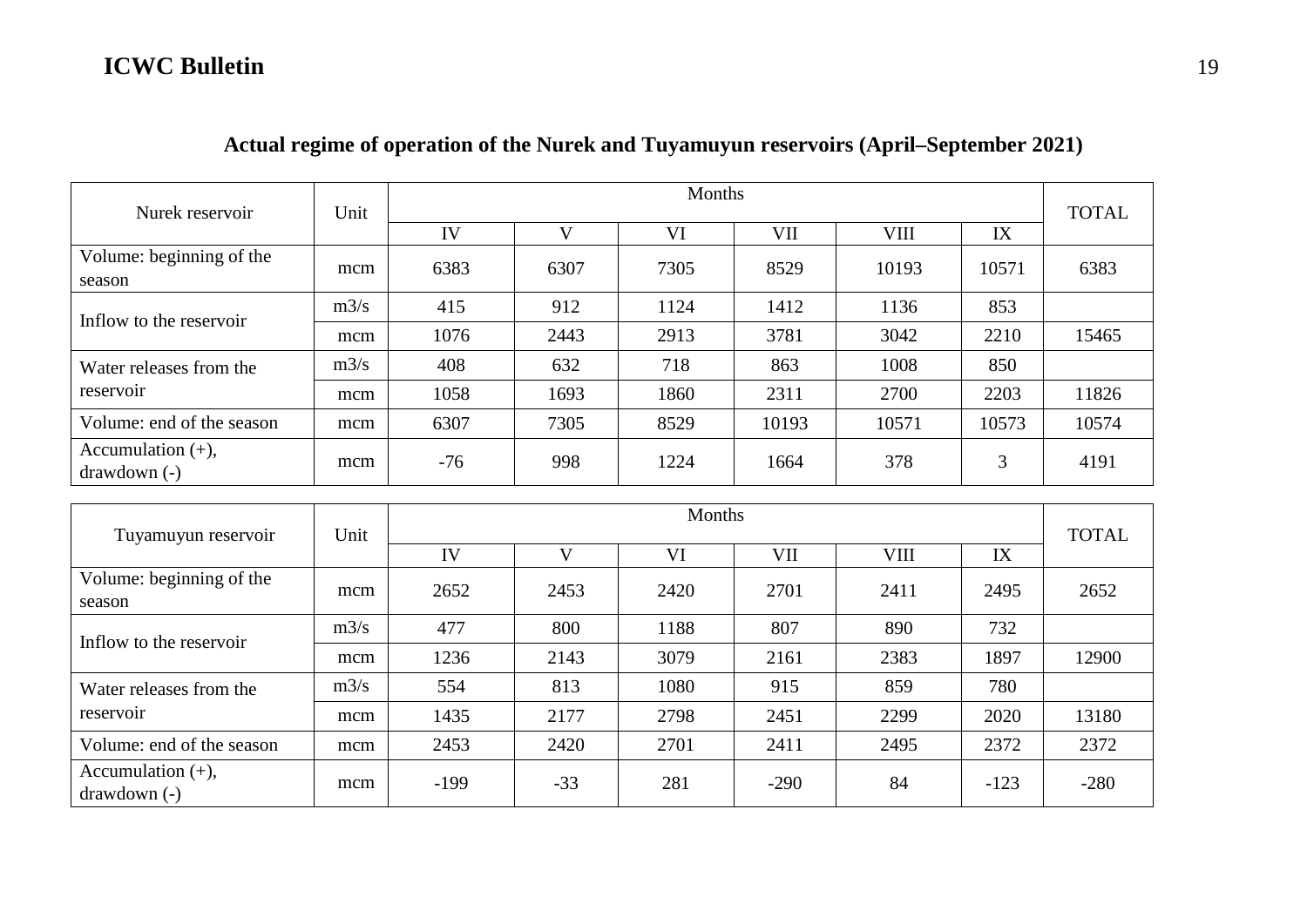## Actual regime of operation of the Nurek and Tuyamuyun reservoirs (April–September 2021)

| Nurek reservoir | Unit | Months | | | | | | TOTAL |
|---|---|---|---|---|---|---|---|---|
| | | IV | V | VI | VII | VIII | IX | |
| Volume: beginning of the season | mcm | 6383 | 6307 | 7305 | 8529 | 10193 | 10571 | 6383 |
| Inflow to the reservoir | m3/s | 415 | 912 | 1124 | 1412 | 1136 | 853 | |
| | mcm | 1076 | 2443 | 2913 | 3781 | 3042 | 2210 | 15465 |
| Water releases from the reservoir | m3/s | 408 | 632 | 718 | 863 | 1008 | 850 | |
| | mcm | 1058 | 1693 | 1860 | 2311 | 2700 | 2203 | 11826 |
| Volume: end of the season | mcm | 6307 | 7305 | 8529 | 10193 | 10571 | 10573 | 10574 |
| Accumulation (+), drawdown (-) | mcm | -76 | 998 | 1224 | 1664 | 378 | 3 | 4191 |

| Tuyamuyun reservoir | Unit | Months | | | | | | TOTAL |
|---|---|---|---|---|---|---|---|---|
| | | IV | V | VI | VII | VIII | IX | |
| Volume: beginning of the season | mcm | 2652 | 2453 | 2420 | 2701 | 2411 | 2495 | 2652 |
| Inflow to the reservoir | m3/s | 477 | 800 | 1188 | 807 | 890 | 732 | |
| | mcm | 1236 | 2143 | 3079 | 2161 | 2383 | 1897 | 12900 |
| Water releases from the reservoir | m3/s | 554 | 813 | 1080 | 915 | 859 | 780 | |
| | mcm | 1435 | 2177 | 2798 | 2451 | 2299 | 2020 | 13180 |
| Volume: end of the season | mcm | 2453 | 2420 | 2701 | 2411 | 2495 | 2372 | 2372 |
| Accumulation (+), drawdown (-) | mcm | -199 | -33 | 281 | -290 | 84 | -123 | -280 |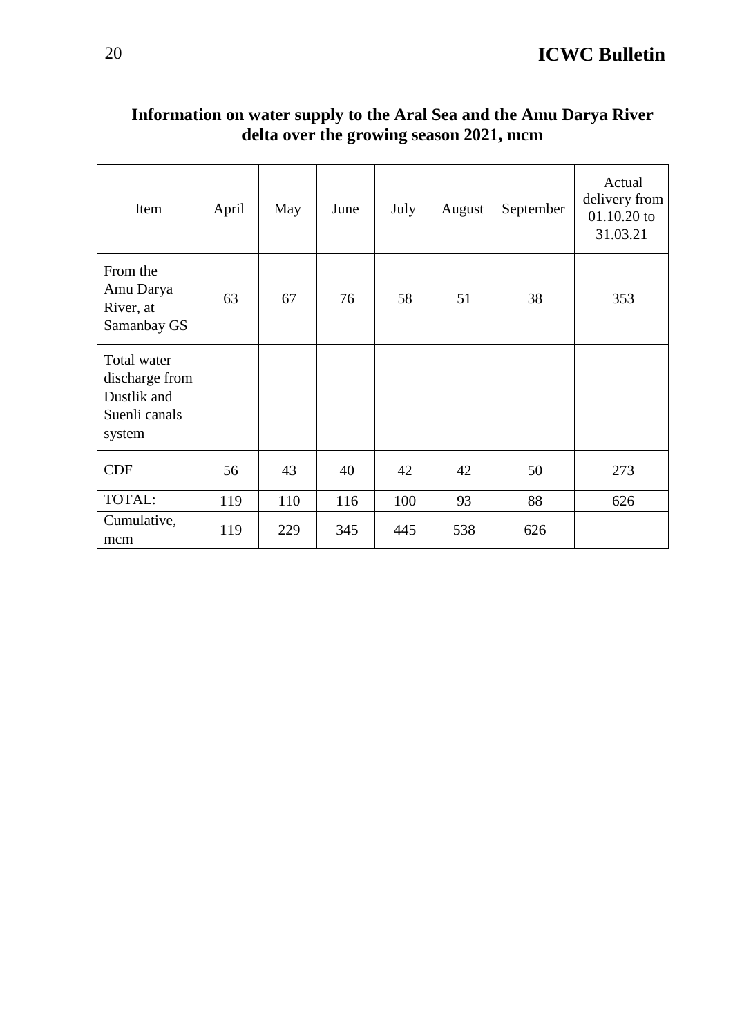### Information on water supply to the Aral Sea and the Amu Darya River delta over the growing season 2021, mcm

| Item | April | May | June | July | August | September | Actual delivery from 01.10.20 to 31.03.21 |
|---|---|---|---|---|---|---|---|
| From the Amu Darya River, at Samanbay GS | 63 | 67 | 76 | 58 | 51 | 38 | 353 |
| Total water discharge from Dustlik and Suenli canals system | | | | | | | |
| CDF | 56 | 43 | 40 | 42 | 42 | 50 | 273 |
| TOTAL: | 119 | 110 | 116 | 100 | 93 | 88 | 626 |
| Cumulative, mcm | 119 | 229 | 345 | 445 | 538 | 626 | |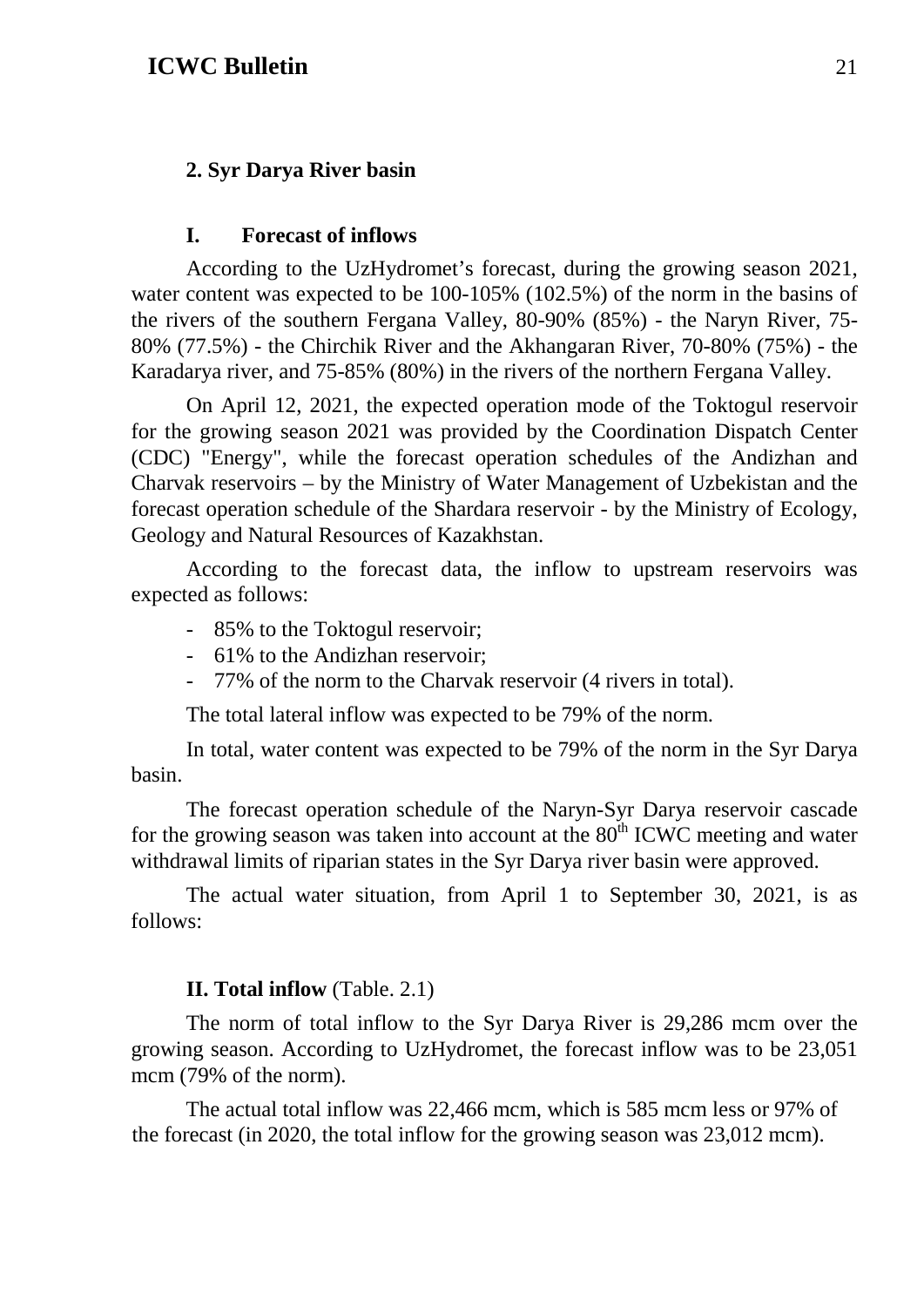## 2. Syr Darya River basin

### I. Forecast of inflows

According to the UzHydromet's forecast, during the growing season 2021, water content was expected to be 100-105% (102.5%) of the norm in the basins of the rivers of the southern Fergana Valley, 80-90% (85%) - the Naryn River, 75-80% (77.5%) - the Chirchik River and the Akhangaran River, 70-80% (75%) - the Karadarya river, and 75-85% (80%) in the rivers of the northern Fergana Valley.

On April 12, 2021, the expected operation mode of the Toktogul reservoir for the growing season 2021 was provided by the Coordination Dispatch Center (CDC) "Energy", while the forecast operation schedules of the Andizhan and Charvak reservoirs – by the Ministry of Water Management of Uzbekistan and the forecast operation schedule of the Shardara reservoir - by the Ministry of Ecology, Geology and Natural Resources of Kazakhstan.

According to the forecast data, the inflow to upstream reservoirs was expected as follows:

- 85% to the Toktogul reservoir;
- 61% to the Andizhan reservoir;
- 77% of the norm to the Charvak reservoir (4 rivers in total).

The total lateral inflow was expected to be 79% of the norm.

In total, water content was expected to be 79% of the norm in the Syr Darya basin.

The forecast operation schedule of the Naryn-Syr Darya reservoir cascade for the growing season was taken into account at the 80th ICWC meeting and water withdrawal limits of riparian states in the Syr Darya river basin were approved.

The actual water situation, from April 1 to September 30, 2021, is as follows:

### II. Total inflow (Table. 2.1)

The norm of total inflow to the Syr Darya River is 29,286 mcm over the growing season. According to UzHydromet, the forecast inflow was to be 23,051 mcm (79% of the norm).

The actual total inflow was 22,466 mcm, which is 585 mcm less or 97% of the forecast (in 2020, the total inflow for the growing season was 23,012 mcm).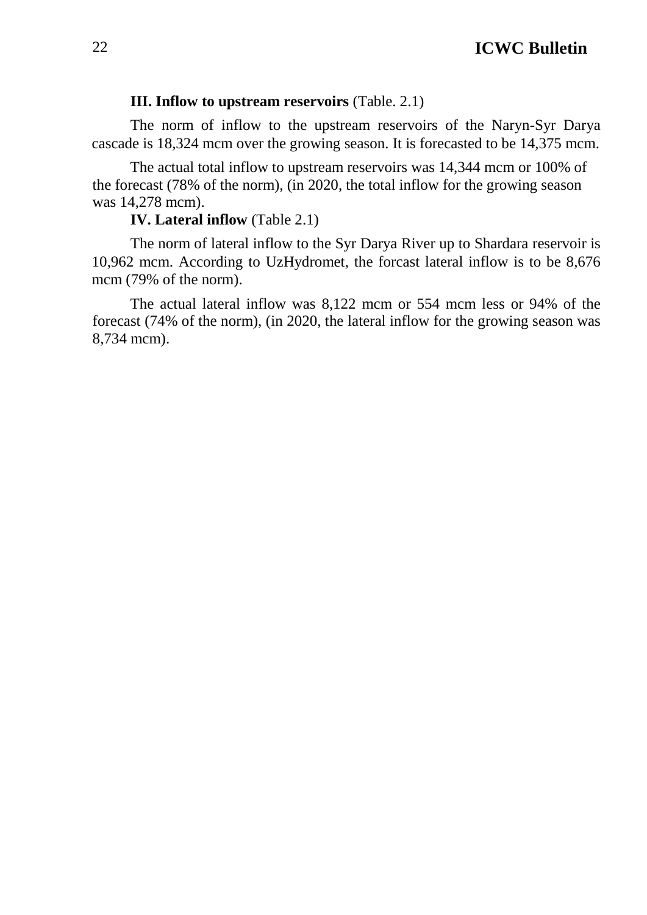**III. Inflow to upstream reservoirs** (Table. 2.1)

The norm of inflow to the upstream reservoirs of the Naryn-Syr Darya cascade is 18,324 mcm over the growing season. It is forecasted to be 14,375 mcm.

The actual total inflow to upstream reservoirs was 14,344 mcm or 100% of the forecast (78% of the norm), (in 2020, the total inflow for the growing season was 14,278 mcm).

**IV. Lateral inflow** (Table 2.1)

The norm of lateral inflow to the Syr Darya River up to Shardara reservoir is 10,962 mcm. According to UzHydromet, the forcast lateral inflow is to be 8,676 mcm (79% of the norm).

The actual lateral inflow was 8,122 mcm or 554 mcm less or 94% of the forecast (74% of the norm), (in 2020, the lateral inflow for the growing season was 8,734 mcm).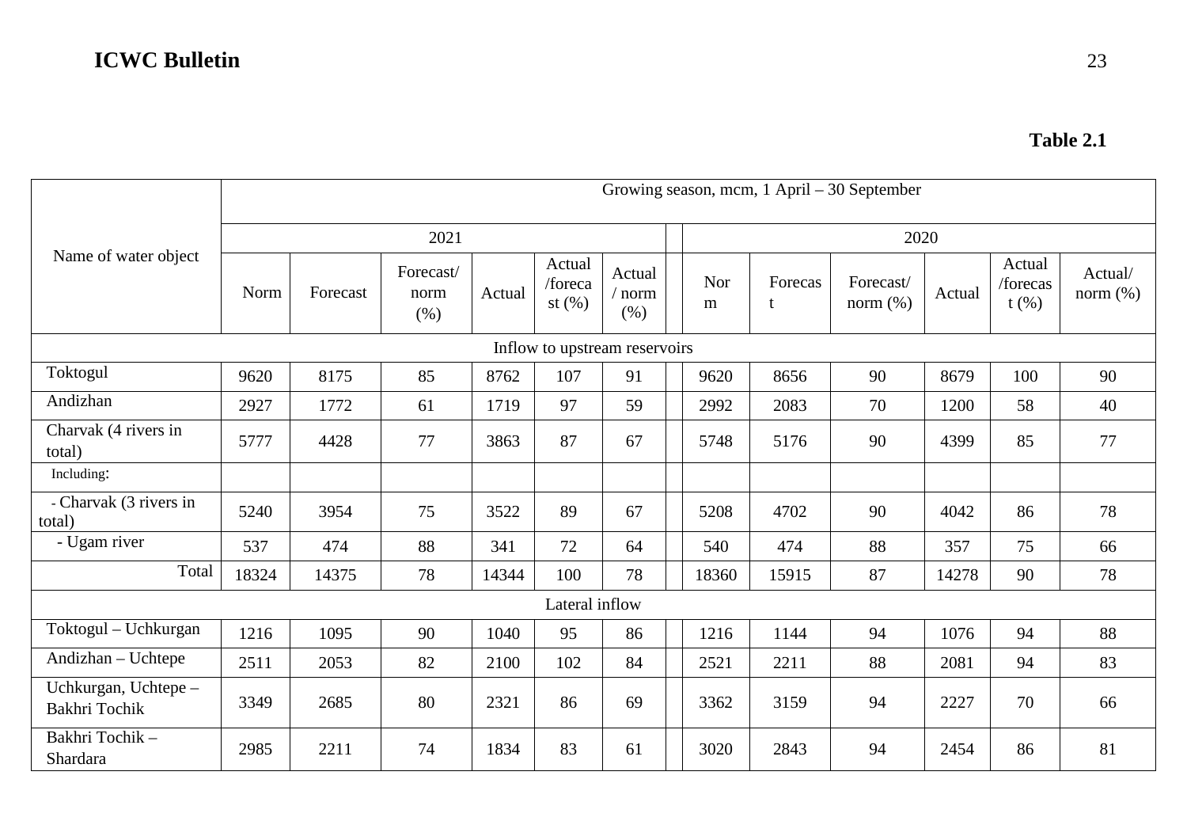**Table 2.1**

| Name of water object | Growing season, mcm, 1 April – 30 September | | | | | | | | | | | | |
|---|---|---|---|---|---|---|---|---|---|---|---|---|---|
| | 2021 | | | | | | | 2020 | | | | | |
| | Norm | Forecast | Forecast/ norm (%) | Actual | Actual /forecast (%) | Actual / norm (%) | | Norm | Forecast | Forecast/ norm (%) | Actual | Actual /forecast (%) | Actual/ norm (%) |
| **Inflow to upstream reservoirs** | | | | | | | | | | | | | |
| Toktogul | 9620 | 8175 | 85 | 8762 | 107 | 91 | | 9620 | 8656 | 90 | 8679 | 100 | 90 |
| Andizhan | 2927 | 1772 | 61 | 1719 | 97 | 59 | | 2992 | 2083 | 70 | 1200 | 58 | 40 |
| Charvak (4 rivers in total) | 5777 | 4428 | 77 | 3863 | 87 | 67 | | 5748 | 5176 | 90 | 4399 | 85 | 77 |
| Including: | | | | | | | | | | | | | |
| - Charvak (3 rivers in total) | 5240 | 3954 | 75 | 3522 | 89 | 67 | | 5208 | 4702 | 90 | 4042 | 86 | 78 |
| - Ugam river | 537 | 474 | 88 | 341 | 72 | 64 | | 540 | 474 | 88 | 357 | 75 | 66 |
| Total | 18324 | 14375 | 78 | 14344 | 100 | 78 | | 18360 | 15915 | 87 | 14278 | 90 | 78 |
| **Lateral inflow** | | | | | | | | | | | | | |
| Toktogul – Uchkurgan | 1216 | 1095 | 90 | 1040 | 95 | 86 | | 1216 | 1144 | 94 | 1076 | 94 | 88 |
| Andizhan – Uchtepe | 2511 | 2053 | 82 | 2100 | 102 | 84 | | 2521 | 2211 | 88 | 2081 | 94 | 83 |
| Uchkurgan, Uchtepe – Bakhri Tochik | 3349 | 2685 | 80 | 2321 | 86 | 69 | | 3362 | 3159 | 94 | 2227 | 70 | 66 |
| Bakhri Tochik – Shardara | 2985 | 2211 | 74 | 1834 | 83 | 61 | | 3020 | 2843 | 94 | 2454 | 86 | 81 |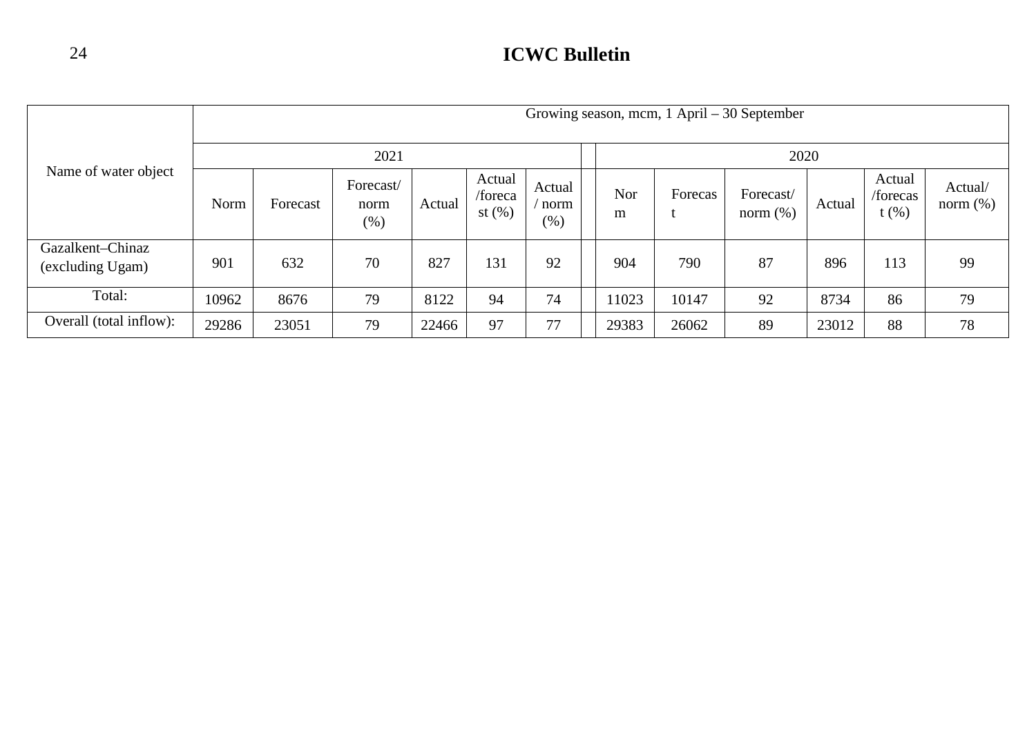| Name of water object | Growing season, mcm, 1 April – 30 September | | | | | | | | | | | | |
|---|---|---|---|---|---|---|---|---|---|---|---|---|---|
| | 2021 | | | | | | | 2020 | | | | | |
| | Norm | Forecast | Forecast/ norm (%) | Actual | Actual /forecast (%) | Actual / norm (%) | | Norm | Forecast | Forecast/ norm (%) | Actual | Actual /forecast (%) | Actual/ norm (%) |
| Gazalkent–Chinaz (excluding Ugam) | 901 | 632 | 70 | 827 | 131 | 92 | | 904 | 790 | 87 | 896 | 113 | 99 |
| Total: | 10962 | 8676 | 79 | 8122 | 94 | 74 | | 11023 | 10147 | 92 | 8734 | 86 | 79 |
| Overall (total inflow): | 29286 | 23051 | 79 | 22466 | 97 | 77 | | 29383 | 26062 | 89 | 23012 | 88 | 78 |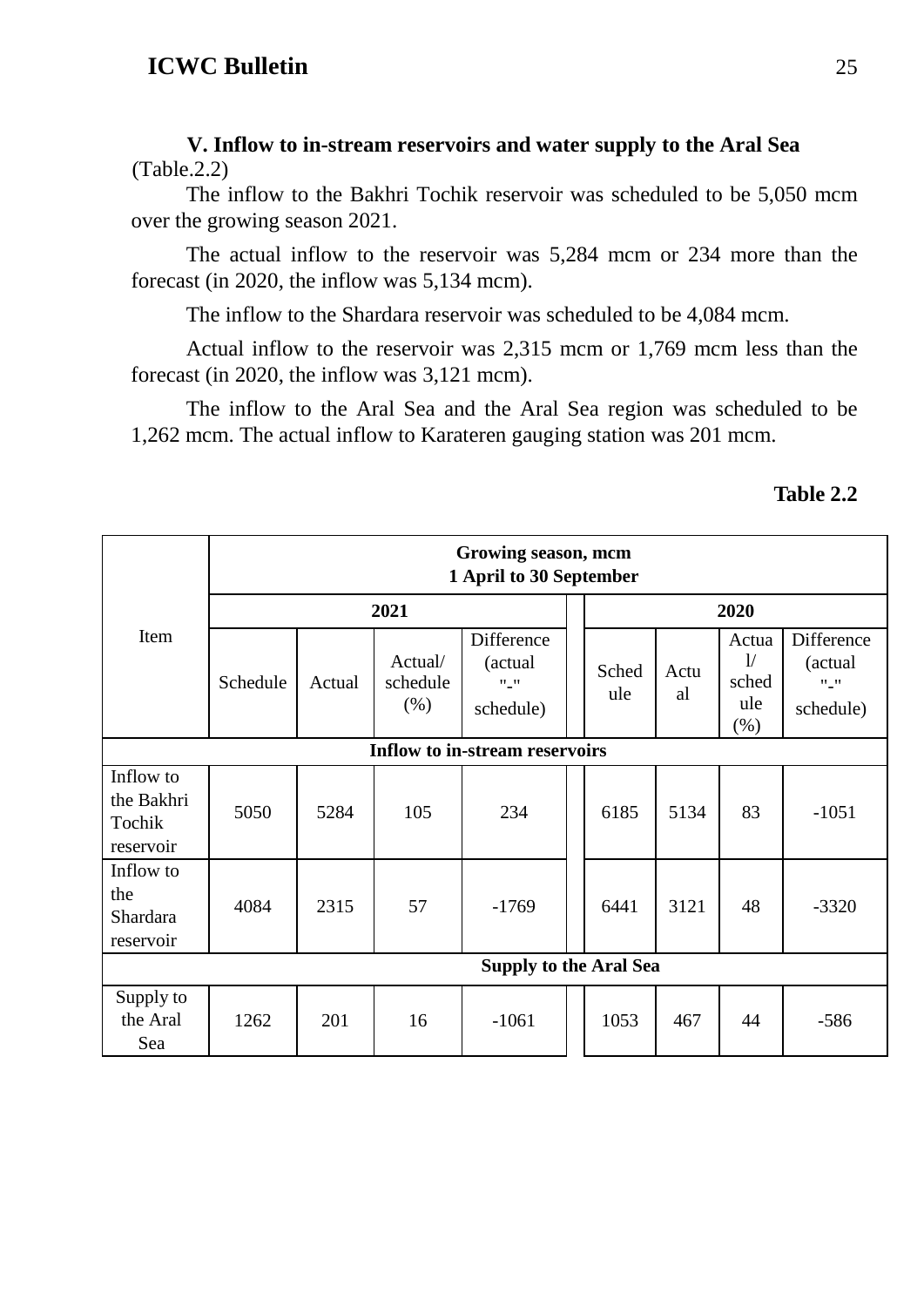**V. Inflow to in-stream reservoirs and water supply to the Aral Sea** (Table.2.2)

The inflow to the Bakhri Tochik reservoir was scheduled to be 5,050 mcm over the growing season 2021.

The actual inflow to the reservoir was 5,284 mcm or 234 more than the forecast (in 2020, the inflow was 5,134 mcm).

The inflow to the Shardara reservoir was scheduled to be 4,084 mcm.

Actual inflow to the reservoir was 2,315 mcm or 1,769 mcm less than the forecast (in 2020, the inflow was 3,121 mcm).

The inflow to the Aral Sea and the Aral Sea region was scheduled to be 1,262 mcm. The actual inflow to Karateren gauging station was 201 mcm.

**Table 2.2**

| Item | Growing season, mcm 1 April to 30 September | | | | | | | |
|---|---|---|---|---|---|---|---|---|
| | 2021 | | | | 2020 | | | |
| | Schedule | Actual | Actual/ schedule (%) | Difference (actual "-" schedule) | Schedule | Actual | Actual/ schedule (%) | Difference (actual "-" schedule) |
| **Inflow to in-stream reservoirs** | | | | | | | | |
| Inflow to the Bakhri Tochik reservoir | 5050 | 5284 | 105 | 234 | 6185 | 5134 | 83 | -1051 |
| Inflow to the Shardara reservoir | 4084 | 2315 | 57 | -1769 | 6441 | 3121 | 48 | -3320 |
| **Supply to the Aral Sea** | | | | | | | | |
| Supply to the Aral Sea | 1262 | 201 | 16 | -1061 | 1053 | 467 | 44 | -586 |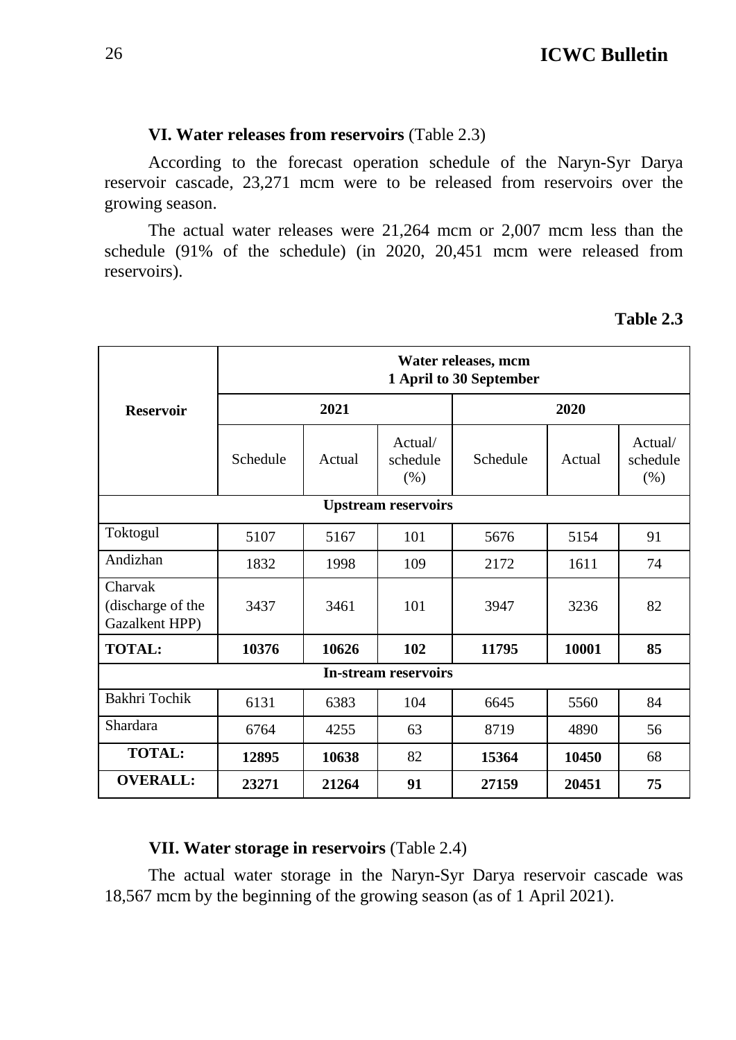**VI. Water releases from reservoirs** (Table 2.3)

According to the forecast operation schedule of the Naryn-Syr Darya reservoir cascade, 23,271 mcm were to be released from reservoirs over the growing season.

The actual water releases were 21,264 mcm or 2,007 mcm less than the schedule (91% of the schedule) (in 2020, 20,451 mcm were released from reservoirs).

**Table 2.3**

| Reservoir | Water releases, mcm 1 April to 30 September | | | | | |
|---|---|---|---|---|---|---|
| | 2021 | | | 2020 | | |
| | Schedule | Actual | Actual/ schedule (%) | Schedule | Actual | Actual/ schedule (%) |
| **Upstream reservoirs** | | | | | | |
| Toktogul | 5107 | 5167 | 101 | 5676 | 5154 | 91 |
| Andizhan | 1832 | 1998 | 109 | 2172 | 1611 | 74 |
| Charvak (discharge of the Gazalkent HPP) | 3437 | 3461 | 101 | 3947 | 3236 | 82 |
| **TOTAL:** | **10376** | **10626** | **102** | **11795** | **10001** | **85** |
| **In-stream reservoirs** | | | | | | |
| Bakhri Tochik | 6131 | 6383 | 104 | 6645 | 5560 | 84 |
| Shardara | 6764 | 4255 | 63 | 8719 | 4890 | 56 |
| **TOTAL:** | **12895** | **10638** | 82 | **15364** | **10450** | 68 |
| **OVERALL:** | **23271** | **21264** | **91** | **27159** | **20451** | **75** |

**VII. Water storage in reservoirs** (Table 2.4)

The actual water storage in the Naryn-Syr Darya reservoir cascade was 18,567 mcm by the beginning of the growing season (as of 1 April 2021).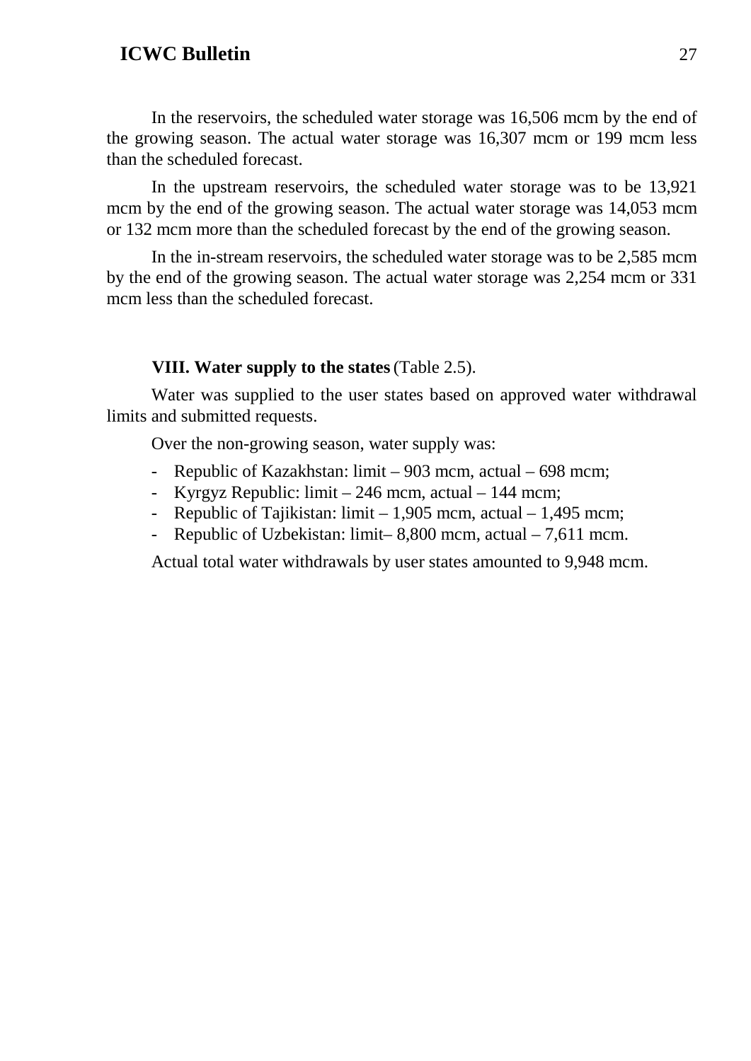In the reservoirs, the scheduled water storage was 16,506 mcm by the end of the growing season. The actual water storage was 16,307 mcm or 199 mcm less than the scheduled forecast.

In the upstream reservoirs, the scheduled water storage was to be 13,921 mcm by the end of the growing season. The actual water storage was 14,053 mcm or 132 mcm more than the scheduled forecast by the end of the growing season.

In the in-stream reservoirs, the scheduled water storage was to be 2,585 mcm by the end of the growing season. The actual water storage was 2,254 mcm or 331 mcm less than the scheduled forecast.

**VIII. Water supply to the states** (Table 2.5).

Water was supplied to the user states based on approved water withdrawal limits and submitted requests.

Over the non-growing season, water supply was:

- Republic of Kazakhstan: limit – 903 mcm, actual – 698 mcm;
- Kyrgyz Republic: limit – 246 mcm, actual – 144 mcm;
- Republic of Tajikistan: limit – 1,905 mcm, actual – 1,495 mcm;
- Republic of Uzbekistan: limit– 8,800 mcm, actual – 7,611 mcm.

Actual total water withdrawals by user states amounted to 9,948 mcm.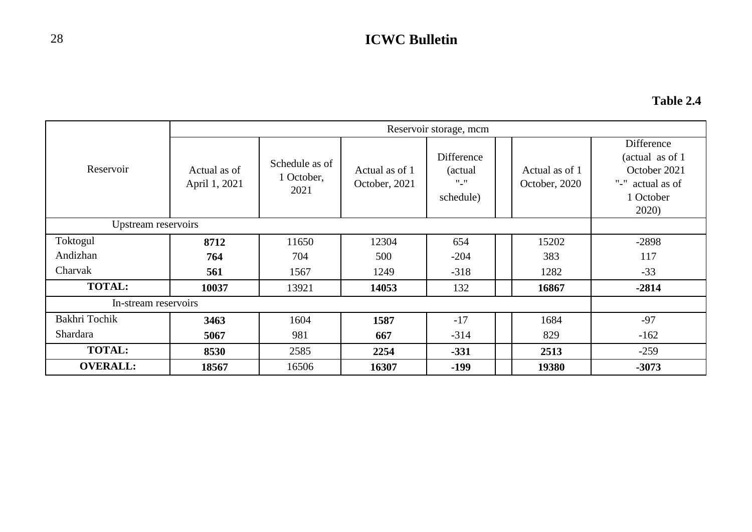**Table 2.4**

| Reservoir | Reservoir storage, mcm | | | | | | |
|---|---|---|---|---|---|---|---|
| | Actual as of April 1, 2021 | Schedule as of 1 October, 2021 | Actual as of 1 October, 2021 | Difference (actual "-" schedule) | | Actual as of 1 October, 2020 | Difference (actual as of 1 October 2021 "-" actual as of 1 October 2020) |
| Upstream reservoirs | | | | | | | |
| Toktogul | **8712** | 11650 | 12304 | 654 | | 15202 | -2898 |
| Andizhan | **764** | 704 | 500 | -204 | | 383 | 117 |
| Charvak | **561** | 1567 | 1249 | -318 | | 1282 | -33 |
| **TOTAL:** | **10037** | 13921 | **14053** | 132 | | **16867** | **-2814** |
| In-stream reservoirs | | | | | | | |
| Bakhri Tochik | **3463** | 1604 | **1587** | -17 | | 1684 | -97 |
| Shardara | **5067** | 981 | **667** | -314 | | 829 | -162 |
| **TOTAL:** | **8530** | 2585 | **2254** | **-331** | | **2513** | -259 |
| **OVERALL:** | **18567** | 16506 | **16307** | **-199** | | **19380** | **-3073** |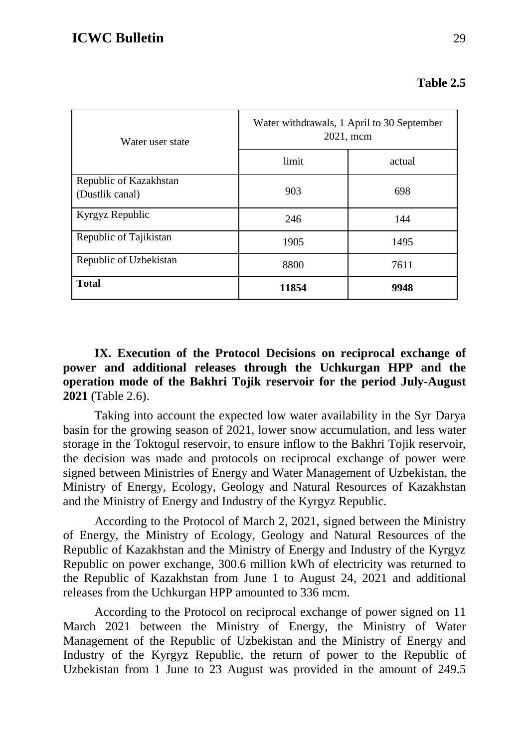**Table 2.5**

| Water user state | Water withdrawals, 1 April to 30 September 2021, mcm | |
|---|---|---|
| | limit | actual |
| Republic of Kazakhstan (Dustlik canal) | 903 | 698 |
| Kyrgyz Republic | 246 | 144 |
| Republic of Tajikistan | 1905 | 1495 |
| Republic of Uzbekistan | 8800 | 7611 |
| **Total** | **11854** | **9948** |

**IX. Execution of the Protocol Decisions on reciprocal exchange of power and additional releases through the Uchkurgan HPP and the operation mode of the Bakhri Tojik reservoir for the period July-August 2021** (Table 2.6).

Taking into account the expected low water availability in the Syr Darya basin for the growing season of 2021, lower snow accumulation, and less water storage in the Toktogul reservoir, to ensure inflow to the Bakhri Tojik reservoir, the decision was made and protocols on reciprocal exchange of power were signed between Ministries of Energy and Water Management of Uzbekistan, the Ministry of Energy, Ecology, Geology and Natural Resources of Kazakhstan and the Ministry of Energy and Industry of the Kyrgyz Republic.

According to the Protocol of March 2, 2021, signed between the Ministry of Energy, the Ministry of Ecology, Geology and Natural Resources of the Republic of Kazakhstan and the Ministry of Energy and Industry of the Kyrgyz Republic on power exchange, 300.6 million kWh of electricity was returned to the Republic of Kazakhstan from June 1 to August 24, 2021 and additional releases from the Uchkurgan HPP amounted to 336 mcm.

According to the Protocol on reciprocal exchange of power signed on 11 March 2021 between the Ministry of Energy, the Ministry of Water Management of the Republic of Uzbekistan and the Ministry of Energy and Industry of the Kyrgyz Republic, the return of power to the Republic of Uzbekistan from 1 June to 23 August was provided in the amount of 249.5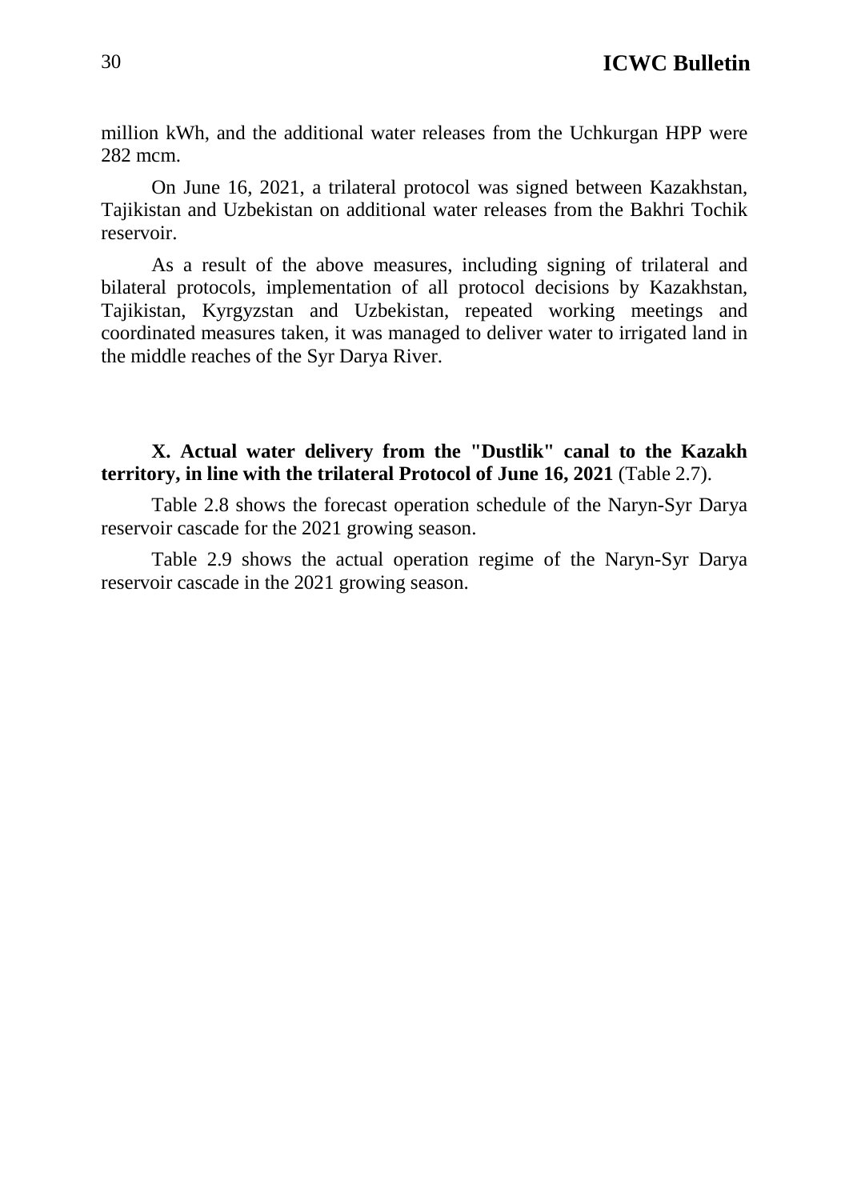million kWh, and the additional water releases from the Uchkurgan HPP were 282 mcm.

On June 16, 2021, a trilateral protocol was signed between Kazakhstan, Tajikistan and Uzbekistan on additional water releases from the Bakhri Tochik reservoir.

As a result of the above measures, including signing of trilateral and bilateral protocols, implementation of all protocol decisions by Kazakhstan, Tajikistan, Kyrgyzstan and Uzbekistan, repeated working meetings and coordinated measures taken, it was managed to deliver water to irrigated land in the middle reaches of the Syr Darya River.

**X. Actual water delivery from the "Dustlik" canal to the Kazakh territory, in line with the trilateral Protocol of June 16, 2021** (Table 2.7).

Table 2.8 shows the forecast operation schedule of the Naryn-Syr Darya reservoir cascade for the 2021 growing season.

Table 2.9 shows the actual operation regime of the Naryn-Syr Darya reservoir cascade in the 2021 growing season.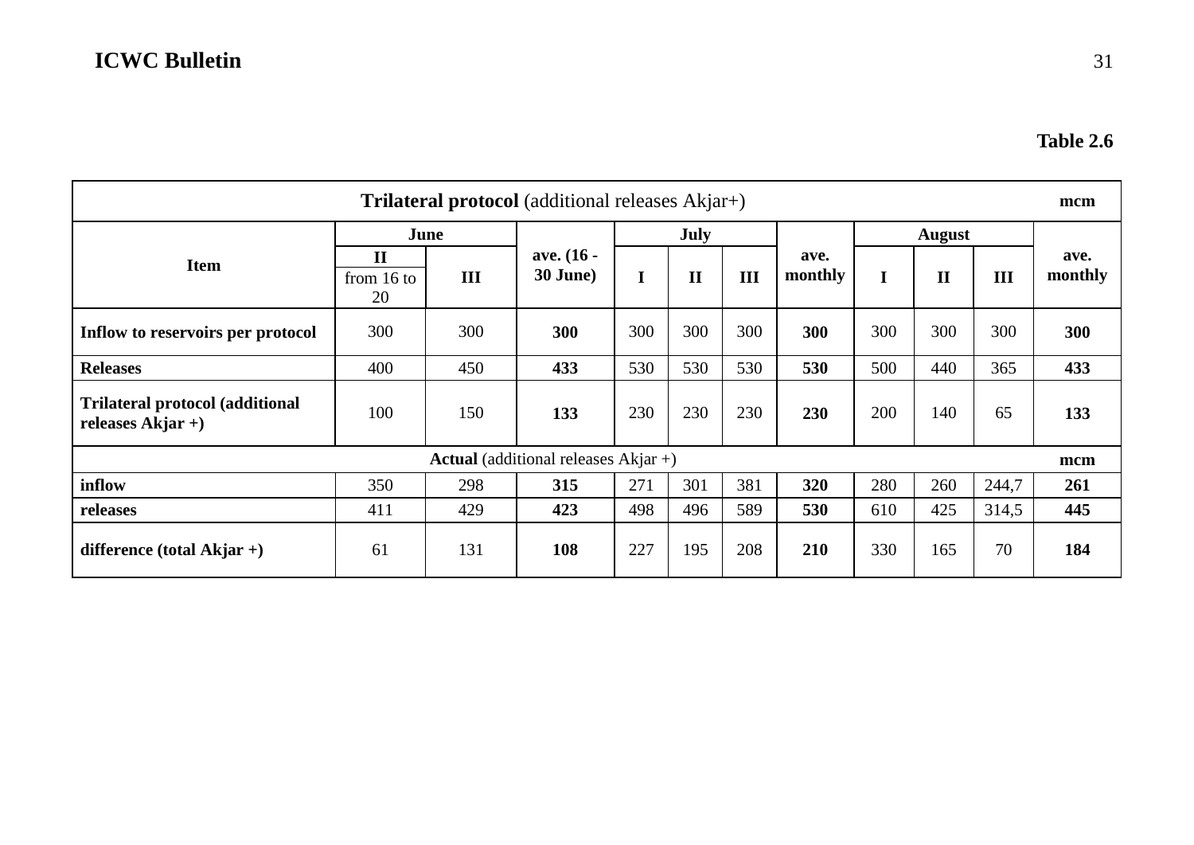**Table 2.6**

| **Trilateral protocol** (additional releases Akjar+) | | | | | | | | | | | | **mcm** |
|---|---|---|---|---|---|---|---|---|---|---|---|---|
| **Item** | **June** | | **ave. (16 - 30 June)** | **July** | | | **ave. monthly** | **August** | | | **ave. monthly** |
| | **II** from 16 to 20 | **III** | | **I** | **II** | **III** | | **I** | **II** | **III** | |
| **Inflow to reservoirs per protocol** | 300 | 300 | **300** | 300 | 300 | 300 | **300** | 300 | 300 | 300 | **300** |
| **Releases** | 400 | 450 | **433** | 530 | 530 | 530 | **530** | 500 | 440 | 365 | **433** |
| **Trilateral protocol (additional releases Akjar +)** | 100 | 150 | **133** | 230 | 230 | 230 | **230** | 200 | 140 | 65 | **133** |
| **Actual** (additional releases Akjar +) | | | | | | | | | | | **mcm** |
| **inflow** | 350 | 298 | **315** | 271 | 301 | 381 | **320** | 280 | 260 | 244,7 | **261** |
| **releases** | 411 | 429 | **423** | 498 | 496 | 589 | **530** | 610 | 425 | 314,5 | **445** |
| **difference (total Akjar +)** | 61 | 131 | **108** | 227 | 195 | 208 | **210** | 330 | 165 | 70 | **184** |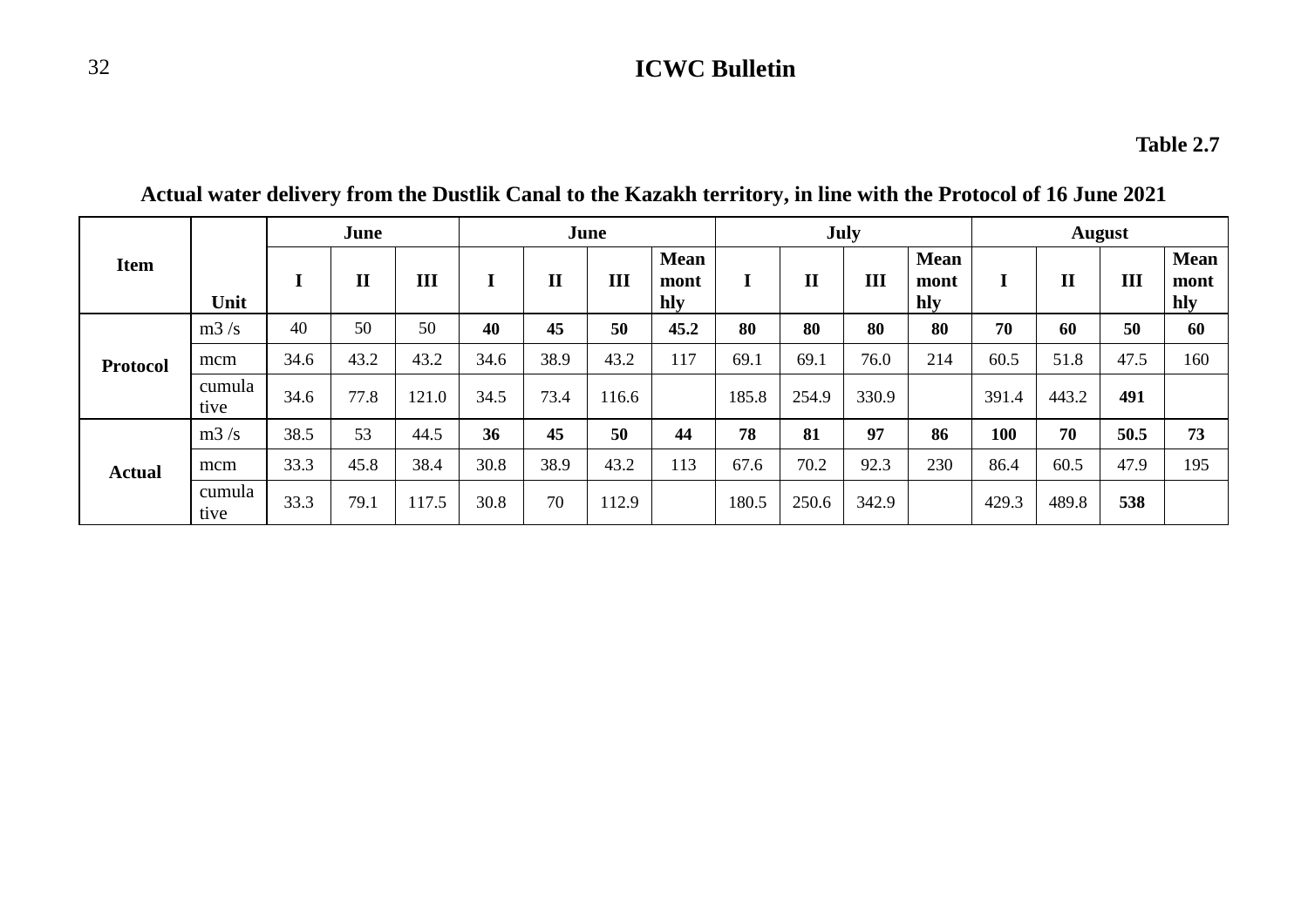**Table 2.7**

**Actual water delivery from the Dustlik Canal to the Kazakh territory, in line with the Protocol of 16 June 2021**

| Item | Unit | June | | | June | | | | July | | | | August | | | |
|---|---|---|---|---|---|---|---|---|---|---|---|---|---|---|---|---|
| | | I | II | III | I | II | III | Mean monthly | I | II | III | Mean monthly | I | II | III | Mean monthly |
| Protocol | m3 /s | 40 | 50 | 50 | **40** | **45** | **50** | **45.2** | **80** | **80** | **80** | **80** | **70** | **60** | **50** | **60** |
| | mcm | 34.6 | 43.2 | 43.2 | 34.6 | 38.9 | 43.2 | 117 | 69.1 | 69.1 | 76.0 | 214 | 60.5 | 51.8 | 47.5 | 160 |
| | cumulative | 34.6 | 77.8 | 121.0 | 34.5 | 73.4 | 116.6 | | 185.8 | 254.9 | 330.9 | | 391.4 | 443.2 | **491** | |
| Actual | m3 /s | 38.5 | 53 | 44.5 | **36** | **45** | **50** | **44** | **78** | **81** | **97** | **86** | **100** | **70** | **50.5** | **73** |
| | mcm | 33.3 | 45.8 | 38.4 | 30.8 | 38.9 | 43.2 | 113 | 67.6 | 70.2 | 92.3 | 230 | 86.4 | 60.5 | 47.9 | 195 |
| | cumulative | 33.3 | 79.1 | 117.5 | 30.8 | 70 | 112.9 | | 180.5 | 250.6 | 342.9 | | 429.3 | 489.8 | **538** | |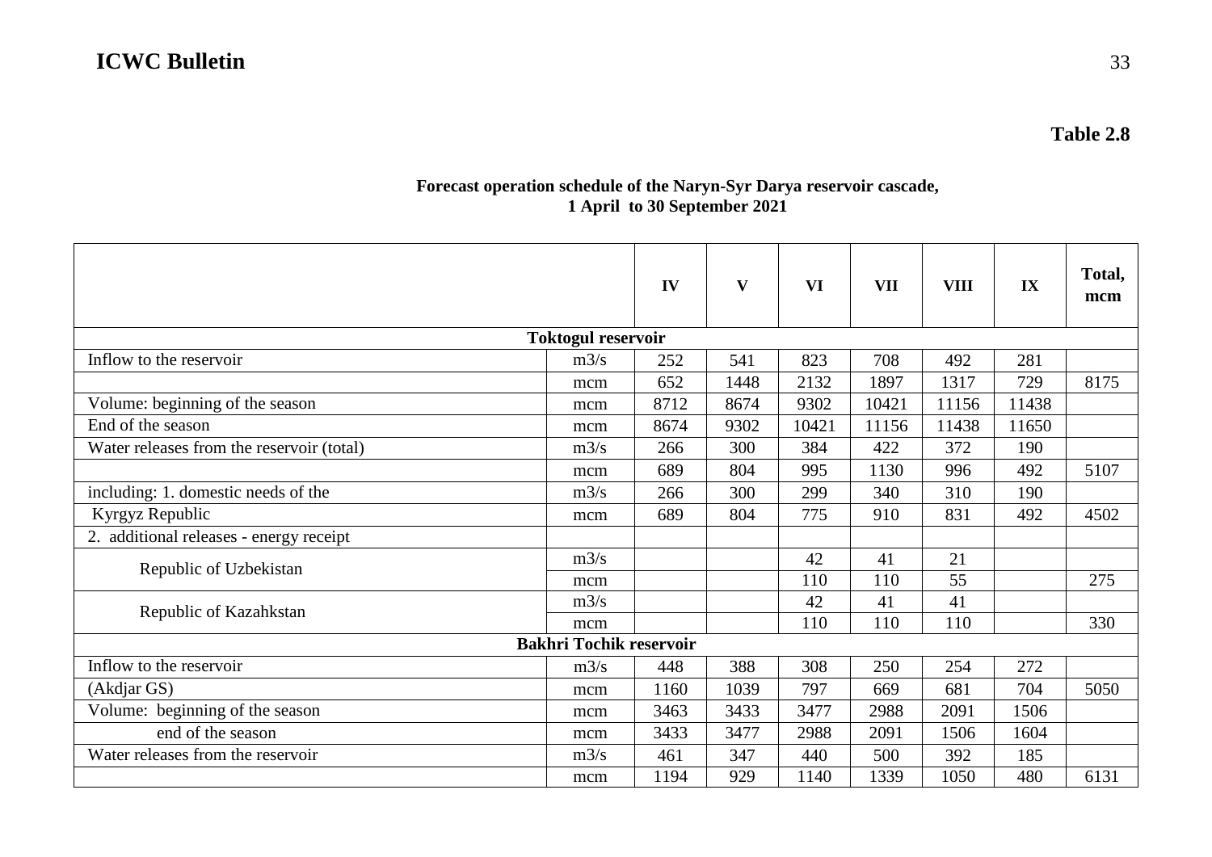**Table 2.8**

**Forecast operation schedule of the Naryn-Syr Darya reservoir cascade, 1 April to 30 September 2021**

| | | IV | V | VI | VII | VIII | IX | Total, mcm |
|---|---|---|---|---|---|---|---|---|
| **Toktogul reservoir** | | | | | | | | |
| Inflow to the reservoir | m3/s | 252 | 541 | 823 | 708 | 492 | 281 | |
| | mcm | 652 | 1448 | 2132 | 1897 | 1317 | 729 | 8175 |
| Volume: beginning of the season | mcm | 8712 | 8674 | 9302 | 10421 | 11156 | 11438 | |
| End of the season | mcm | 8674 | 9302 | 10421 | 11156 | 11438 | 11650 | |
| Water releases from the reservoir (total) | m3/s | 266 | 300 | 384 | 422 | 372 | 190 | |
| | mcm | 689 | 804 | 995 | 1130 | 996 | 492 | 5107 |
| including: 1. domestic needs of the | m3/s | 266 | 300 | 299 | 340 | 310 | 190 | |
| Kyrgyz Republic | mcm | 689 | 804 | 775 | 910 | 831 | 492 | 4502 |
| 2. additional releases - energy receipt | | | | | | | | |
| Republic of Uzbekistan | m3/s | | | 42 | 41 | 21 | | |
| | mcm | | | 110 | 110 | 55 | | 275 |
| Republic of Kazahkstan | m3/s | | | 42 | 41 | 41 | | |
| | mcm | | | 110 | 110 | 110 | | 330 |
| **Bakhri Tochik reservoir** | | | | | | | | |
| Inflow to the reservoir | m3/s | 448 | 388 | 308 | 250 | 254 | 272 | |
| (Akdjar GS) | mcm | 1160 | 1039 | 797 | 669 | 681 | 704 | 5050 |
| Volume: beginning of the season | mcm | 3463 | 3433 | 3477 | 2988 | 2091 | 1506 | |
| end of the season | mcm | 3433 | 3477 | 2988 | 2091 | 1506 | 1604 | |
| Water releases from the reservoir | m3/s | 461 | 347 | 440 | 500 | 392 | 185 | |
| | mcm | 1194 | 929 | 1140 | 1339 | 1050 | 480 | 6131 |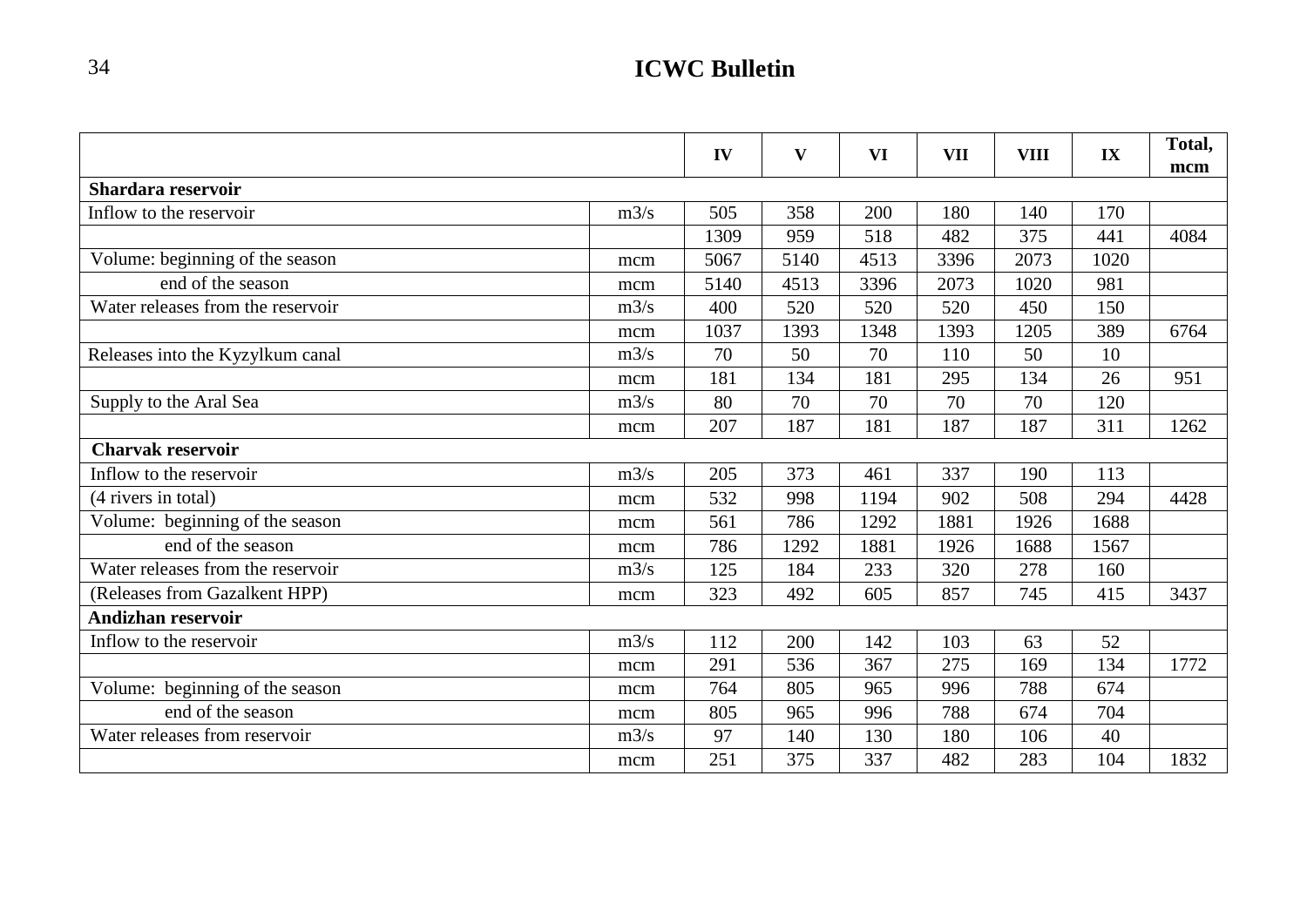| | | IV | V | VI | VII | VIII | IX | Total, mcm |
|---|---|---|---|---|---|---|---|---|
| **Shardara reservoir** | | | | | | | | |
| Inflow to the reservoir | m3/s | 505 | 358 | 200 | 180 | 140 | 170 | |
| | | 1309 | 959 | 518 | 482 | 375 | 441 | 4084 |
| Volume: beginning of the season | mcm | 5067 | 5140 | 4513 | 3396 | 2073 | 1020 | |
| end of the season | mcm | 5140 | 4513 | 3396 | 2073 | 1020 | 981 | |
| Water releases from the reservoir | m3/s | 400 | 520 | 520 | 520 | 450 | 150 | |
| | mcm | 1037 | 1393 | 1348 | 1393 | 1205 | 389 | 6764 |
| Releases into the Kyzylkum canal | m3/s | 70 | 50 | 70 | 110 | 50 | 10 | |
| | mcm | 181 | 134 | 181 | 295 | 134 | 26 | 951 |
| Supply to the Aral Sea | m3/s | 80 | 70 | 70 | 70 | 70 | 120 | |
| | mcm | 207 | 187 | 181 | 187 | 187 | 311 | 1262 |
| **Charvak reservoir** | | | | | | | | |
| Inflow to the reservoir | m3/s | 205 | 373 | 461 | 337 | 190 | 113 | |
| (4 rivers in total) | mcm | 532 | 998 | 1194 | 902 | 508 | 294 | 4428 |
| Volume: beginning of the season | mcm | 561 | 786 | 1292 | 1881 | 1926 | 1688 | |
| end of the season | mcm | 786 | 1292 | 1881 | 1926 | 1688 | 1567 | |
| Water releases from the reservoir | m3/s | 125 | 184 | 233 | 320 | 278 | 160 | |
| (Releases from Gazalkent HPP) | mcm | 323 | 492 | 605 | 857 | 745 | 415 | 3437 |
| **Andizhan reservoir** | | | | | | | | |
| Inflow to the reservoir | m3/s | 112 | 200 | 142 | 103 | 63 | 52 | |
| | mcm | 291 | 536 | 367 | 275 | 169 | 134 | 1772 |
| Volume: beginning of the season | mcm | 764 | 805 | 965 | 996 | 788 | 674 | |
| end of the season | mcm | 805 | 965 | 996 | 788 | 674 | 704 | |
| Water releases from reservoir | m3/s | 97 | 140 | 130 | 180 | 106 | 40 | |
| | mcm | 251 | 375 | 337 | 482 | 283 | 104 | 1832 |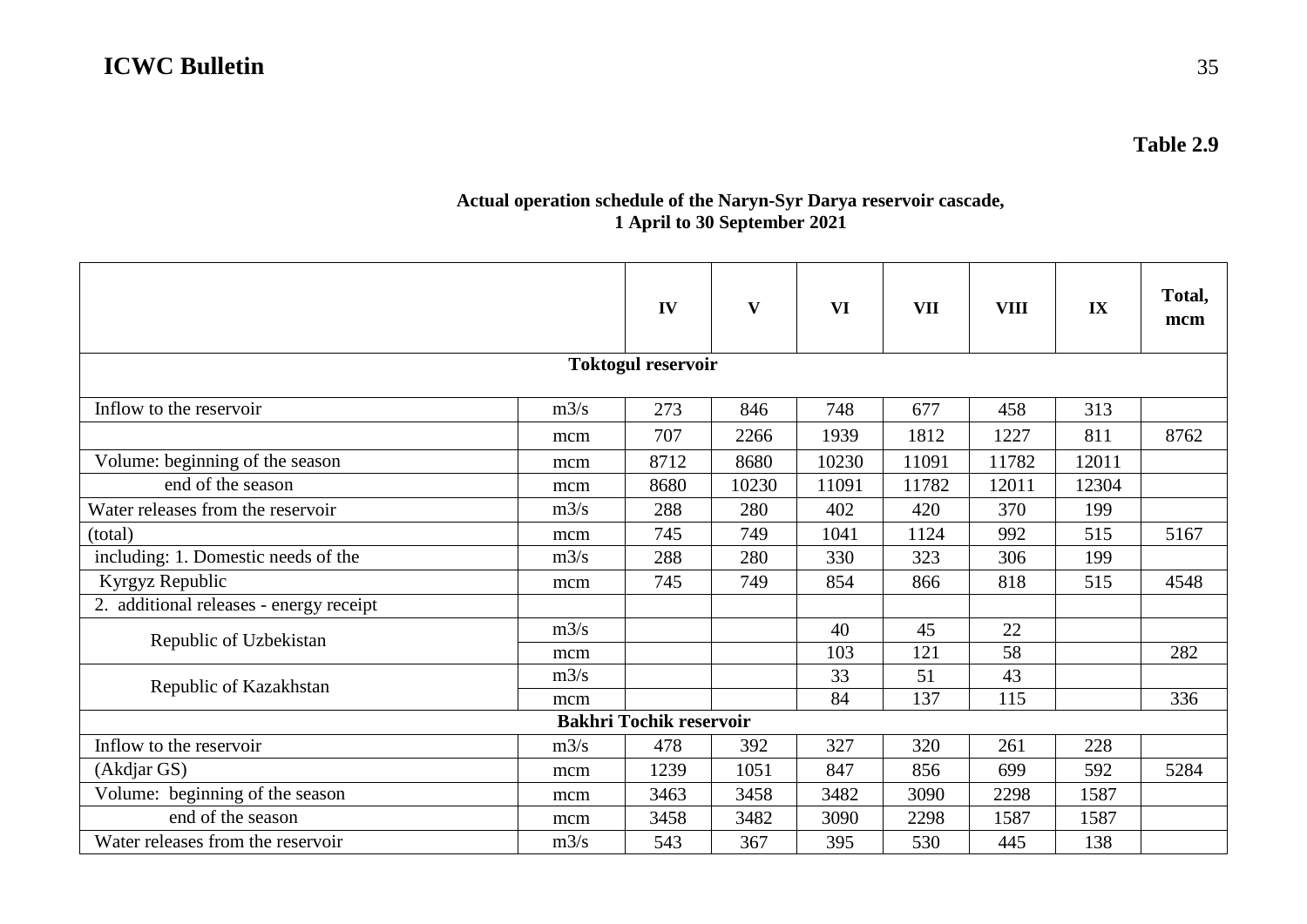**Table 2.9**

**Actual operation schedule of the Naryn-Syr Darya reservoir cascade, 1 April to 30 September 2021**

| | | IV | V | VI | VII | VIII | IX | Total, mcm |
|---|---|---|---|---|---|---|---|---|
| **Toktogul reservoir** | | | | | | | | |
| Inflow to the reservoir | m3/s | 273 | 846 | 748 | 677 | 458 | 313 | |
| | mcm | 707 | 2266 | 1939 | 1812 | 1227 | 811 | 8762 |
| Volume: beginning of the season | mcm | 8712 | 8680 | 10230 | 11091 | 11782 | 12011 | |
| end of the season | mcm | 8680 | 10230 | 11091 | 11782 | 12011 | 12304 | |
| Water releases from the reservoir | m3/s | 288 | 280 | 402 | 420 | 370 | 199 | |
| (total) | mcm | 745 | 749 | 1041 | 1124 | 992 | 515 | 5167 |
| including: 1. Domestic needs of the | m3/s | 288 | 280 | 330 | 323 | 306 | 199 | |
| Kyrgyz Republic | mcm | 745 | 749 | 854 | 866 | 818 | 515 | 4548 |
| 2. additional releases - energy receipt | | | | | | | | |
| Republic of Uzbekistan | m3/s | | | 40 | 45 | 22 | | |
| | mcm | | | 103 | 121 | 58 | | 282 |
| Republic of Kazakhstan | m3/s | | | 33 | 51 | 43 | | |
| | mcm | | | 84 | 137 | 115 | | 336 |
| **Bakhri Tochik reservoir** | | | | | | | | |
| Inflow to the reservoir | m3/s | 478 | 392 | 327 | 320 | 261 | 228 | |
| (Akdjar GS) | mcm | 1239 | 1051 | 847 | 856 | 699 | 592 | 5284 |
| Volume: beginning of the season | mcm | 3463 | 3458 | 3482 | 3090 | 2298 | 1587 | |
| end of the season | mcm | 3458 | 3482 | 3090 | 2298 | 1587 | 1587 | |
| Water releases from the reservoir | m3/s | 543 | 367 | 395 | 530 | 445 | 138 | |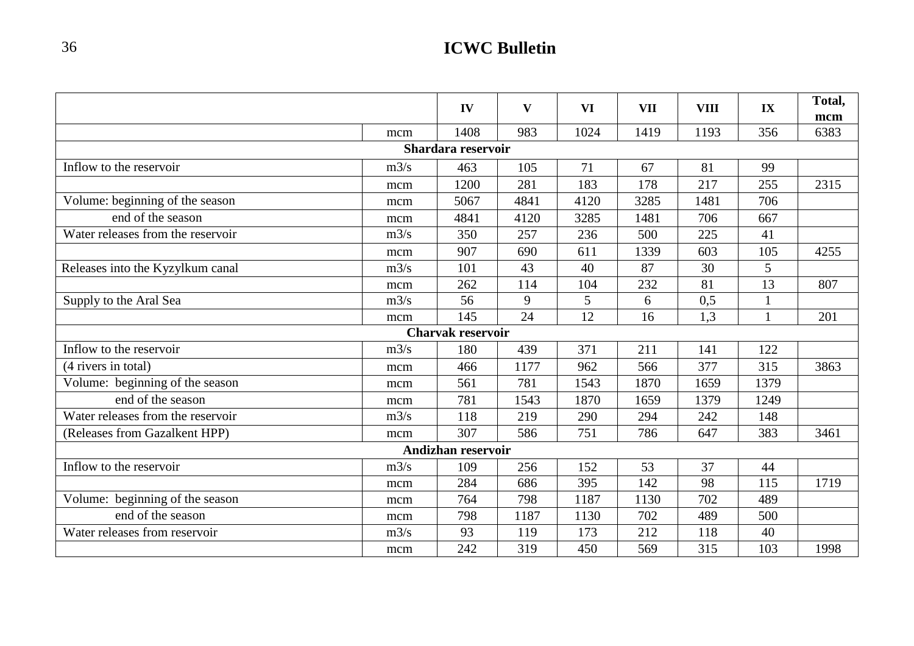|  |  | IV | V | VI | VII | VIII | IX | Total, mcm |
|---|---|---|---|---|---|---|---|---|
|  | mcm | 1408 | 983 | 1024 | 1419 | 1193 | 356 | 6383 |
| **Shardara reservoir** |  |  |  |  |  |  |  |  |
| Inflow to the reservoir | m3/s | 463 | 105 | 71 | 67 | 81 | 99 |  |
|  | mcm | 1200 | 281 | 183 | 178 | 217 | 255 | 2315 |
| Volume: beginning of the season | mcm | 5067 | 4841 | 4120 | 3285 | 1481 | 706 |  |
| end of the season | mcm | 4841 | 4120 | 3285 | 1481 | 706 | 667 |  |
| Water releases from the reservoir | m3/s | 350 | 257 | 236 | 500 | 225 | 41 |  |
|  | mcm | 907 | 690 | 611 | 1339 | 603 | 105 | 4255 |
| Releases into the Kyzylkum canal | m3/s | 101 | 43 | 40 | 87 | 30 | 5 |  |
|  | mcm | 262 | 114 | 104 | 232 | 81 | 13 | 807 |
| Supply to the Aral Sea | m3/s | 56 | 9 | 5 | 6 | 0,5 | 1 |  |
|  | mcm | 145 | 24 | 12 | 16 | 1,3 | 1 | 201 |
| **Charvak reservoir** |  |  |  |  |  |  |  |  |
| Inflow to the reservoir | m3/s | 180 | 439 | 371 | 211 | 141 | 122 |  |
| (4 rivers in total) | mcm | 466 | 1177 | 962 | 566 | 377 | 315 | 3863 |
| Volume: beginning of the season | mcm | 561 | 781 | 1543 | 1870 | 1659 | 1379 |  |
| end of the season | mcm | 781 | 1543 | 1870 | 1659 | 1379 | 1249 |  |
| Water releases from the reservoir | m3/s | 118 | 219 | 290 | 294 | 242 | 148 |  |
| (Releases from Gazalkent HPP) | mcm | 307 | 586 | 751 | 786 | 647 | 383 | 3461 |
| **Andizhan reservoir** |  |  |  |  |  |  |  |  |
| Inflow to the reservoir | m3/s | 109 | 256 | 152 | 53 | 37 | 44 |  |
|  | mcm | 284 | 686 | 395 | 142 | 98 | 115 | 1719 |
| Volume: beginning of the season | mcm | 764 | 798 | 1187 | 1130 | 702 | 489 |  |
| end of the season | mcm | 798 | 1187 | 1130 | 702 | 489 | 500 |  |
| Water releases from reservoir | m3/s | 93 | 119 | 173 | 212 | 118 | 40 |  |
|  | mcm | 242 | 319 | 450 | 569 | 315 | 103 | 1998 |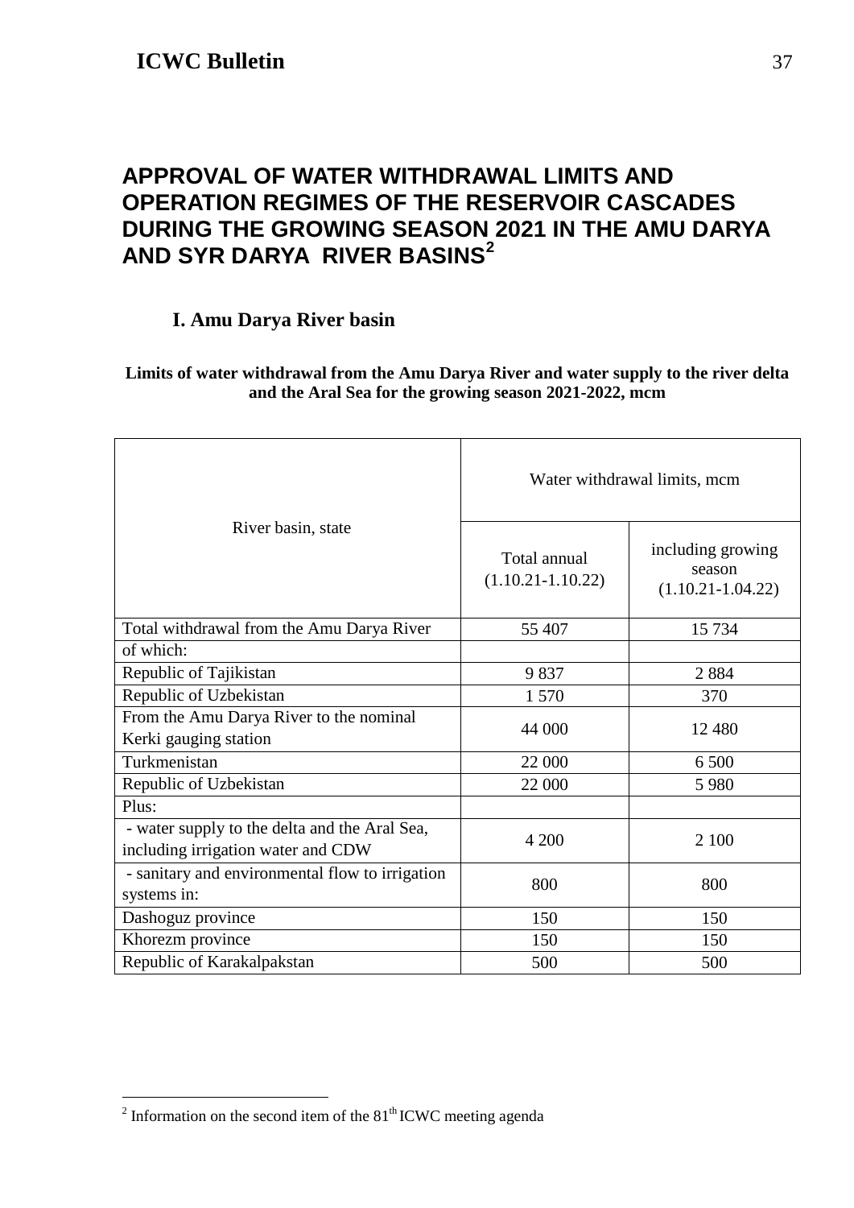# APPROVAL OF WATER WITHDRAWAL LIMITS AND OPERATION REGIMES OF THE RESERVOIR CASCADES DURING THE GROWING SEASON 2021 IN THE AMU DARYA AND SYR DARYA RIVER BASINS[2]

## I. Amu Darya River basin

**Limits of water withdrawal from the Amu Darya River and water supply to the river delta and the Aral Sea for the growing season 2021-2022, mcm**

| River basin, state | Water withdrawal limits, mcm | |
|---|---|---|
| | Total annual (1.10.21-1.10.22) | including growing season (1.10.21-1.04.22) |
| Total withdrawal from the Amu Darya River | 55 407 | 15 734 |
| of which: | | |
| Republic of Tajikistan | 9 837 | 2 884 |
| Republic of Uzbekistan | 1 570 | 370 |
| From the Amu Darya River to the nominal Kerki gauging station | 44 000 | 12 480 |
| Turkmenistan | 22 000 | 6 500 |
| Republic of Uzbekistan | 22 000 | 5 980 |
| Plus: | | |
| - water supply to the delta and the Aral Sea, including irrigation water and CDW | 4 200 | 2 100 |
| - sanitary and environmental flow to irrigation systems in: | 800 | 800 |
| Dashoguz province | 150 | 150 |
| Khorezm province | 150 | 150 |
| Republic of Karakalpakstan | 500 | 500 |

[2] Information on the second item of the 81th ICWC meeting agenda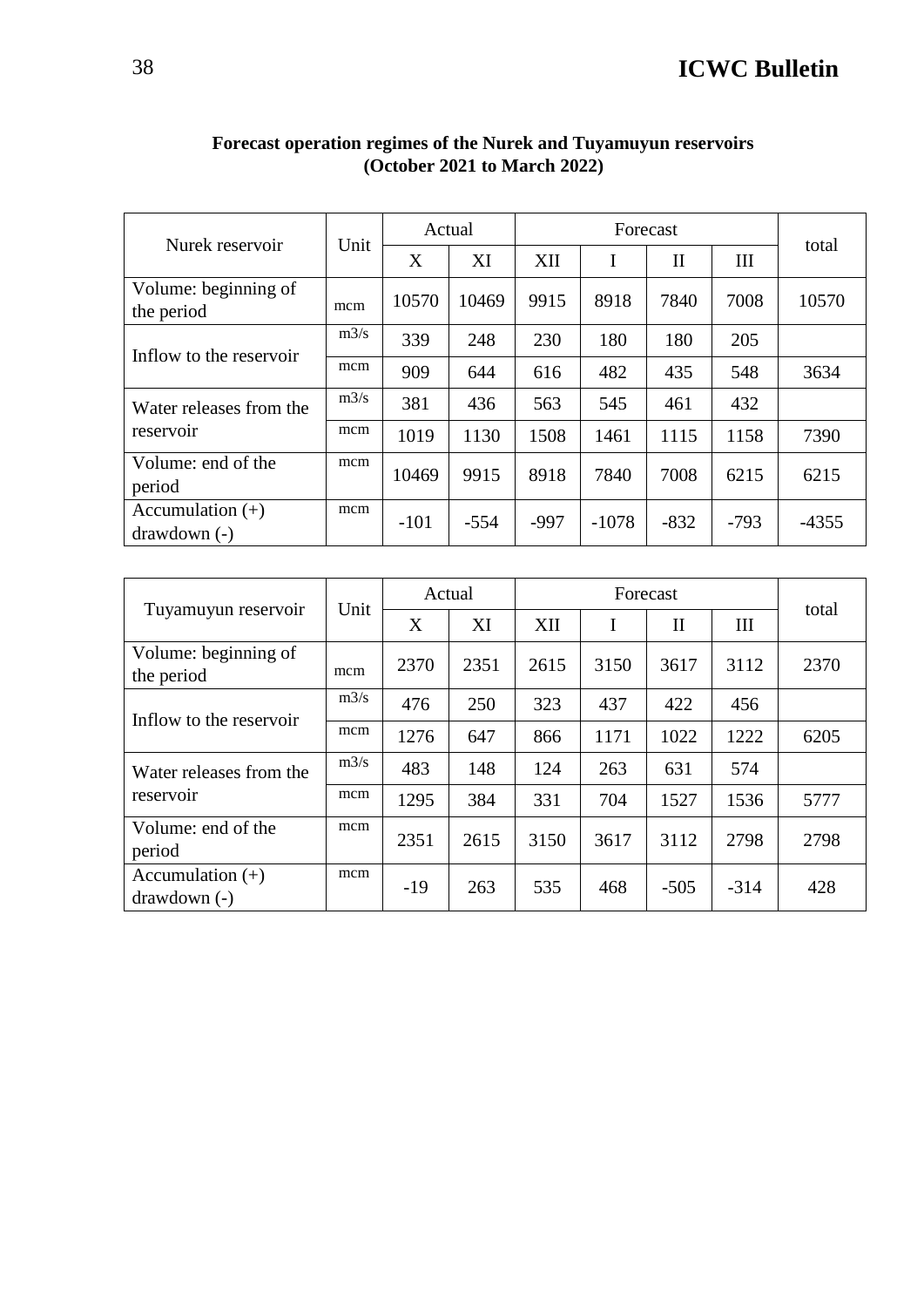**Forecast operation regimes of the Nurek and Tuyamuyun reservoirs (October 2021 to March 2022)**

| Nurek reservoir | Unit | Actual | | Forecast | | | | total |
|---|---|---|---|---|---|---|---|---|
| | | X | XI | XII | I | II | III | |
| Volume: beginning of the period | mcm | 10570 | 10469 | 9915 | 8918 | 7840 | 7008 | 10570 |
| Inflow to the reservoir | m3/s | 339 | 248 | 230 | 180 | 180 | 205 | |
| | mcm | 909 | 644 | 616 | 482 | 435 | 548 | 3634 |
| Water releases from the reservoir | m3/s | 381 | 436 | 563 | 545 | 461 | 432 | |
| | mcm | 1019 | 1130 | 1508 | 1461 | 1115 | 1158 | 7390 |
| Volume: end of the period | mcm | 10469 | 9915 | 8918 | 7840 | 7008 | 6215 | 6215 |
| Accumulation (+) drawdown (-) | mcm | -101 | -554 | -997 | -1078 | -832 | -793 | -4355 |

| Tuyamuyun reservoir | Unit | Actual | | Forecast | | | | total |
|---|---|---|---|---|---|---|---|---|
| | | X | XI | XII | I | II | III | |
| Volume: beginning of the period | mcm | 2370 | 2351 | 2615 | 3150 | 3617 | 3112 | 2370 |
| Inflow to the reservoir | m3/s | 476 | 250 | 323 | 437 | 422 | 456 | |
| | mcm | 1276 | 647 | 866 | 1171 | 1022 | 1222 | 6205 |
| Water releases from the reservoir | m3/s | 483 | 148 | 124 | 263 | 631 | 574 | |
| | mcm | 1295 | 384 | 331 | 704 | 1527 | 1536 | 5777 |
| Volume: end of the period | mcm | 2351 | 2615 | 3150 | 3617 | 3112 | 2798 | 2798 |
| Accumulation (+) drawdown (-) | mcm | -19 | 263 | 535 | 468 | -505 | -314 | 428 |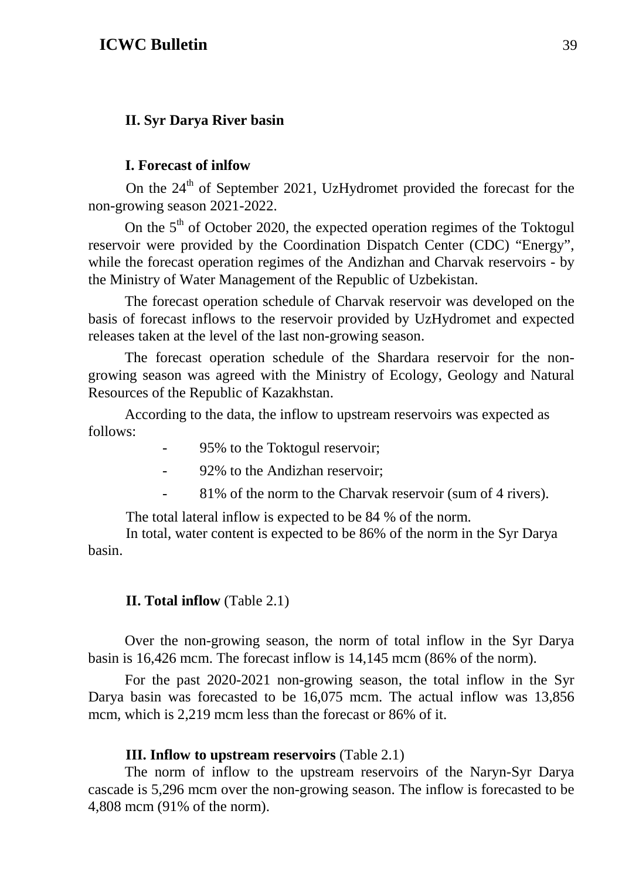## II. Syr Darya River basin

### I. Forecast of inlfow

On the 24th of September 2021, UzHydromet provided the forecast for the non-growing season 2021-2022.

On the 5th of October 2020, the expected operation regimes of the Toktogul reservoir were provided by the Coordination Dispatch Center (CDC) "Energy", while the forecast operation regimes of the Andizhan and Charvak reservoirs - by the Ministry of Water Management of the Republic of Uzbekistan.

The forecast operation schedule of Charvak reservoir was developed on the basis of forecast inflows to the reservoir provided by UzHydromet and expected releases taken at the level of the last non-growing season.

The forecast operation schedule of the Shardara reservoir for the non-growing season was agreed with the Ministry of Ecology, Geology and Natural Resources of the Republic of Kazakhstan.

According to the data, the inflow to upstream reservoirs was expected as follows:

- 95% to the Toktogul reservoir;
- 92% to the Andizhan reservoir;
- 81% of the norm to the Charvak reservoir (sum of 4 rivers).

The total lateral inflow is expected to be 84 % of the norm.

In total, water content is expected to be 86% of the norm in the Syr Darya basin.

### II. Total inflow (Table 2.1)

Over the non-growing season, the norm of total inflow in the Syr Darya basin is 16,426 mcm. The forecast inflow is 14,145 mcm (86% of the norm).

For the past 2020-2021 non-growing season, the total inflow in the Syr Darya basin was forecasted to be 16,075 mcm. The actual inflow was 13,856 mcm, which is 2,219 mcm less than the forecast or 86% of it.

### III. Inflow to upstream reservoirs (Table 2.1)

The norm of inflow to the upstream reservoirs of the Naryn-Syr Darya cascade is 5,296 mcm over the non-growing season. The inflow is forecasted to be 4,808 mcm (91% of the norm).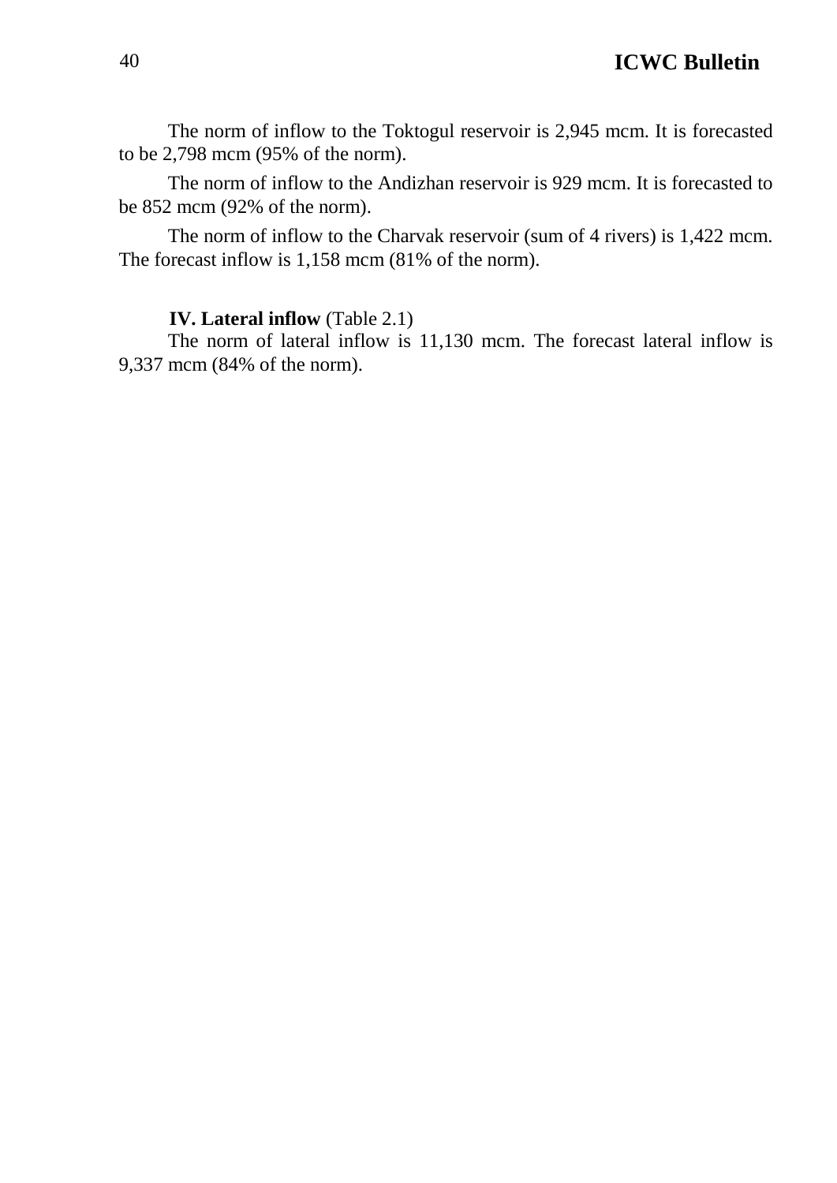The norm of inflow to the Toktogul reservoir is 2,945 mcm. It is forecasted to be 2,798 mcm (95% of the norm).

The norm of inflow to the Andizhan reservoir is 929 mcm. It is forecasted to be 852 mcm (92% of the norm).

The norm of inflow to the Charvak reservoir (sum of 4 rivers) is 1,422 mcm. The forecast inflow is 1,158 mcm (81% of the norm).

**IV. Lateral inflow** (Table 2.1)

The norm of lateral inflow is 11,130 mcm. The forecast lateral inflow is 9,337 mcm (84% of the norm).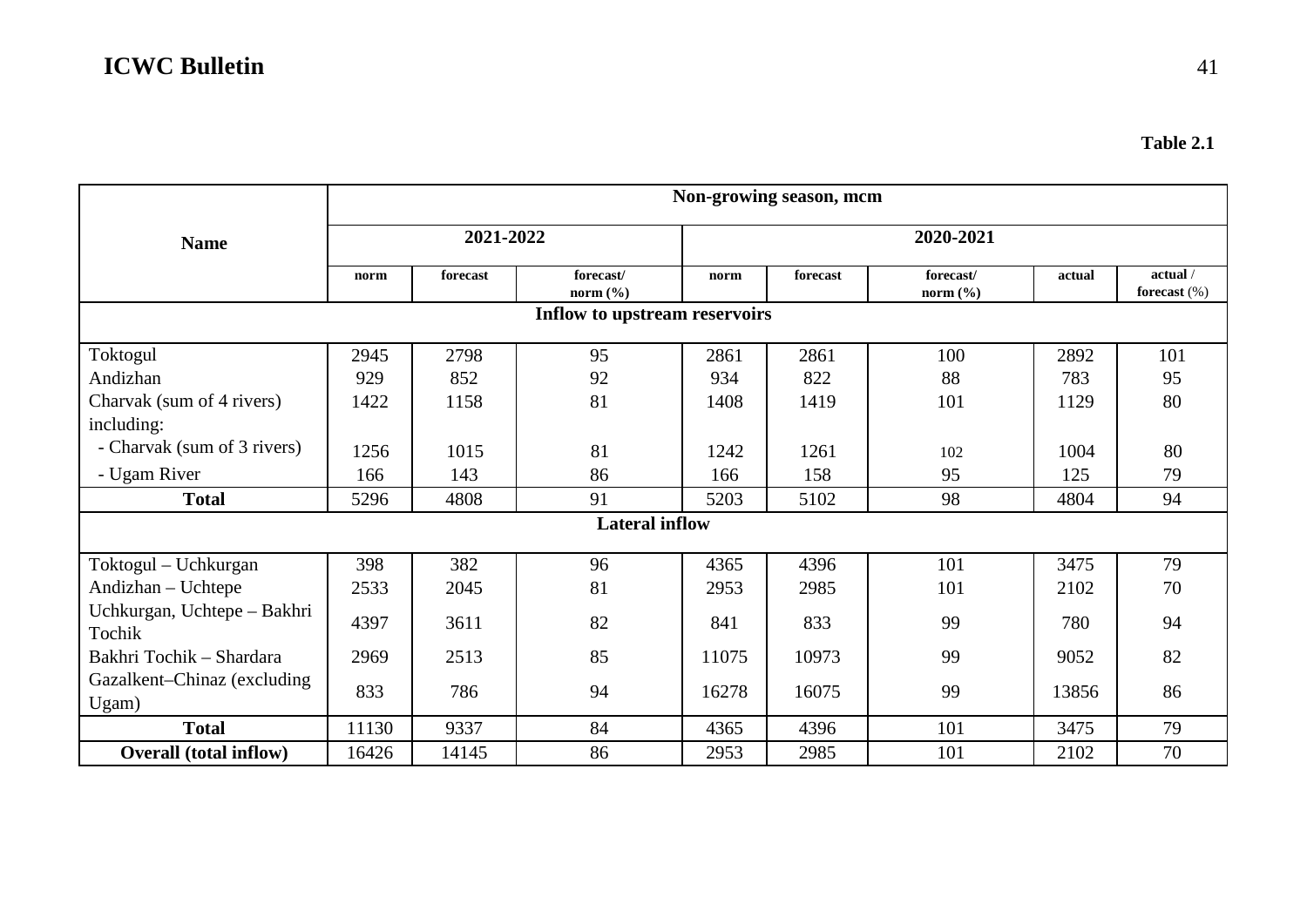**Table 2.1**

| Name | Non-growing season, mcm | | | | | | | |
|---|---|---|---|---|---|---|---|---|
| | 2021-2022 | | | 2020-2021 | | | | |
| | norm | forecast | forecast/ norm (%) | norm | forecast | forecast/ norm (%) | actual | actual / forecast (%) |
| **Inflow to upstream reservoirs** | | | | | | | | |
| Toktogul | 2945 | 2798 | 95 | 2861 | 2861 | 100 | 2892 | 101 |
| Andizhan | 929 | 852 | 92 | 934 | 822 | 88 | 783 | 95 |
| Charvak (sum of 4 rivers) including: | 1422 | 1158 | 81 | 1408 | 1419 | 101 | 1129 | 80 |
| - Charvak (sum of 3 rivers) | 1256 | 1015 | 81 | 1242 | 1261 | 102 | 1004 | 80 |
| - Ugam River | 166 | 143 | 86 | 166 | 158 | 95 | 125 | 79 |
| **Total** | 5296 | 4808 | 91 | 5203 | 5102 | 98 | 4804 | 94 |
| **Lateral inflow** | | | | | | | | |
| Toktogul – Uchkurgan | 398 | 382 | 96 | 4365 | 4396 | 101 | 3475 | 79 |
| Andizhan – Uchtepe | 2533 | 2045 | 81 | 2953 | 2985 | 101 | 2102 | 70 |
| Uchkurgan, Uchtepe – Bakhri Tochik | 4397 | 3611 | 82 | 841 | 833 | 99 | 780 | 94 |
| Bakhri Tochik – Shardara | 2969 | 2513 | 85 | 11075 | 10973 | 99 | 9052 | 82 |
| Gazalkent–Chinaz (excluding Ugam) | 833 | 786 | 94 | 16278 | 16075 | 99 | 13856 | 86 |
| **Total** | 11130 | 9337 | 84 | 4365 | 4396 | 101 | 3475 | 79 |
| **Overall (total inflow)** | 16426 | 14145 | 86 | 2953 | 2985 | 101 | 2102 | 70 |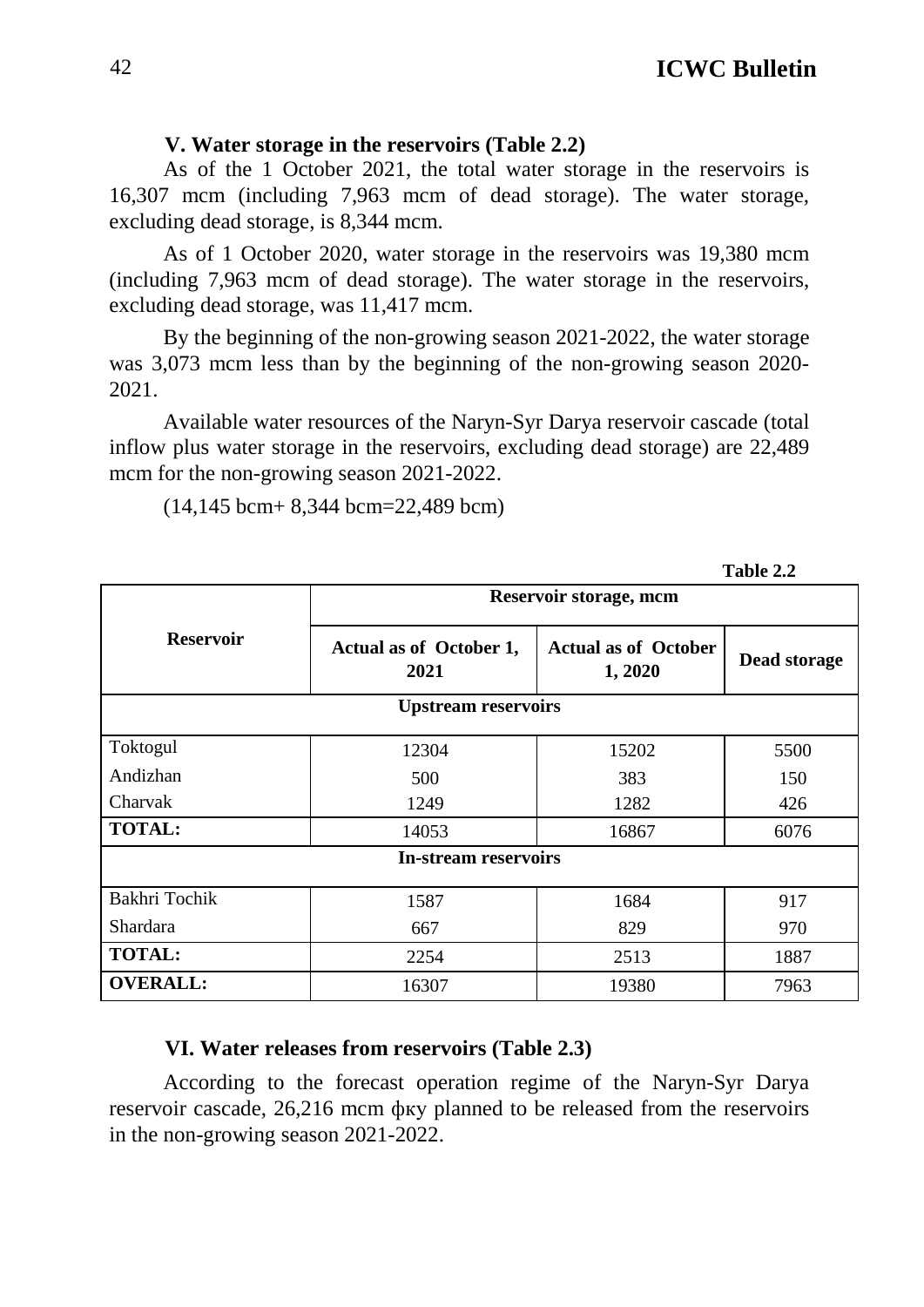### V. Water storage in the reservoirs (Table 2.2)

As of the 1 October 2021, the total water storage in the reservoirs is 16,307 mcm (including 7,963 mcm of dead storage). The water storage, excluding dead storage, is 8,344 mcm.

As of 1 October 2020, water storage in the reservoirs was 19,380 mcm (including 7,963 mcm of dead storage). The water storage in the reservoirs, excluding dead storage, was 11,417 mcm.

By the beginning of the non-growing season 2021-2022, the water storage was 3,073 mcm less than by the beginning of the non-growing season 2020-2021.

Available water resources of the Naryn-Syr Darya reservoir cascade (total inflow plus water storage in the reservoirs, excluding dead storage) are 22,489 mcm for the non-growing season 2021-2022.

(14,145 bcm+ 8,344 bcm=22,489 bcm)

**Table 2.2**

| Reservoir | Reservoir storage, mcm | | |
|---|---|---|---|
| | **Actual as of October 1, 2021** | **Actual as of October 1, 2020** | **Dead storage** |
| **Upstream reservoirs** | | | |
| Toktogul | 12304 | 15202 | 5500 |
| Andizhan | 500 | 383 | 150 |
| Charvak | 1249 | 1282 | 426 |
| **TOTAL:** | 14053 | 16867 | 6076 |
| **In-stream reservoirs** | | | |
| Bakhri Tochik | 1587 | 1684 | 917 |
| Shardara | 667 | 829 | 970 |
| **TOTAL:** | 2254 | 2513 | 1887 |
| **OVERALL:** | 16307 | 19380 | 7963 |

### VI. Water releases from reservoirs (Table 2.3)

According to the forecast operation regime of the Naryn-Syr Darya reservoir cascade, 26,216 mcm фку planned to be released from the reservoirs in the non-growing season 2021-2022.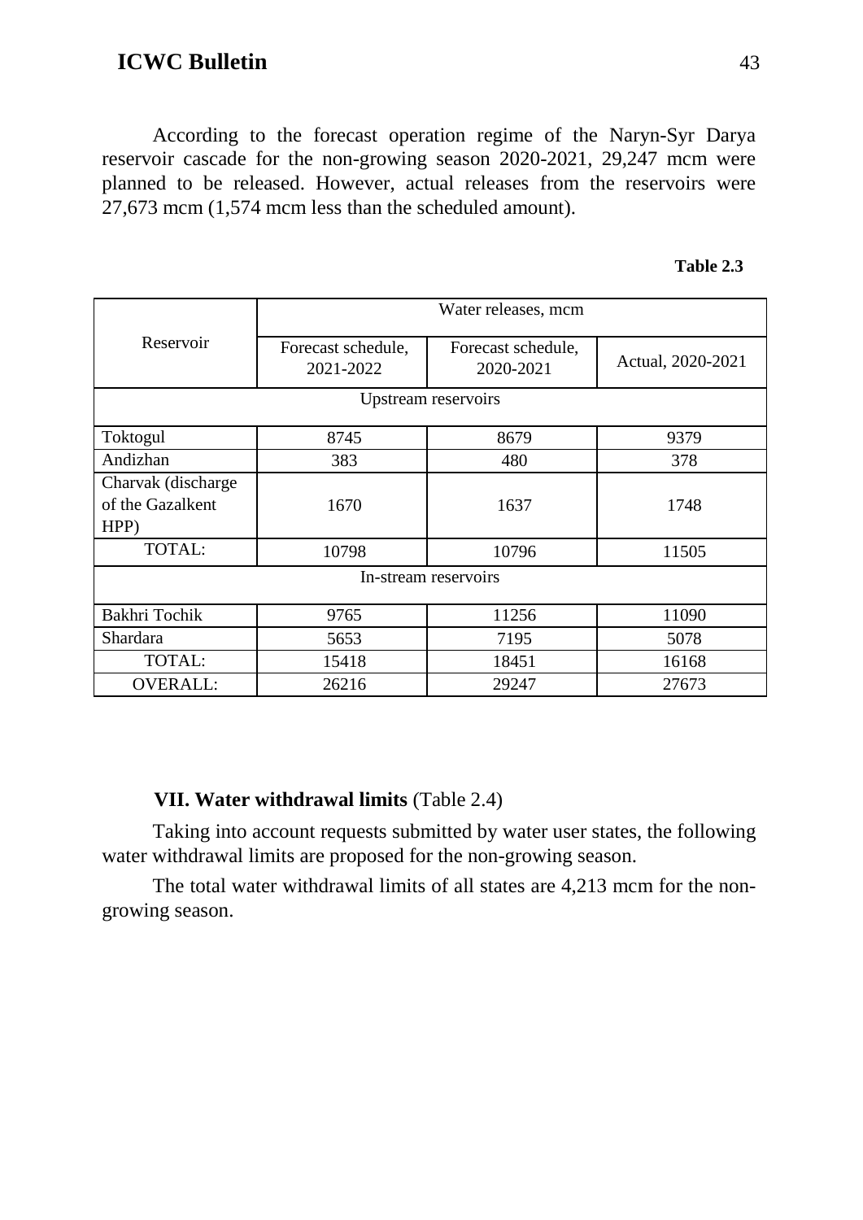According to the forecast operation regime of the Naryn-Syr Darya reservoir cascade for the non-growing season 2020-2021, 29,247 mcm were planned to be released. However, actual releases from the reservoirs were 27,673 mcm (1,574 mcm less than the scheduled amount).

**Table 2.3**

| Reservoir | Water releases, mcm | | |
|---|---|---|---|
| | Forecast schedule, 2021-2022 | Forecast schedule, 2020-2021 | Actual, 2020-2021 |
| Upstream reservoirs | | | |
| Toktogul | 8745 | 8679 | 9379 |
| Andizhan | 383 | 480 | 378 |
| Charvak (discharge of the Gazalkent HPP) | 1670 | 1637 | 1748 |
| TOTAL: | 10798 | 10796 | 11505 |
| In-stream reservoirs | | | |
| Bakhri Tochik | 9765 | 11256 | 11090 |
| Shardara | 5653 | 7195 | 5078 |
| TOTAL: | 15418 | 18451 | 16168 |
| OVERALL: | 26216 | 29247 | 27673 |

### **VII. Water withdrawal limits** (Table 2.4)

Taking into account requests submitted by water user states, the following water withdrawal limits are proposed for the non-growing season.

The total water withdrawal limits of all states are 4,213 mcm for the non-growing season.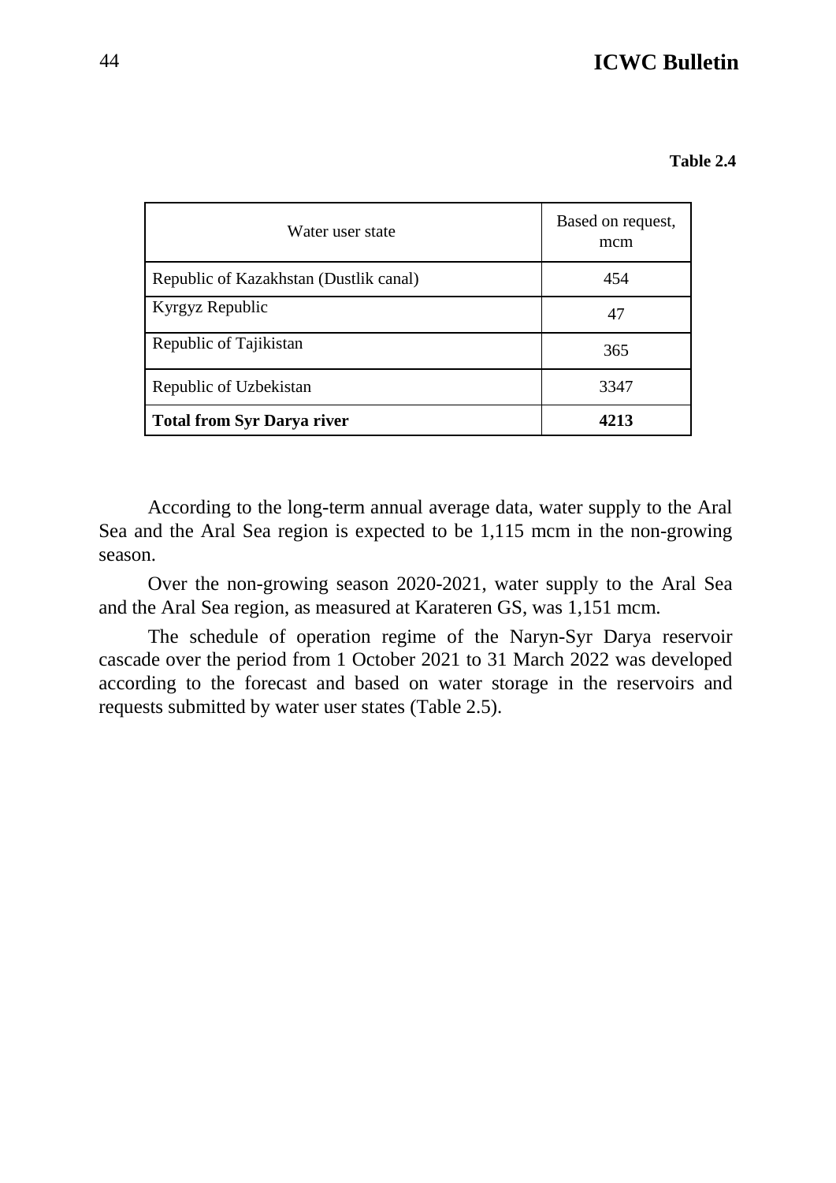**Table 2.4**

| Water user state | Based on request, mcm |
|---|---|
| Republic of Kazakhstan (Dustlik canal) | 454 |
| Kyrgyz Republic | 47 |
| Republic of Tajikistan | 365 |
| Republic of Uzbekistan | 3347 |
| **Total from Syr Darya river** | **4213** |

According to the long-term annual average data, water supply to the Aral Sea and the Aral Sea region is expected to be 1,115 mcm in the non-growing season.

Over the non-growing season 2020-2021, water supply to the Aral Sea and the Aral Sea region, as measured at Karateren GS, was 1,151 mcm.

The schedule of operation regime of the Naryn-Syr Darya reservoir cascade over the period from 1 October 2021 to 31 March 2022 was developed according to the forecast and based on water storage in the reservoirs and requests submitted by water user states (Table 2.5).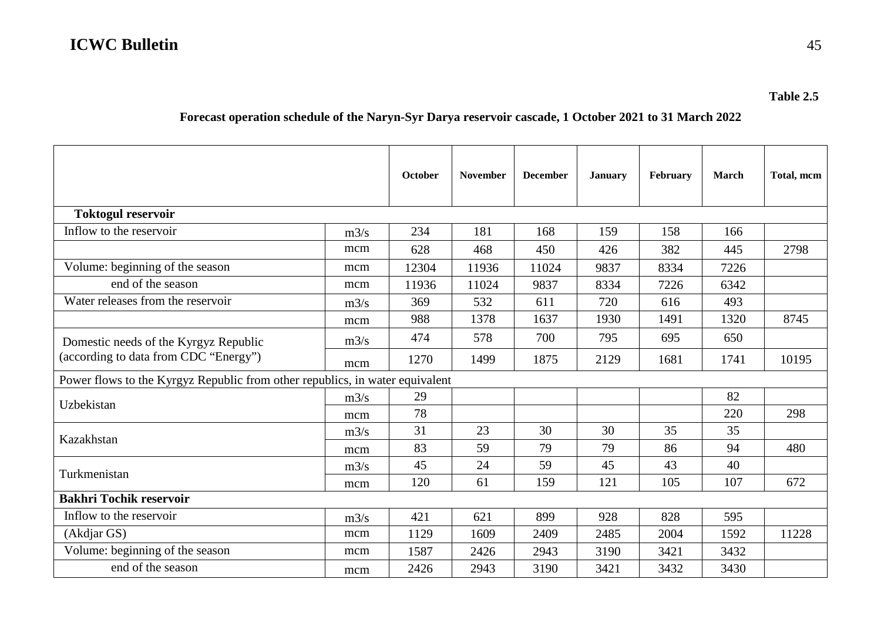**Table 2.5**

**Forecast operation schedule of the Naryn-Syr Darya reservoir cascade, 1 October 2021 to 31 March 2022**

| | | October | November | December | January | February | March | Total, mcm |
|---|---|---|---|---|---|---|---|---|
| **Toktogul reservoir** | | | | | | | | |
| Inflow to the reservoir | m3/s | 234 | 181 | 168 | 159 | 158 | 166 | |
| | mcm | 628 | 468 | 450 | 426 | 382 | 445 | 2798 |
| Volume: beginning of the season | mcm | 12304 | 11936 | 11024 | 9837 | 8334 | 7226 | |
| end of the season | mcm | 11936 | 11024 | 9837 | 8334 | 7226 | 6342 | |
| Water releases from the reservoir | m3/s | 369 | 532 | 611 | 720 | 616 | 493 | |
| | mcm | 988 | 1378 | 1637 | 1930 | 1491 | 1320 | 8745 |
| Domestic needs of the Kyrgyz Republic (according to data from CDC "Energy") | m3/s | 474 | 578 | 700 | 795 | 695 | 650 | |
| | mcm | 1270 | 1499 | 1875 | 2129 | 1681 | 1741 | 10195 |
| Power flows to the Kyrgyz Republic from other republics, in water equivalent | | | | | | | | |
| Uzbekistan | m3/s | 29 | | | | | 82 | |
| | mcm | 78 | | | | | 220 | 298 |
| Kazakhstan | m3/s | 31 | 23 | 30 | 30 | 35 | 35 | |
| | mcm | 83 | 59 | 79 | 79 | 86 | 94 | 480 |
| Turkmenistan | m3/s | 45 | 24 | 59 | 45 | 43 | 40 | |
| | mcm | 120 | 61 | 159 | 121 | 105 | 107 | 672 |
| **Bakhri Tochik reservoir** | | | | | | | | |
| Inflow to the reservoir | m3/s | 421 | 621 | 899 | 928 | 828 | 595 | |
| (Akdjar GS) | mcm | 1129 | 1609 | 2409 | 2485 | 2004 | 1592 | 11228 |
| Volume: beginning of the season | mcm | 1587 | 2426 | 2943 | 3190 | 3421 | 3432 | |
| end of the season | mcm | 2426 | 2943 | 3190 | 3421 | 3432 | 3430 | |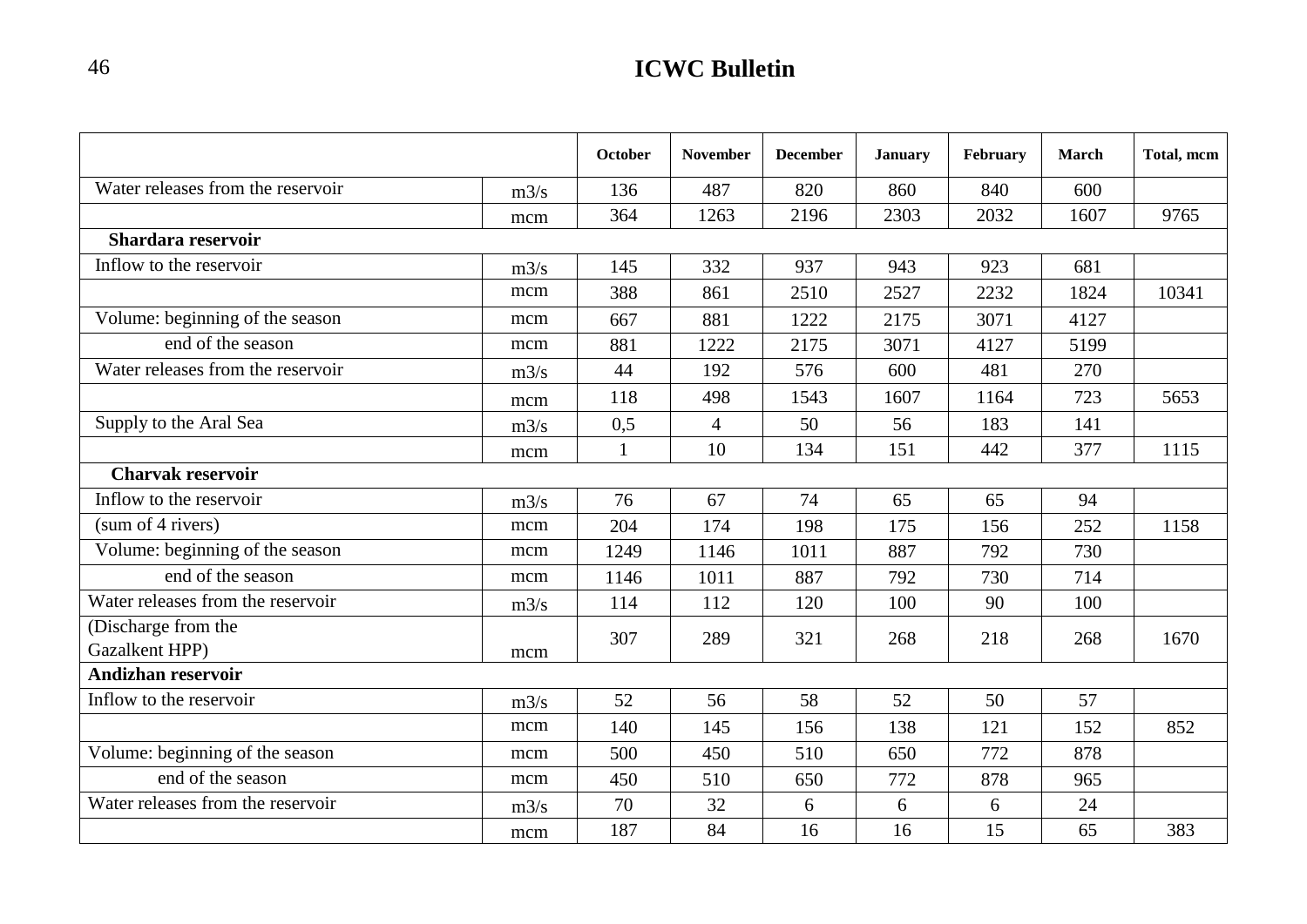| | | October | November | December | January | February | March | Total, mcm |
|---|---|---|---|---|---|---|---|---|
| Water releases from the reservoir | m3/s | 136 | 487 | 820 | 860 | 840 | 600 | |
| | mcm | 364 | 1263 | 2196 | 2303 | 2032 | 1607 | 9765 |
| **Shardara reservoir** | | | | | | | | |
| Inflow to the reservoir | m3/s | 145 | 332 | 937 | 943 | 923 | 681 | |
| | mcm | 388 | 861 | 2510 | 2527 | 2232 | 1824 | 10341 |
| Volume: beginning of the season | mcm | 667 | 881 | 1222 | 2175 | 3071 | 4127 | |
| end of the season | mcm | 881 | 1222 | 2175 | 3071 | 4127 | 5199 | |
| Water releases from the reservoir | m3/s | 44 | 192 | 576 | 600 | 481 | 270 | |
| | mcm | 118 | 498 | 1543 | 1607 | 1164 | 723 | 5653 |
| Supply to the Aral Sea | m3/s | 0,5 | 4 | 50 | 56 | 183 | 141 | |
| | mcm | 1 | 10 | 134 | 151 | 442 | 377 | 1115 |
| **Charvak reservoir** | | | | | | | | |
| Inflow to the reservoir | m3/s | 76 | 67 | 74 | 65 | 65 | 94 | |
| (sum of 4 rivers) | mcm | 204 | 174 | 198 | 175 | 156 | 252 | 1158 |
| Volume: beginning of the season | mcm | 1249 | 1146 | 1011 | 887 | 792 | 730 | |
| end of the season | mcm | 1146 | 1011 | 887 | 792 | 730 | 714 | |
| Water releases from the reservoir | m3/s | 114 | 112 | 120 | 100 | 90 | 100 | |
| (Discharge from the Gazalkent HPP) | mcm | 307 | 289 | 321 | 268 | 218 | 268 | 1670 |
| **Andizhan reservoir** | | | | | | | | |
| Inflow to the reservoir | m3/s | 52 | 56 | 58 | 52 | 50 | 57 | |
| | mcm | 140 | 145 | 156 | 138 | 121 | 152 | 852 |
| Volume: beginning of the season | mcm | 500 | 450 | 510 | 650 | 772 | 878 | |
| end of the season | mcm | 450 | 510 | 650 | 772 | 878 | 965 | |
| Water releases from the reservoir | m3/s | 70 | 32 | 6 | 6 | 6 | 24 | |
| | mcm | 187 | 84 | 16 | 16 | 15 | 65 | 383 |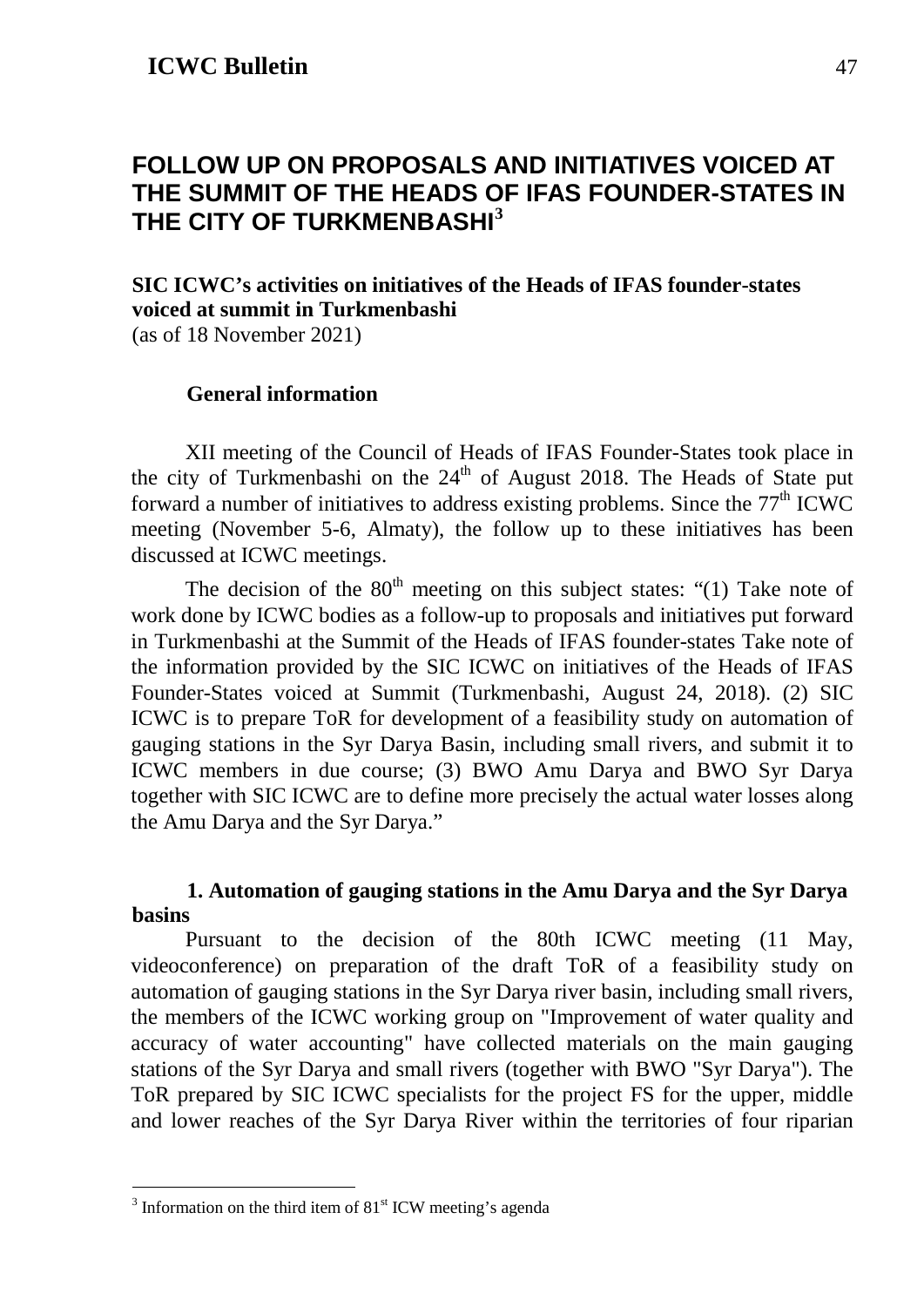# FOLLOW UP ON PROPOSALS AND INITIATIVES VOICED AT THE SUMMIT OF THE HEADS OF IFAS FOUNDER-STATES IN THE CITY OF TURKMENBASHI[3]

**SIC ICWC's activities on initiatives of the Heads of IFAS founder-states voiced at summit in Turkmenbashi**
(as of 18 November 2021)

## General information

XII meeting of the Council of Heads of IFAS Founder-States took place in the city of Turkmenbashi on the 24th of August 2018. The Heads of State put forward a number of initiatives to address existing problems. Since the 77th ICWC meeting (November 5-6, Almaty), the follow up to these initiatives has been discussed at ICWC meetings.

The decision of the 80th meeting on this subject states: "(1) Take note of work done by ICWC bodies as a follow-up to proposals and initiatives put forward in Turkmenbashi at the Summit of the Heads of IFAS founder-states Take note of the information provided by the SIC ICWC on initiatives of the Heads of IFAS Founder-States voiced at Summit (Turkmenbashi, August 24, 2018). (2) SIC ICWC is to prepare ToR for development of a feasibility study on automation of gauging stations in the Syr Darya Basin, including small rivers, and submit it to ICWC members in due course; (3) BWO Amu Darya and BWO Syr Darya together with SIC ICWC are to define more precisely the actual water losses along the Amu Darya and the Syr Darya."

## 1. Automation of gauging stations in the Amu Darya and the Syr Darya basins

Pursuant to the decision of the 80th ICWC meeting (11 May, videoconference) on preparation of the draft ToR of a feasibility study on automation of gauging stations in the Syr Darya river basin, including small rivers, the members of the ICWC working group on "Improvement of water quality and accuracy of water accounting" have collected materials on the main gauging stations of the Syr Darya and small rivers (together with BWO "Syr Darya"). The ToR prepared by SIC ICWC specialists for the project FS for the upper, middle and lower reaches of the Syr Darya River within the territories of four riparian

[3] Information on the third item of 81st ICW meeting's agenda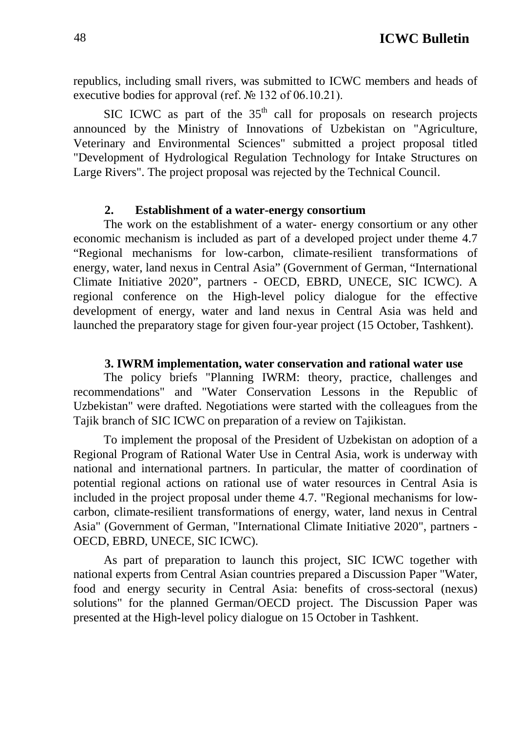republics, including small rivers, was submitted to ICWC members and heads of executive bodies for approval (ref. № 132 of 06.10.21).

SIC ICWC as part of the 35th call for proposals on research projects announced by the Ministry of Innovations of Uzbekistan on "Agriculture, Veterinary and Environmental Sciences" submitted a project proposal titled "Development of Hydrological Regulation Technology for Intake Structures on Large Rivers". The project proposal was rejected by the Technical Council.

## 2. Establishment of a water-energy consortium

The work on the establishment of a water- energy consortium or any other economic mechanism is included as part of a developed project under theme 4.7 "Regional mechanisms for low-carbon, climate-resilient transformations of energy, water, land nexus in Central Asia" (Government of German, "International Climate Initiative 2020", partners - OECD, EBRD, UNECE, SIC ICWC). A regional conference on the High-level policy dialogue for the effective development of energy, water and land nexus in Central Asia was held and launched the preparatory stage for given four-year project (15 October, Tashkent).

## 3. IWRM implementation, water conservation and rational water use

The policy briefs "Planning IWRM: theory, practice, challenges and recommendations" and "Water Conservation Lessons in the Republic of Uzbekistan" were drafted. Negotiations were started with the colleagues from the Tajik branch of SIC ICWC on preparation of a review on Tajikistan.

To implement the proposal of the President of Uzbekistan on adoption of a Regional Program of Rational Water Use in Central Asia, work is underway with national and international partners. In particular, the matter of coordination of potential regional actions on rational use of water resources in Central Asia is included in the project proposal under theme 4.7. "Regional mechanisms for low-carbon, climate-resilient transformations of energy, water, land nexus in Central Asia" (Government of German, "International Climate Initiative 2020", partners - OECD, EBRD, UNECE, SIC ICWC).

As part of preparation to launch this project, SIC ICWC together with national experts from Central Asian countries prepared a Discussion Paper "Water, food and energy security in Central Asia: benefits of cross-sectoral (nexus) solutions" for the planned German/OECD project. The Discussion Paper was presented at the High-level policy dialogue on 15 October in Tashkent.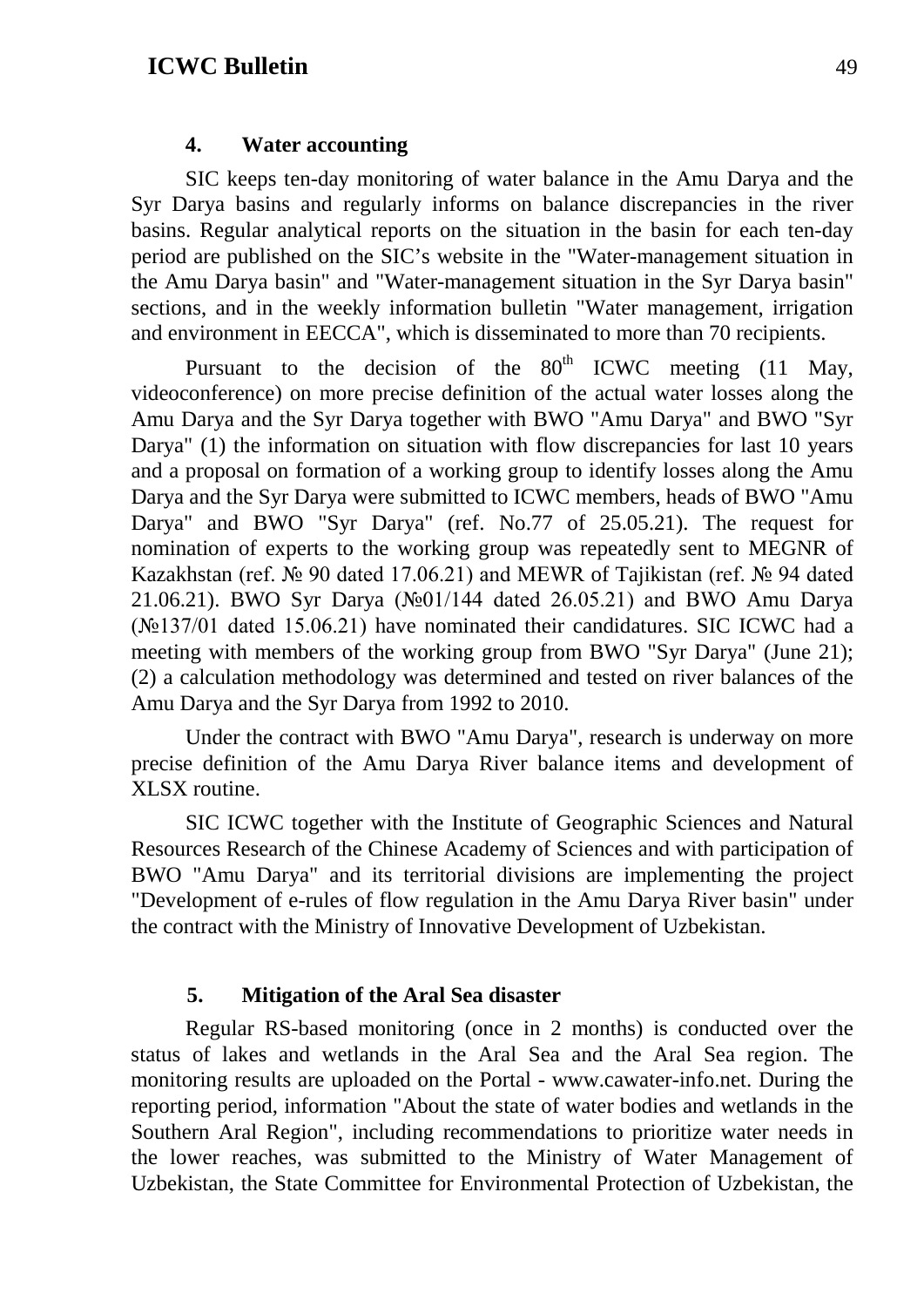## 4. Water accounting

SIC keeps ten-day monitoring of water balance in the Amu Darya and the Syr Darya basins and regularly informs on balance discrepancies in the river basins. Regular analytical reports on the situation in the basin for each ten-day period are published on the SIC's website in the "Water-management situation in the Amu Darya basin" and "Water-management situation in the Syr Darya basin" sections, and in the weekly information bulletin "Water management, irrigation and environment in EECCA", which is disseminated to more than 70 recipients.

Pursuant to the decision of the 80th ICWC meeting (11 May, videoconference) on more precise definition of the actual water losses along the Amu Darya and the Syr Darya together with BWO "Amu Darya" and BWO "Syr Darya" (1) the information on situation with flow discrepancies for last 10 years and a proposal on formation of a working group to identify losses along the Amu Darya and the Syr Darya were submitted to ICWC members, heads of BWO "Amu Darya" and BWO "Syr Darya" (ref. No.77 of 25.05.21). The request for nomination of experts to the working group was repeatedly sent to MEGNR of Kazakhstan (ref. № 90 dated 17.06.21) and MEWR of Tajikistan (ref. № 94 dated 21.06.21). BWO Syr Darya (№01/144 dated 26.05.21) and BWO Amu Darya (№137/01 dated 15.06.21) have nominated their candidatures. SIC ICWC had a meeting with members of the working group from BWO "Syr Darya" (June 21); (2) a calculation methodology was determined and tested on river balances of the Amu Darya and the Syr Darya from 1992 to 2010.

Under the contract with BWO "Amu Darya", research is underway on more precise definition of the Amu Darya River balance items and development of XLSX routine.

SIC ICWC together with the Institute of Geographic Sciences and Natural Resources Research of the Chinese Academy of Sciences and with participation of BWO "Amu Darya" and its territorial divisions are implementing the project "Development of e-rules of flow regulation in the Amu Darya River basin" under the contract with the Ministry of Innovative Development of Uzbekistan.

## 5. Mitigation of the Aral Sea disaster

Regular RS-based monitoring (once in 2 months) is conducted over the status of lakes and wetlands in the Aral Sea and the Aral Sea region. The monitoring results are uploaded on the Portal - www.cawater-info.net. During the reporting period, information "About the state of water bodies and wetlands in the Southern Aral Region", including recommendations to prioritize water needs in the lower reaches, was submitted to the Ministry of Water Management of Uzbekistan, the State Committee for Environmental Protection of Uzbekistan, the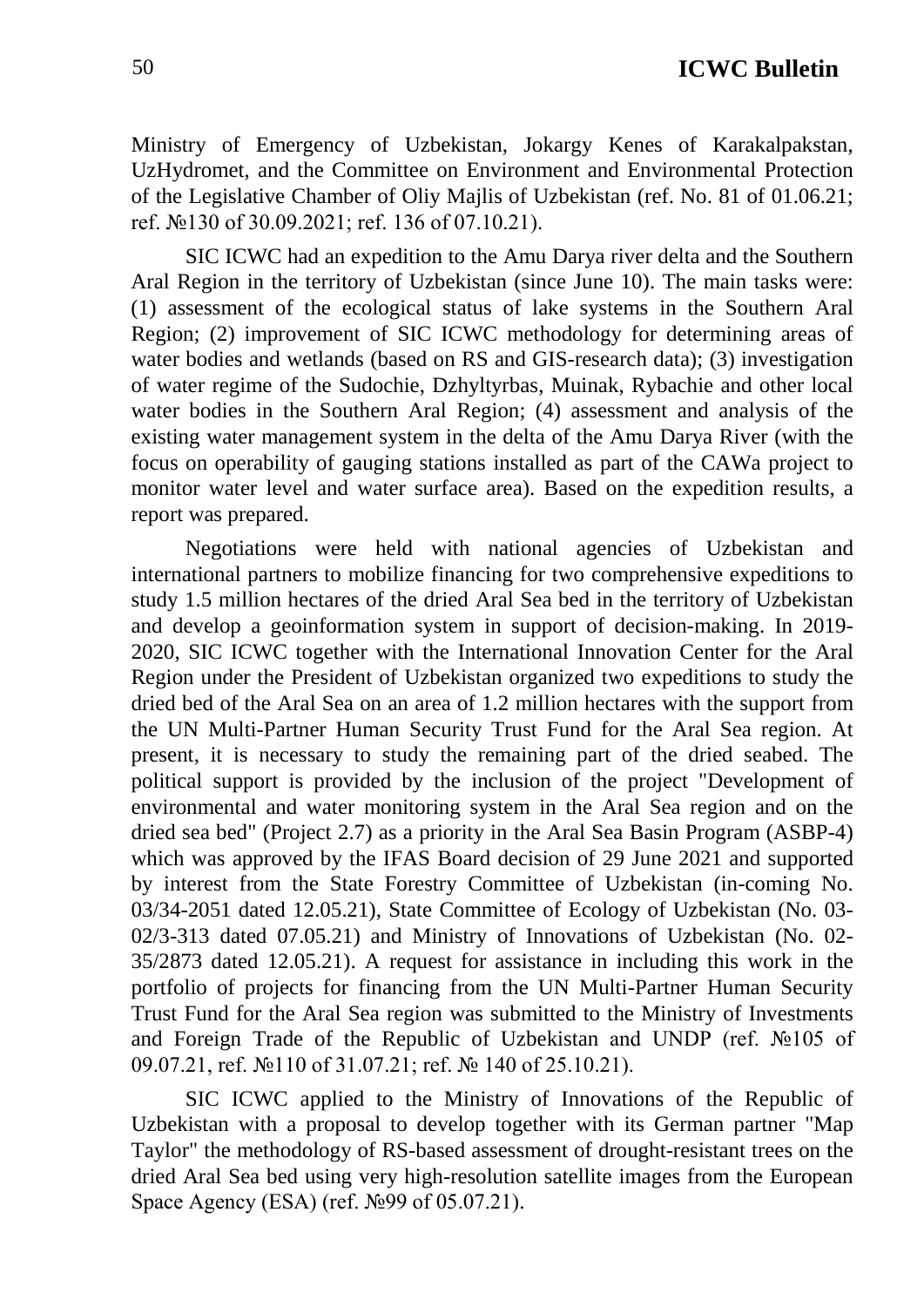Ministry of Emergency of Uzbekistan, Jokargy Kenes of Karakalpakstan, UzHydromet, and the Committee on Environment and Environmental Protection of the Legislative Chamber of Oliy Majlis of Uzbekistan (ref. No. 81 of 01.06.21; ref. №130 of 30.09.2021; ref. 136 of 07.10.21).

SIC ICWC had an expedition to the Amu Darya river delta and the Southern Aral Region in the territory of Uzbekistan (since June 10). The main tasks were: (1) assessment of the ecological status of lake systems in the Southern Aral Region; (2) improvement of SIC ICWC methodology for determining areas of water bodies and wetlands (based on RS and GIS-research data); (3) investigation of water regime of the Sudochie, Dzhyltyrbas, Muinak, Rybachie and other local water bodies in the Southern Aral Region; (4) assessment and analysis of the existing water management system in the delta of the Amu Darya River (with the focus on operability of gauging stations installed as part of the CAWa project to monitor water level and water surface area). Based on the expedition results, a report was prepared.

Negotiations were held with national agencies of Uzbekistan and international partners to mobilize financing for two comprehensive expeditions to study 1.5 million hectares of the dried Aral Sea bed in the territory of Uzbekistan and develop a geoinformation system in support of decision-making. In 2019-2020, SIC ICWC together with the International Innovation Center for the Aral Region under the President of Uzbekistan organized two expeditions to study the dried bed of the Aral Sea on an area of 1.2 million hectares with the support from the UN Multi-Partner Human Security Trust Fund for the Aral Sea region. At present, it is necessary to study the remaining part of the dried seabed. The political support is provided by the inclusion of the project "Development of environmental and water monitoring system in the Aral Sea region and on the dried sea bed" (Project 2.7) as a priority in the Aral Sea Basin Program (ASBP-4) which was approved by the IFAS Board decision of 29 June 2021 and supported by interest from the State Forestry Committee of Uzbekistan (in-coming No. 03/34-2051 dated 12.05.21), State Committee of Ecology of Uzbekistan (No. 03-02/3-313 dated 07.05.21) and Ministry of Innovations of Uzbekistan (No. 02-35/2873 dated 12.05.21). A request for assistance in including this work in the portfolio of projects for financing from the UN Multi-Partner Human Security Trust Fund for the Aral Sea region was submitted to the Ministry of Investments and Foreign Trade of the Republic of Uzbekistan and UNDP (ref. №105 of 09.07.21, ref. №110 of 31.07.21; ref. № 140 of 25.10.21).

SIC ICWC applied to the Ministry of Innovations of the Republic of Uzbekistan with a proposal to develop together with its German partner "Map Taylor" the methodology of RS-based assessment of drought-resistant trees on the dried Aral Sea bed using very high-resolution satellite images from the European Space Agency (ESA) (ref. №99 of 05.07.21).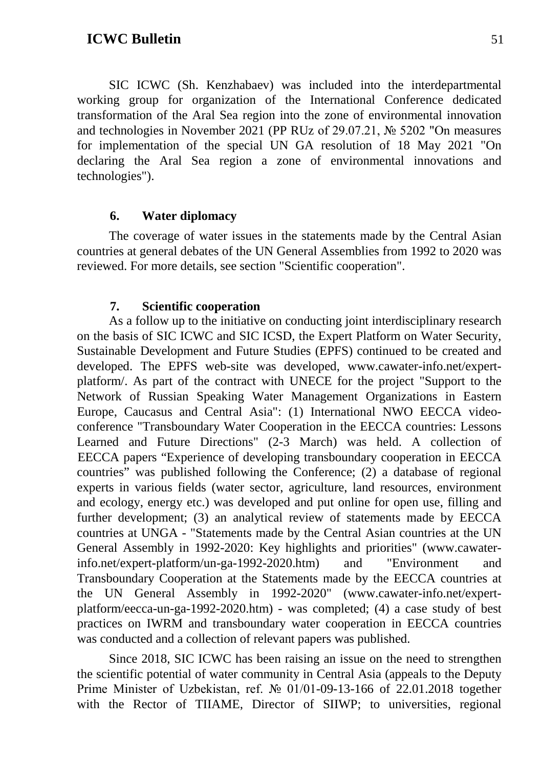SIC ICWC (Sh. Kenzhabaev) was included into the interdepartmental working group for organization of the International Conference dedicated transformation of the Aral Sea region into the zone of environmental innovation and technologies in November 2021 (PP RUz of 29.07.21, № 5202 "On measures for implementation of the special UN GA resolution of 18 May 2021 "On declaring the Aral Sea region a zone of environmental innovations and technologies").

## 6. Water diplomacy

The coverage of water issues in the statements made by the Central Asian countries at general debates of the UN General Assemblies from 1992 to 2020 was reviewed. For more details, see section "Scientific cooperation".

## 7. Scientific cooperation

As a follow up to the initiative on conducting joint interdisciplinary research on the basis of SIC ICWC and SIC ICSD, the Expert Platform on Water Security, Sustainable Development and Future Studies (EPFS) continued to be created and developed. The EPFS web-site was developed, www.cawater-info.net/expert-platform/. As part of the contract with UNECE for the project "Support to the Network of Russian Speaking Water Management Organizations in Eastern Europe, Caucasus and Central Asia": (1) International NWO EECCA video-conference "Transboundary Water Cooperation in the EECCA countries: Lessons Learned and Future Directions" (2-3 March) was held. A collection of EECCA papers "Experience of developing transboundary cooperation in EECCA countries" was published following the Conference; (2) a database of regional experts in various fields (water sector, agriculture, land resources, environment and ecology, energy etc.) was developed and put online for open use, filling and further development; (3) an analytical review of statements made by EECCA countries at UNGA - "Statements made by the Central Asian countries at the UN General Assembly in 1992-2020: Key highlights and priorities" (www.cawater-info.net/expert-platform/un-ga-1992-2020.htm) and "Environment and Transboundary Cooperation at the Statements made by the EECCA countries at the UN General Assembly in 1992-2020" (www.cawater-info.net/expert-platform/eecca-un-ga-1992-2020.htm) - was completed; (4) a case study of best practices on IWRM and transboundary water cooperation in EECCA countries was conducted and a collection of relevant papers was published.

Since 2018, SIC ICWC has been raising an issue on the need to strengthen the scientific potential of water community in Central Asia (appeals to the Deputy Prime Minister of Uzbekistan, ref. № 01/01-09-13-166 of 22.01.2018 together with the Rector of TIIAME, Director of SIIWP; to universities, regional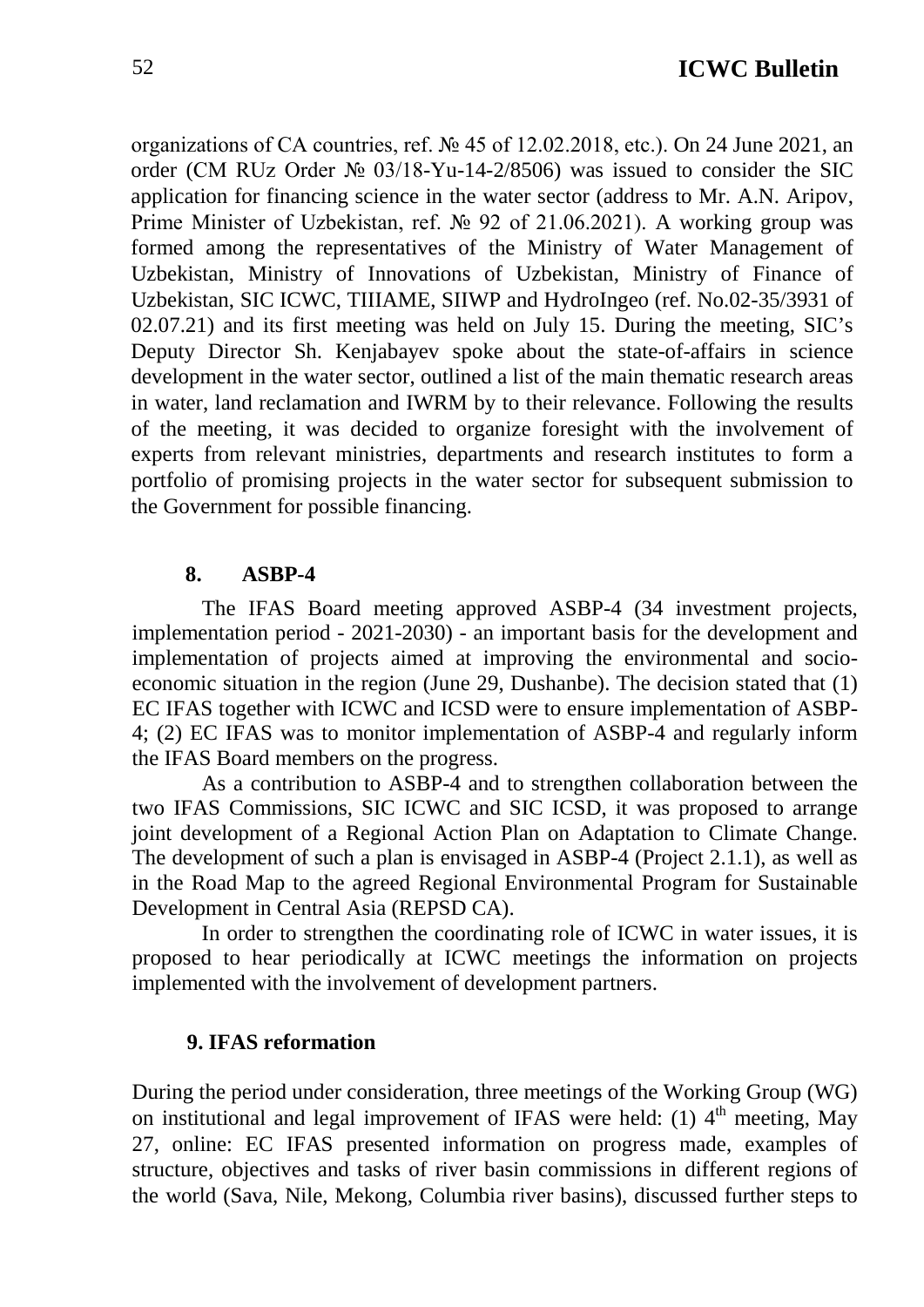organizations of CA countries, ref. № 45 of 12.02.2018, etc.). On 24 June 2021, an order (CM RUz Order № 03/18-Yu-14-2/8506) was issued to consider the SIC application for financing science in the water sector (address to Mr. A.N. Aripov, Prime Minister of Uzbekistan, ref. № 92 of 21.06.2021). A working group was formed among the representatives of the Ministry of Water Management of Uzbekistan, Ministry of Innovations of Uzbekistan, Ministry of Finance of Uzbekistan, SIC ICWC, TIIIAME, SIIWP and HydroIngeo (ref. No.02-35/3931 of 02.07.21) and its first meeting was held on July 15. During the meeting, SIC's Deputy Director Sh. Kenjabayev spoke about the state-of-affairs in science development in the water sector, outlined a list of the main thematic research areas in water, land reclamation and IWRM by to their relevance. Following the results of the meeting, it was decided to organize foresight with the involvement of experts from relevant ministries, departments and research institutes to form a portfolio of promising projects in the water sector for subsequent submission to the Government for possible financing.

## 8. ASBP-4

The IFAS Board meeting approved ASBP-4 (34 investment projects, implementation period - 2021-2030) - an important basis for the development and implementation of projects aimed at improving the environmental and socio-economic situation in the region (June 29, Dushanbe). The decision stated that (1) EC IFAS together with ICWC and ICSD were to ensure implementation of ASBP-4; (2) EC IFAS was to monitor implementation of ASBP-4 and regularly inform the IFAS Board members on the progress.

As a contribution to ASBP-4 and to strengthen collaboration between the two IFAS Commissions, SIC ICWC and SIC ICSD, it was proposed to arrange joint development of a Regional Action Plan on Adaptation to Climate Change. The development of such a plan is envisaged in ASBP-4 (Project 2.1.1), as well as in the Road Map to the agreed Regional Environmental Program for Sustainable Development in Central Asia (REPSD CA).

In order to strengthen the coordinating role of ICWC in water issues, it is proposed to hear periodically at ICWC meetings the information on projects implemented with the involvement of development partners.

## 9. IFAS reformation

During the period under consideration, three meetings of the Working Group (WG) on institutional and legal improvement of IFAS were held: (1) 4th meeting, May 27, online: EC IFAS presented information on progress made, examples of structure, objectives and tasks of river basin commissions in different regions of the world (Sava, Nile, Mekong, Columbia river basins), discussed further steps to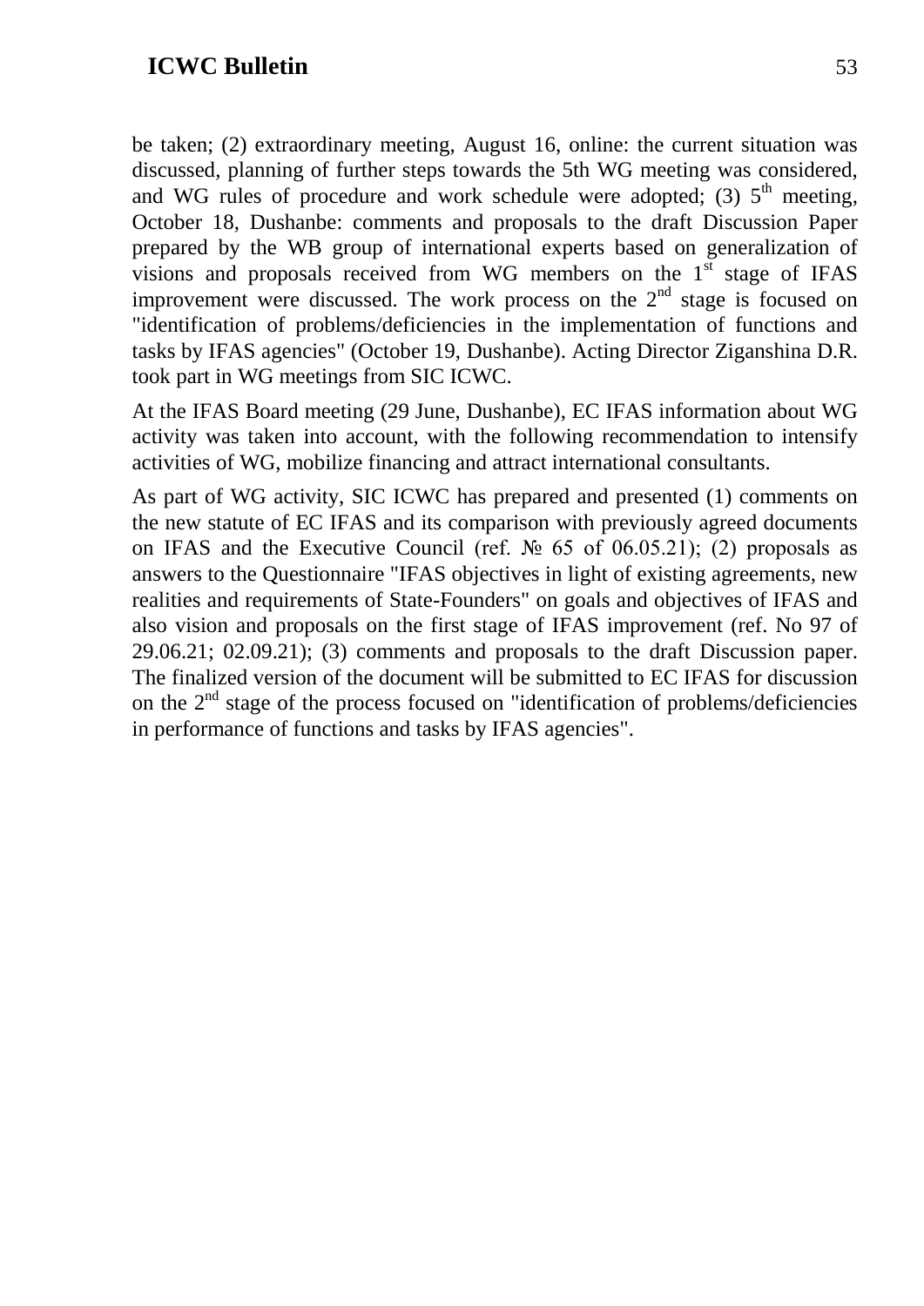be taken; (2) extraordinary meeting, August 16, online: the current situation was discussed, planning of further steps towards the 5th WG meeting was considered, and WG rules of procedure and work schedule were adopted; (3) 5th meeting, October 18, Dushanbe: comments and proposals to the draft Discussion Paper prepared by the WB group of international experts based on generalization of visions and proposals received from WG members on the 1st stage of IFAS improvement were discussed. The work process on the 2nd stage is focused on "identification of problems/deficiencies in the implementation of functions and tasks by IFAS agencies" (October 19, Dushanbe). Acting Director Ziganshina D.R. took part in WG meetings from SIC ICWC.

At the IFAS Board meeting (29 June, Dushanbe), EC IFAS information about WG activity was taken into account, with the following recommendation to intensify activities of WG, mobilize financing and attract international consultants.

As part of WG activity, SIC ICWC has prepared and presented (1) comments on the new statute of EC IFAS and its comparison with previously agreed documents on IFAS and the Executive Council (ref. № 65 of 06.05.21); (2) proposals as answers to the Questionnaire "IFAS objectives in light of existing agreements, new realities and requirements of State-Founders" on goals and objectives of IFAS and also vision and proposals on the first stage of IFAS improvement (ref. No 97 of 29.06.21; 02.09.21); (3) comments and proposals to the draft Discussion paper. The finalized version of the document will be submitted to EC IFAS for discussion on the 2nd stage of the process focused on "identification of problems/deficiencies in performance of functions and tasks by IFAS agencies".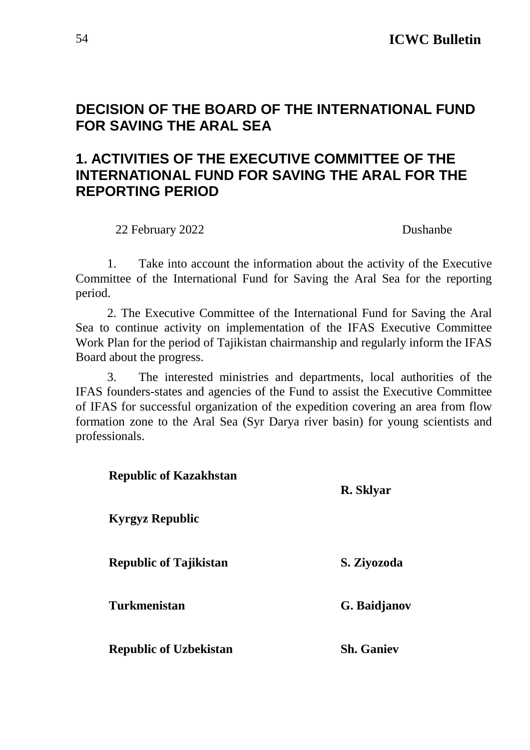## DECISION OF THE BOARD OF THE INTERNATIONAL FUND FOR SAVING THE ARAL SEA

## 1. ACTIVITIES OF THE EXECUTIVE COMMITTEE OF THE INTERNATIONAL FUND FOR SAVING THE ARAL FOR THE REPORTING PERIOD

22 February 2022 Dushanbe

1. Take into account the information about the activity of the Executive Committee of the International Fund for Saving the Aral Sea for the reporting period.

2. The Executive Committee of the International Fund for Saving the Aral Sea to continue activity on implementation of the IFAS Executive Committee Work Plan for the period of Tajikistan chairmanship and regularly inform the IFAS Board about the progress.

3. The interested ministries and departments, local authorities of the IFAS founders-states and agencies of the Fund to assist the Executive Committee of IFAS for successful organization of the expedition covering an area from flow formation zone to the Aral Sea (Syr Darya river basin) for young scientists and professionals.

| | |
|---|---|
| **Republic of Kazakhstan** | **R. Sklyar** |
| **Kyrgyz Republic** | |
| **Republic of Tajikistan** | **S. Ziyozoda** |
| **Turkmenistan** | **G. Baidjanov** |
| **Republic of Uzbekistan** | **Sh. Ganiev** |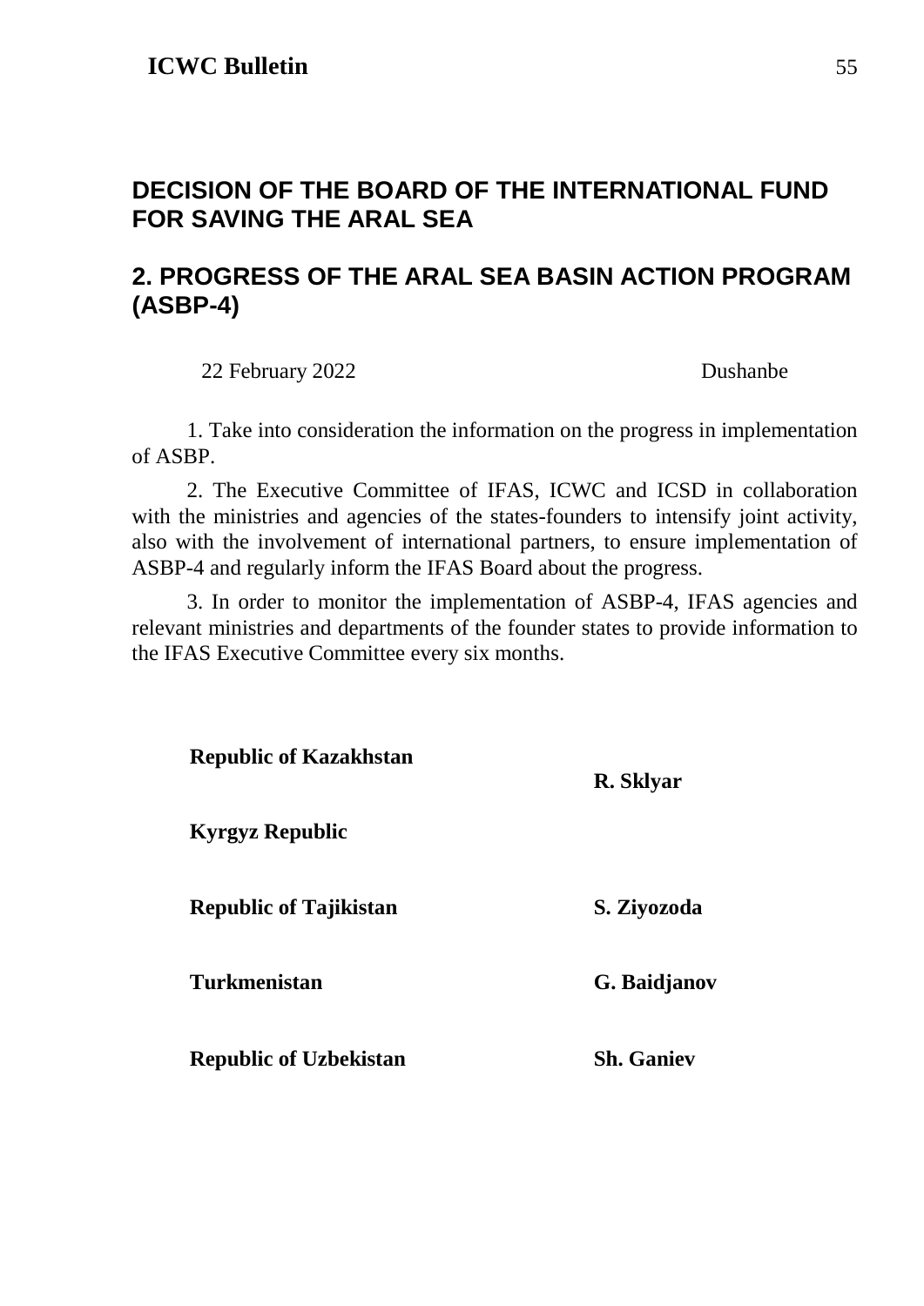## DECISION OF THE BOARD OF THE INTERNATIONAL FUND FOR SAVING THE ARAL SEA

## 2. PROGRESS OF THE ARAL SEA BASIN ACTION PROGRAM (ASBP-4)

22 February 2022 Dushanbe

1. Take into consideration the information on the progress in implementation of ASBP.

2. The Executive Committee of IFAS, ICWC and ICSD in collaboration with the ministries and agencies of the states-founders to intensify joint activity, also with the involvement of international partners, to ensure implementation of ASBP-4 and regularly inform the IFAS Board about the progress.

3. In order to monitor the implementation of ASBP-4, IFAS agencies and relevant ministries and departments of the founder states to provide information to the IFAS Executive Committee every six months.

| | |
|---|---|
| **Republic of Kazakhstan** | **R. Sklyar** |
| **Kyrgyz Republic** | |
| **Republic of Tajikistan** | **S. Ziyozoda** |
| **Turkmenistan** | **G. Baidjanov** |
| **Republic of Uzbekistan** | **Sh. Ganiev** |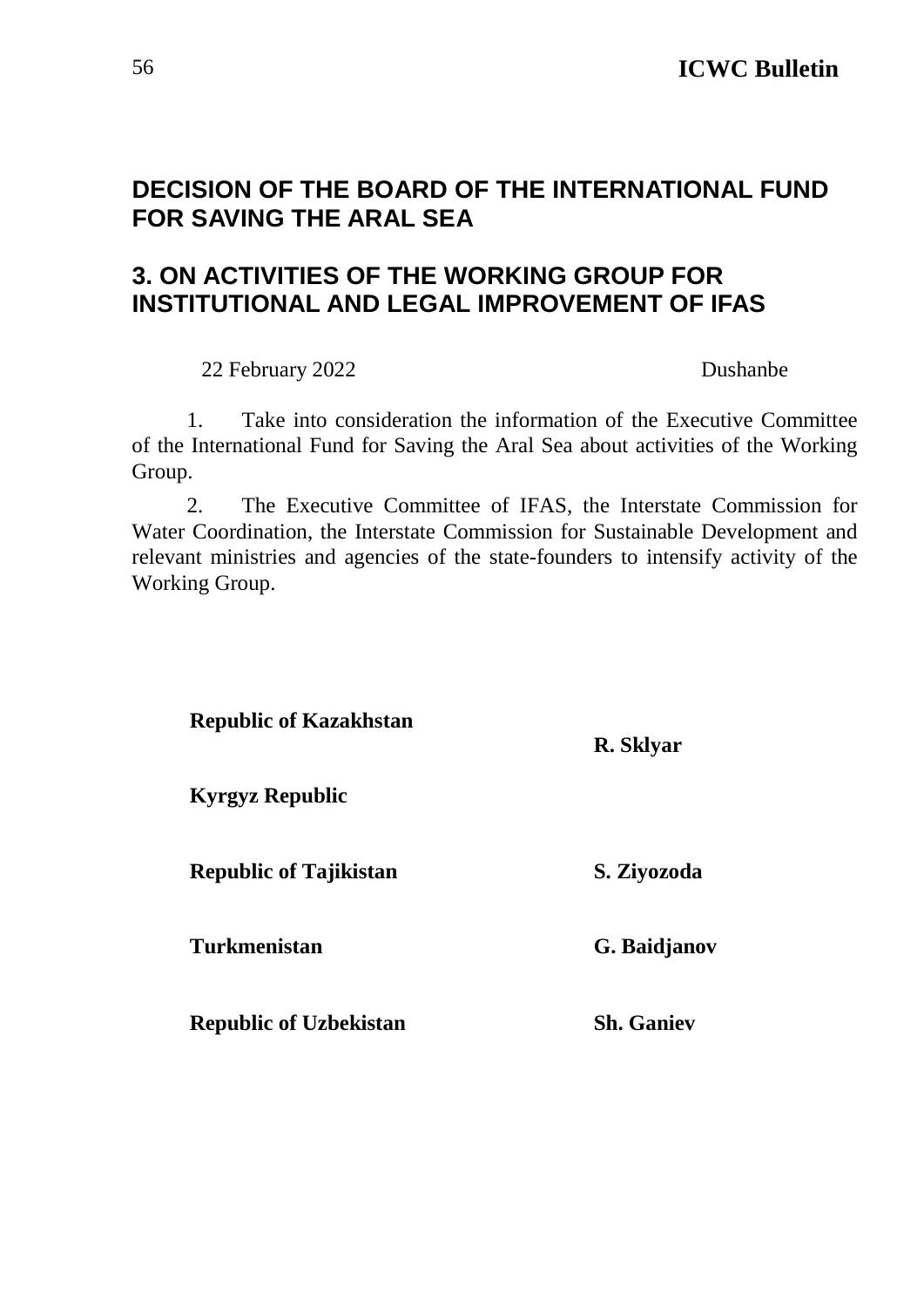# DECISION OF THE BOARD OF THE INTERNATIONAL FUND FOR SAVING THE ARAL SEA

## 3. ON ACTIVITIES OF THE WORKING GROUP FOR INSTITUTIONAL AND LEGAL IMPROVEMENT OF IFAS

22 February 2022 Dushanbe

1. Take into consideration the information of the Executive Committee of the International Fund for Saving the Aral Sea about activities of the Working Group.

2. The Executive Committee of IFAS, the Interstate Commission for Water Coordination, the Interstate Commission for Sustainable Development and relevant ministries and agencies of the state-founders to intensify activity of the Working Group.

| | |
|---|---|
| **Republic of Kazakhstan** | **R. Sklyar** |
| **Kyrgyz Republic** | |
| **Republic of Tajikistan** | **S. Ziyozoda** |
| **Turkmenistan** | **G. Baidjanov** |
| **Republic of Uzbekistan** | **Sh. Ganiev** |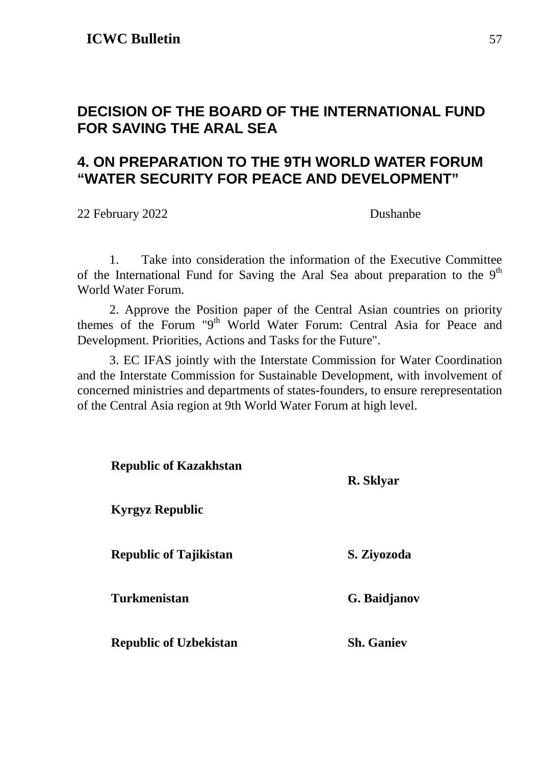# DECISION OF THE BOARD OF THE INTERNATIONAL FUND FOR SAVING THE ARAL SEA

## 4. ON PREPARATION TO THE 9TH WORLD WATER FORUM "WATER SECURITY FOR PEACE AND DEVELOPMENT"

22 February 2022 Dushanbe

1. Take into consideration the information of the Executive Committee of the International Fund for Saving the Aral Sea about preparation to the 9th World Water Forum.

2. Approve the Position paper of the Central Asian countries on priority themes of the Forum "9th World Water Forum: Central Asia for Peace and Development. Priorities, Actions and Tasks for the Future".

3. EC IFAS jointly with the Interstate Commission for Water Coordination and the Interstate Commission for Sustainable Development, with involvement of concerned ministries and departments of states-founders, to ensure rerepresentation of the Central Asia region at 9th World Water Forum at high level.

| | |
|---|---|
| **Republic of Kazakhstan** | **R. Sklyar** |
| **Kyrgyz Republic** | |
| **Republic of Tajikistan** | **S. Ziyozoda** |
| **Turkmenistan** | **G. Baidjanov** |
| **Republic of Uzbekistan** | **Sh. Ganiev** |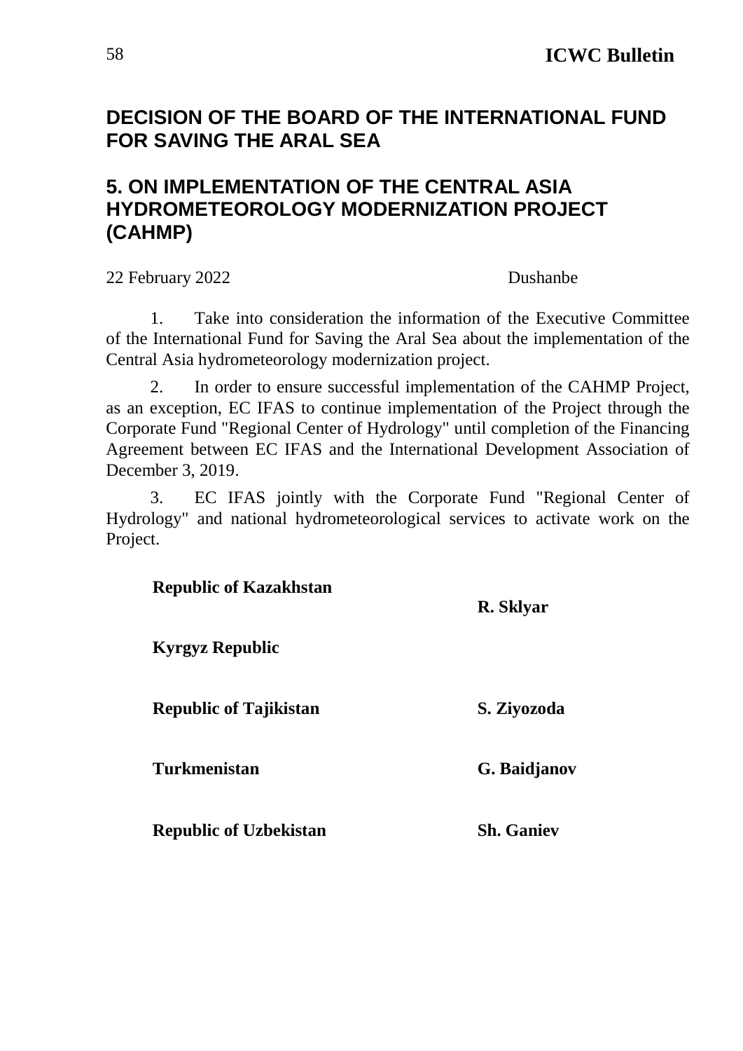# DECISION OF THE BOARD OF THE INTERNATIONAL FUND FOR SAVING THE ARAL SEA

## 5. ON IMPLEMENTATION OF THE CENTRAL ASIA HYDROMETEOROLOGY MODERNIZATION PROJECT (CAHMP)

22 February 2022 Dushanbe

1. Take into consideration the information of the Executive Committee of the International Fund for Saving the Aral Sea about the implementation of the Central Asia hydrometeorology modernization project.

2. In order to ensure successful implementation of the CAHMP Project, as an exception, EC IFAS to continue implementation of the Project through the Corporate Fund "Regional Center of Hydrology" until completion of the Financing Agreement between EC IFAS and the International Development Association of December 3, 2019.

3. EC IFAS jointly with the Corporate Fund "Regional Center of Hydrology" and national hydrometeorological services to activate work on the Project.

| | |
|---|---|
| **Republic of Kazakhstan** | **R. Sklyar** |
| **Kyrgyz Republic** | |
| **Republic of Tajikistan** | **S. Ziyozoda** |
| **Turkmenistan** | **G. Baidjanov** |
| **Republic of Uzbekistan** | **Sh. Ganiev** |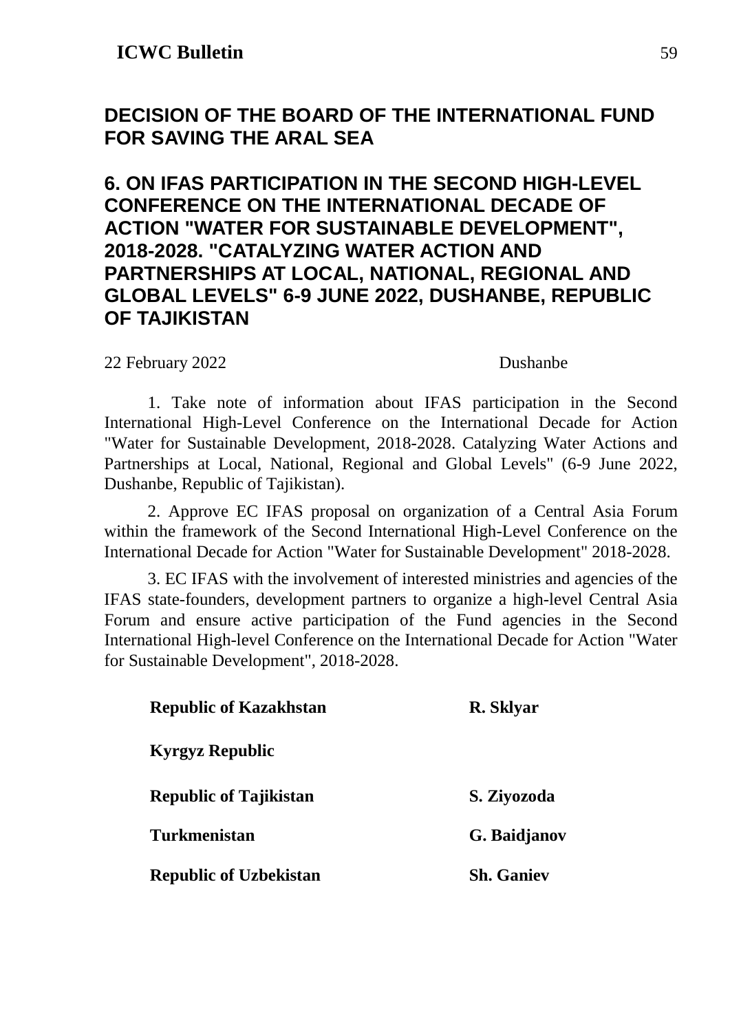## DECISION OF THE BOARD OF THE INTERNATIONAL FUND FOR SAVING THE ARAL SEA

## 6. ON IFAS PARTICIPATION IN THE SECOND HIGH-LEVEL CONFERENCE ON THE INTERNATIONAL DECADE OF ACTION "WATER FOR SUSTAINABLE DEVELOPMENT", 2018-2028. "CATALYZING WATER ACTION AND PARTNERSHIPS AT LOCAL, NATIONAL, REGIONAL AND GLOBAL LEVELS" 6-9 JUNE 2022, DUSHANBE, REPUBLIC OF TAJIKISTAN

22 February 2022 Dushanbe

1. Take note of information about IFAS participation in the Second International High-Level Conference on the International Decade for Action "Water for Sustainable Development, 2018-2028. Catalyzing Water Actions and Partnerships at Local, National, Regional and Global Levels" (6-9 June 2022, Dushanbe, Republic of Tajikistan).

2. Approve EC IFAS proposal on organization of a Central Asia Forum within the framework of the Second International High-Level Conference on the International Decade for Action "Water for Sustainable Development" 2018-2028.

3. EC IFAS with the involvement of interested ministries and agencies of the IFAS state-founders, development partners to organize a high-level Central Asia Forum and ensure active participation of the Fund agencies in the Second International High-level Conference on the International Decade for Action "Water for Sustainable Development", 2018-2028.

| | |
|---|---|
| **Republic of Kazakhstan** | **R. Sklyar** |
| **Kyrgyz Republic** | |
| **Republic of Tajikistan** | **S. Ziyozoda** |
| **Turkmenistan** | **G. Baidjanov** |
| **Republic of Uzbekistan** | **Sh. Ganiev** |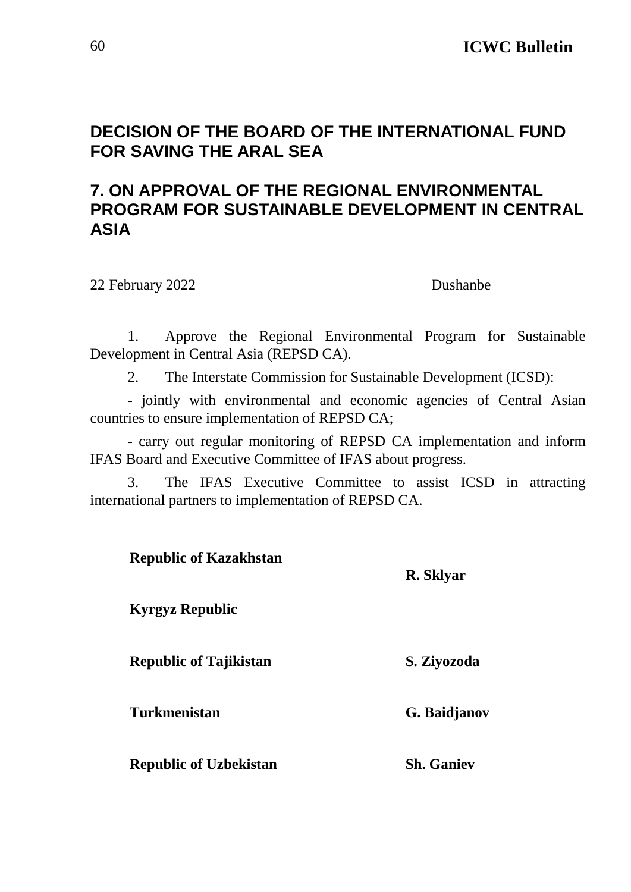## DECISION OF THE BOARD OF THE INTERNATIONAL FUND FOR SAVING THE ARAL SEA

## 7. ON APPROVAL OF THE REGIONAL ENVIRONMENTAL PROGRAM FOR SUSTAINABLE DEVELOPMENT IN CENTRAL ASIA

22 February 2022 Dushanbe

1. Approve the Regional Environmental Program for Sustainable Development in Central Asia (REPSD CA).

2. The Interstate Commission for Sustainable Development (ICSD):

- jointly with environmental and economic agencies of Central Asian countries to ensure implementation of REPSD CA;

- carry out regular monitoring of REPSD CA implementation and inform IFAS Board and Executive Committee of IFAS about progress.

3. The IFAS Executive Committee to assist ICSD in attracting international partners to implementation of REPSD CA.

| | |
|---|---|
| **Republic of Kazakhstan** | **R. Sklyar** |
| **Kyrgyz Republic** | |
| **Republic of Tajikistan** | **S. Ziyozoda** |
| **Turkmenistan** | **G. Baidjanov** |
| **Republic of Uzbekistan** | **Sh. Ganiev** |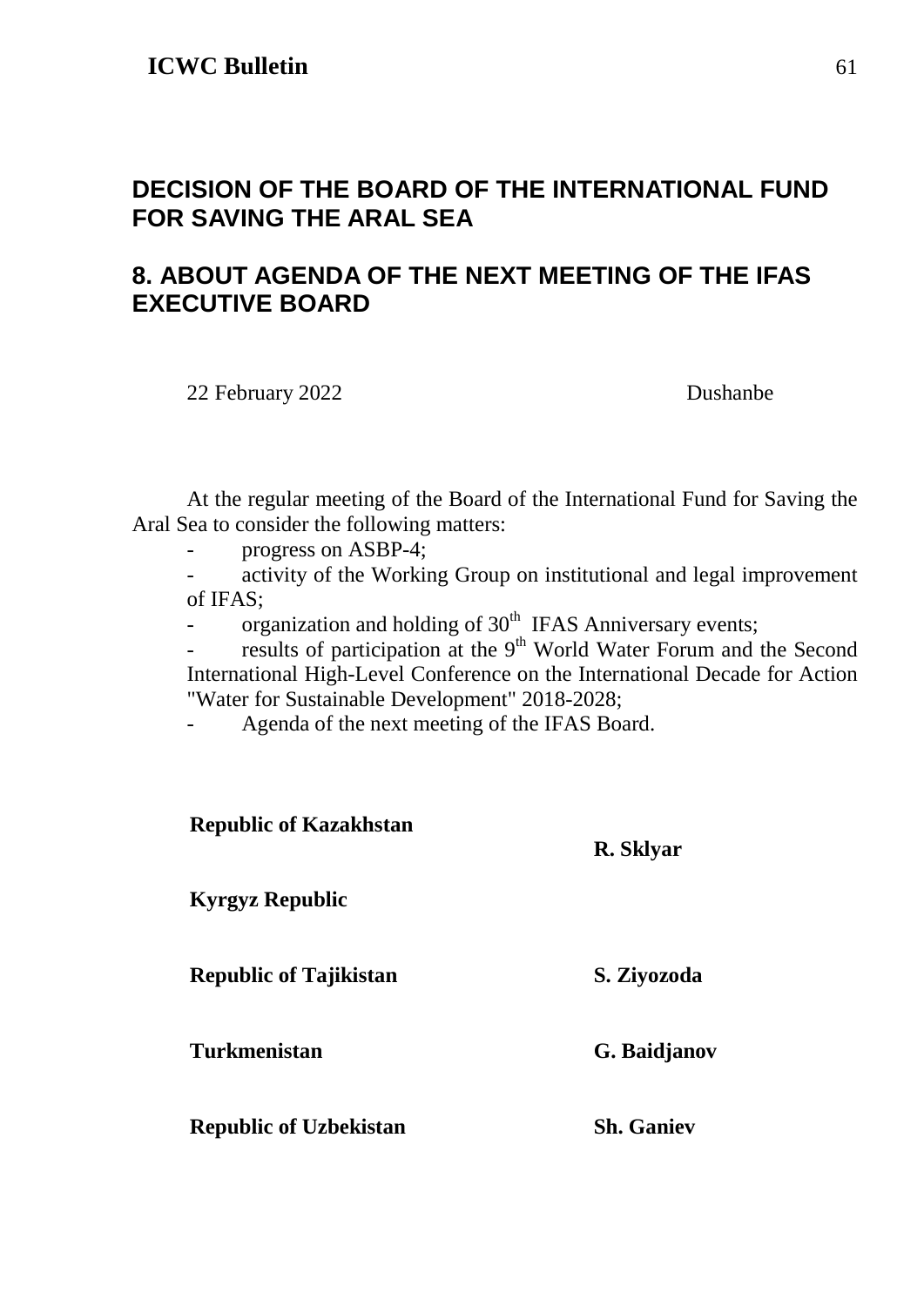## DECISION OF THE BOARD OF THE INTERNATIONAL FUND FOR SAVING THE ARAL SEA

## 8. ABOUT AGENDA OF THE NEXT MEETING OF THE IFAS EXECUTIVE BOARD

22 February 2022 Dushanbe

At the regular meeting of the Board of the International Fund for Saving the Aral Sea to consider the following matters:

- progress on ASBP-4;
- activity of the Working Group on institutional and legal improvement of IFAS;
- organization and holding of 30th IFAS Anniversary events;
- results of participation at the 9th World Water Forum and the Second International High-Level Conference on the International Decade for Action "Water for Sustainable Development" 2018-2028;
- Agenda of the next meeting of the IFAS Board.

| | |
|---|---|
| **Republic of Kazakhstan** | **R. Sklyar** |
| **Kyrgyz Republic** | |
| **Republic of Tajikistan** | **S. Ziyozoda** |
| **Turkmenistan** | **G. Baidjanov** |
| **Republic of Uzbekistan** | **Sh. Ganiev** |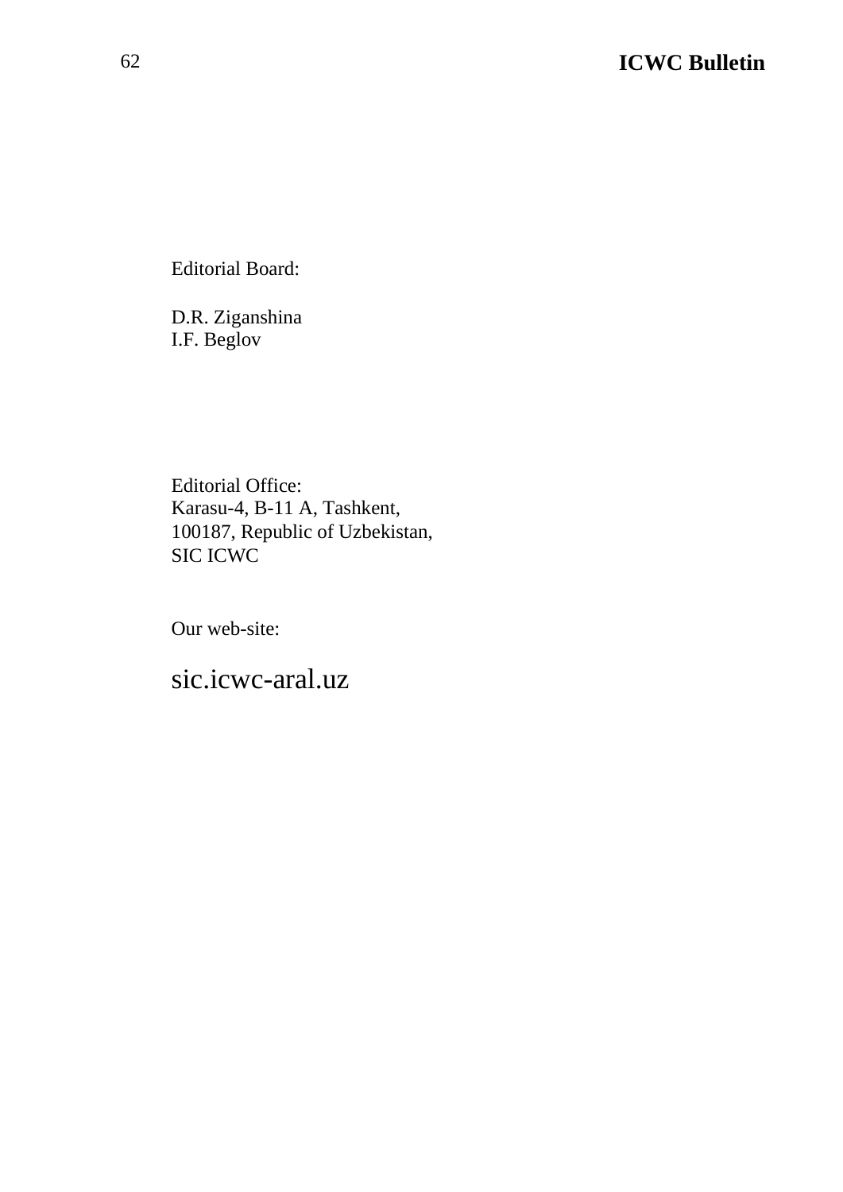Editorial Board:

D.R. Ziganshina
I.F. Beglov

Editorial Office:
Karasu-4, B-11 A, Tashkent,
100187, Republic of Uzbekistan,
SIC ICWC

Our web-site:

sic.icwc-aral.uz